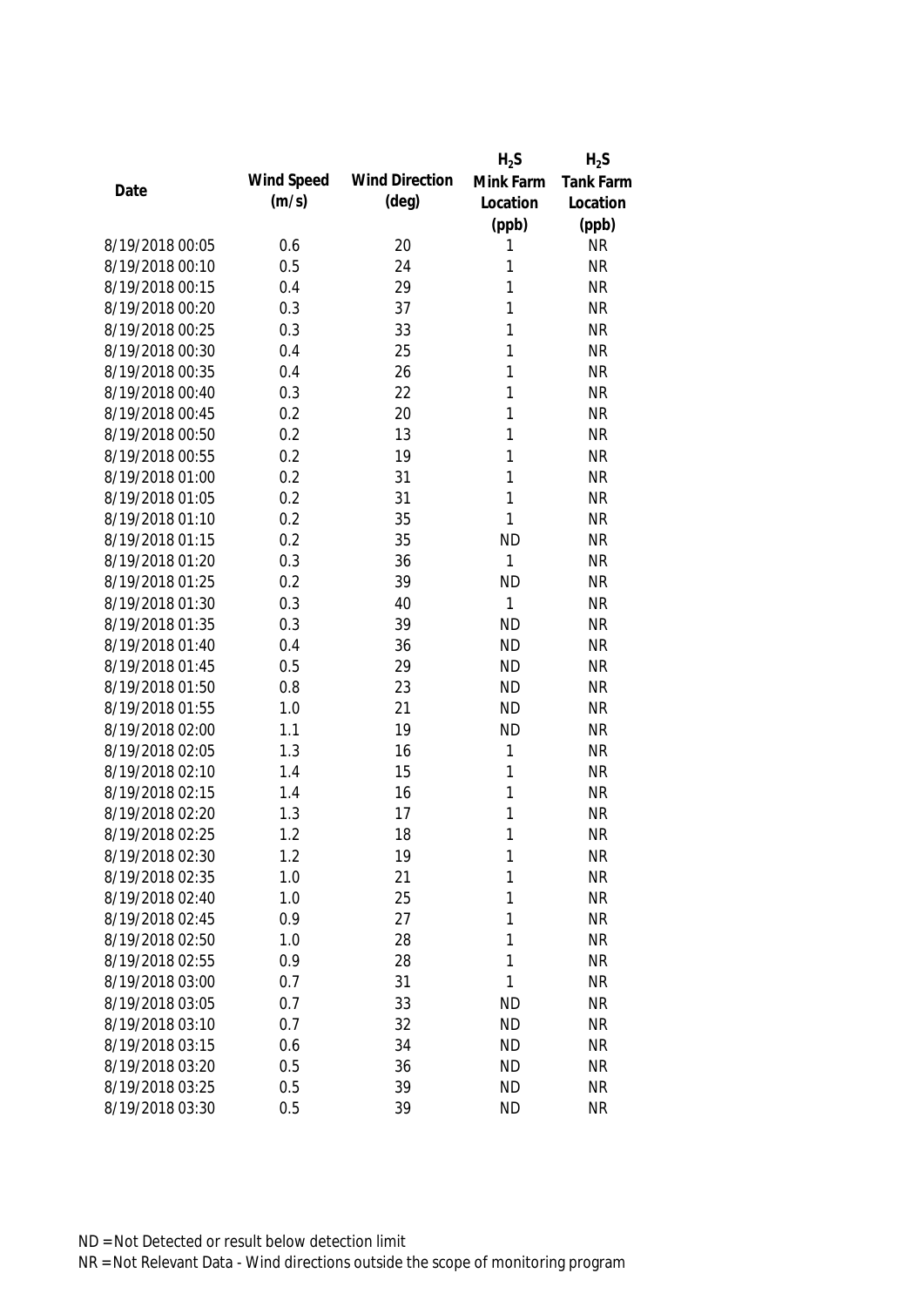| Date | Wind Speed (m/s) | Wind Direction (deg) | $H_2S$ Mink Farm Location (ppb) | $H_2S$ Tank Farm Location (ppb) |
|---|---|---|---|---|
| 8/19/2018 00:05 | 0.6 | 20 | 1 | NR |
| 8/19/2018 00:10 | 0.5 | 24 | 1 | NR |
| 8/19/2018 00:15 | 0.4 | 29 | 1 | NR |
| 8/19/2018 00:20 | 0.3 | 37 | 1 | NR |
| 8/19/2018 00:25 | 0.3 | 33 | 1 | NR |
| 8/19/2018 00:30 | 0.4 | 25 | 1 | NR |
| 8/19/2018 00:35 | 0.4 | 26 | 1 | NR |
| 8/19/2018 00:40 | 0.3 | 22 | 1 | NR |
| 8/19/2018 00:45 | 0.2 | 20 | 1 | NR |
| 8/19/2018 00:50 | 0.2 | 13 | 1 | NR |
| 8/19/2018 00:55 | 0.2 | 19 | 1 | NR |
| 8/19/2018 01:00 | 0.2 | 31 | 1 | NR |
| 8/19/2018 01:05 | 0.2 | 31 | 1 | NR |
| 8/19/2018 01:10 | 0.2 | 35 | 1 | NR |
| 8/19/2018 01:15 | 0.2 | 35 | ND | NR |
| 8/19/2018 01:20 | 0.3 | 36 | 1 | NR |
| 8/19/2018 01:25 | 0.2 | 39 | ND | NR |
| 8/19/2018 01:30 | 0.3 | 40 | 1 | NR |
| 8/19/2018 01:35 | 0.3 | 39 | ND | NR |
| 8/19/2018 01:40 | 0.4 | 36 | ND | NR |
| 8/19/2018 01:45 | 0.5 | 29 | ND | NR |
| 8/19/2018 01:50 | 0.8 | 23 | ND | NR |
| 8/19/2018 01:55 | 1.0 | 21 | ND | NR |
| 8/19/2018 02:00 | 1.1 | 19 | ND | NR |
| 8/19/2018 02:05 | 1.3 | 16 | 1 | NR |
| 8/19/2018 02:10 | 1.4 | 15 | 1 | NR |
| 8/19/2018 02:15 | 1.4 | 16 | 1 | NR |
| 8/19/2018 02:20 | 1.3 | 17 | 1 | NR |
| 8/19/2018 02:25 | 1.2 | 18 | 1 | NR |
| 8/19/2018 02:30 | 1.2 | 19 | 1 | NR |
| 8/19/2018 02:35 | 1.0 | 21 | 1 | NR |
| 8/19/2018 02:40 | 1.0 | 25 | 1 | NR |
| 8/19/2018 02:45 | 0.9 | 27 | 1 | NR |
| 8/19/2018 02:50 | 1.0 | 28 | 1 | NR |
| 8/19/2018 02:55 | 0.9 | 28 | 1 | NR |
| 8/19/2018 03:00 | 0.7 | 31 | 1 | NR |
| 8/19/2018 03:05 | 0.7 | 33 | ND | NR |
| 8/19/2018 03:10 | 0.7 | 32 | ND | NR |
| 8/19/2018 03:15 | 0.6 | 34 | ND | NR |
| 8/19/2018 03:20 | 0.5 | 36 | ND | NR |
| 8/19/2018 03:25 | 0.5 | 39 | ND | NR |
| 8/19/2018 03:30 | 0.5 | 39 | ND | NR |

ND = Not Detected or result below detection limit

NR = Not Relevant Data - Wind directions outside the scope of monitoring program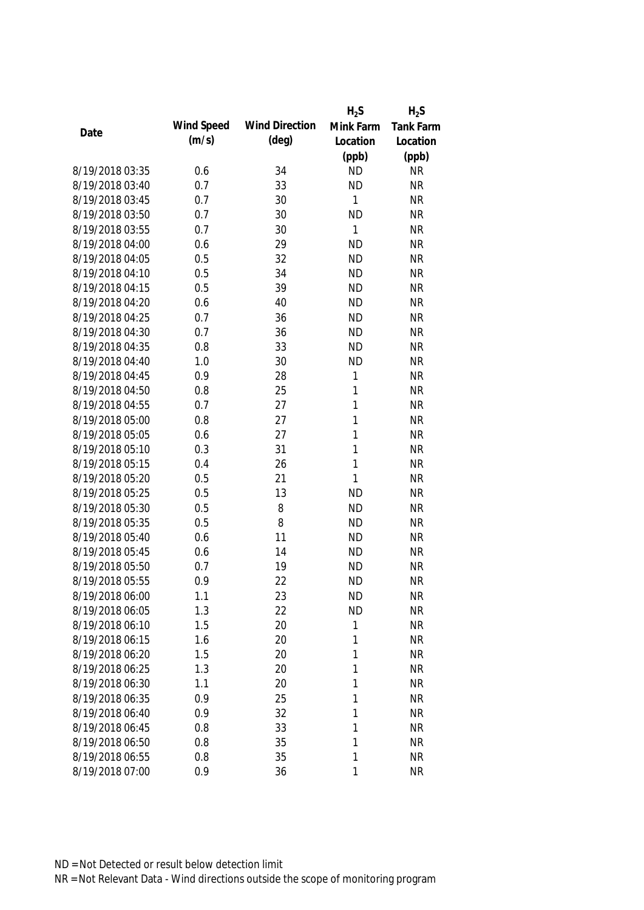| Date | Wind Speed (m/s) | Wind Direction (deg) | $H_2S$ Mink Farm Location (ppb) | $H_2S$ Tank Farm Location (ppb) |
|---|---|---|---|---|
| 8/19/2018 03:35 | 0.6 | 34 | ND | NR |
| 8/19/2018 03:40 | 0.7 | 33 | ND | NR |
| 8/19/2018 03:45 | 0.7 | 30 | 1 | NR |
| 8/19/2018 03:50 | 0.7 | 30 | ND | NR |
| 8/19/2018 03:55 | 0.7 | 30 | 1 | NR |
| 8/19/2018 04:00 | 0.6 | 29 | ND | NR |
| 8/19/2018 04:05 | 0.5 | 32 | ND | NR |
| 8/19/2018 04:10 | 0.5 | 34 | ND | NR |
| 8/19/2018 04:15 | 0.5 | 39 | ND | NR |
| 8/19/2018 04:20 | 0.6 | 40 | ND | NR |
| 8/19/2018 04:25 | 0.7 | 36 | ND | NR |
| 8/19/2018 04:30 | 0.7 | 36 | ND | NR |
| 8/19/2018 04:35 | 0.8 | 33 | ND | NR |
| 8/19/2018 04:40 | 1.0 | 30 | ND | NR |
| 8/19/2018 04:45 | 0.9 | 28 | 1 | NR |
| 8/19/2018 04:50 | 0.8 | 25 | 1 | NR |
| 8/19/2018 04:55 | 0.7 | 27 | 1 | NR |
| 8/19/2018 05:00 | 0.8 | 27 | 1 | NR |
| 8/19/2018 05:05 | 0.6 | 27 | 1 | NR |
| 8/19/2018 05:10 | 0.3 | 31 | 1 | NR |
| 8/19/2018 05:15 | 0.4 | 26 | 1 | NR |
| 8/19/2018 05:20 | 0.5 | 21 | 1 | NR |
| 8/19/2018 05:25 | 0.5 | 13 | ND | NR |
| 8/19/2018 05:30 | 0.5 | 8 | ND | NR |
| 8/19/2018 05:35 | 0.5 | 8 | ND | NR |
| 8/19/2018 05:40 | 0.6 | 11 | ND | NR |
| 8/19/2018 05:45 | 0.6 | 14 | ND | NR |
| 8/19/2018 05:50 | 0.7 | 19 | ND | NR |
| 8/19/2018 05:55 | 0.9 | 22 | ND | NR |
| 8/19/2018 06:00 | 1.1 | 23 | ND | NR |
| 8/19/2018 06:05 | 1.3 | 22 | ND | NR |
| 8/19/2018 06:10 | 1.5 | 20 | 1 | NR |
| 8/19/2018 06:15 | 1.6 | 20 | 1 | NR |
| 8/19/2018 06:20 | 1.5 | 20 | 1 | NR |
| 8/19/2018 06:25 | 1.3 | 20 | 1 | NR |
| 8/19/2018 06:30 | 1.1 | 20 | 1 | NR |
| 8/19/2018 06:35 | 0.9 | 25 | 1 | NR |
| 8/19/2018 06:40 | 0.9 | 32 | 1 | NR |
| 8/19/2018 06:45 | 0.8 | 33 | 1 | NR |
| 8/19/2018 06:50 | 0.8 | 35 | 1 | NR |
| 8/19/2018 06:55 | 0.8 | 35 | 1 | NR |
| 8/19/2018 07:00 | 0.9 | 36 | 1 | NR |

ND = Not Detected or result below detection limit

NR = Not Relevant Data - Wind directions outside the scope of monitoring program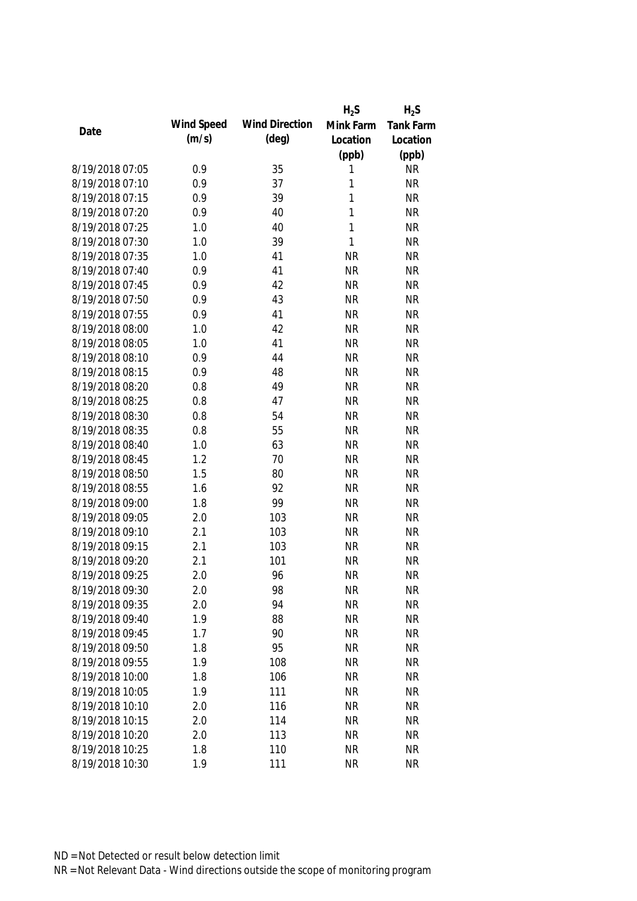| Date | Wind Speed (m/s) | Wind Direction (deg) | $H_2S$ Mink Farm Location (ppb) | $H_2S$ Tank Farm Location (ppb) |
|---|---|---|---|---|
| 8/19/2018 07:05 | 0.9 | 35 | 1 | NR |
| 8/19/2018 07:10 | 0.9 | 37 | 1 | NR |
| 8/19/2018 07:15 | 0.9 | 39 | 1 | NR |
| 8/19/2018 07:20 | 0.9 | 40 | 1 | NR |
| 8/19/2018 07:25 | 1.0 | 40 | 1 | NR |
| 8/19/2018 07:30 | 1.0 | 39 | 1 | NR |
| 8/19/2018 07:35 | 1.0 | 41 | NR | NR |
| 8/19/2018 07:40 | 0.9 | 41 | NR | NR |
| 8/19/2018 07:45 | 0.9 | 42 | NR | NR |
| 8/19/2018 07:50 | 0.9 | 43 | NR | NR |
| 8/19/2018 07:55 | 0.9 | 41 | NR | NR |
| 8/19/2018 08:00 | 1.0 | 42 | NR | NR |
| 8/19/2018 08:05 | 1.0 | 41 | NR | NR |
| 8/19/2018 08:10 | 0.9 | 44 | NR | NR |
| 8/19/2018 08:15 | 0.9 | 48 | NR | NR |
| 8/19/2018 08:20 | 0.8 | 49 | NR | NR |
| 8/19/2018 08:25 | 0.8 | 47 | NR | NR |
| 8/19/2018 08:30 | 0.8 | 54 | NR | NR |
| 8/19/2018 08:35 | 0.8 | 55 | NR | NR |
| 8/19/2018 08:40 | 1.0 | 63 | NR | NR |
| 8/19/2018 08:45 | 1.2 | 70 | NR | NR |
| 8/19/2018 08:50 | 1.5 | 80 | NR | NR |
| 8/19/2018 08:55 | 1.6 | 92 | NR | NR |
| 8/19/2018 09:00 | 1.8 | 99 | NR | NR |
| 8/19/2018 09:05 | 2.0 | 103 | NR | NR |
| 8/19/2018 09:10 | 2.1 | 103 | NR | NR |
| 8/19/2018 09:15 | 2.1 | 103 | NR | NR |
| 8/19/2018 09:20 | 2.1 | 101 | NR | NR |
| 8/19/2018 09:25 | 2.0 | 96 | NR | NR |
| 8/19/2018 09:30 | 2.0 | 98 | NR | NR |
| 8/19/2018 09:35 | 2.0 | 94 | NR | NR |
| 8/19/2018 09:40 | 1.9 | 88 | NR | NR |
| 8/19/2018 09:45 | 1.7 | 90 | NR | NR |
| 8/19/2018 09:50 | 1.8 | 95 | NR | NR |
| 8/19/2018 09:55 | 1.9 | 108 | NR | NR |
| 8/19/2018 10:00 | 1.8 | 106 | NR | NR |
| 8/19/2018 10:05 | 1.9 | 111 | NR | NR |
| 8/19/2018 10:10 | 2.0 | 116 | NR | NR |
| 8/19/2018 10:15 | 2.0 | 114 | NR | NR |
| 8/19/2018 10:20 | 2.0 | 113 | NR | NR |
| 8/19/2018 10:25 | 1.8 | 110 | NR | NR |
| 8/19/2018 10:30 | 1.9 | 111 | NR | NR |

ND = Not Detected or result below detection limit

NR = Not Relevant Data - Wind directions outside the scope of monitoring program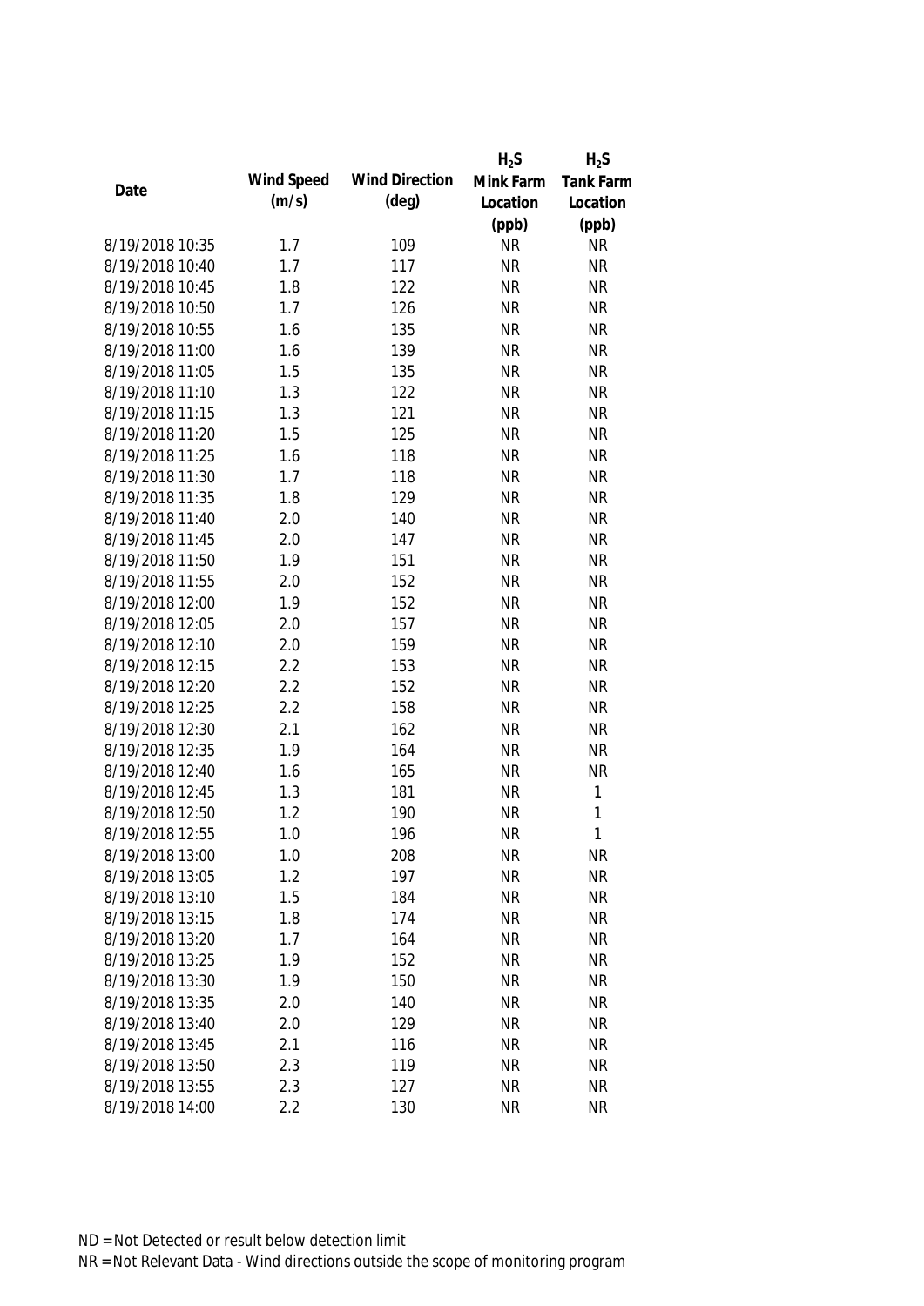| Date | Wind Speed (m/s) | Wind Direction (deg) | $H_2S$ Mink Farm Location (ppb) | $H_2S$ Tank Farm Location (ppb) |
|---|---|---|---|---|
| 8/19/2018 10:35 | 1.7 | 109 | NR | NR |
| 8/19/2018 10:40 | 1.7 | 117 | NR | NR |
| 8/19/2018 10:45 | 1.8 | 122 | NR | NR |
| 8/19/2018 10:50 | 1.7 | 126 | NR | NR |
| 8/19/2018 10:55 | 1.6 | 135 | NR | NR |
| 8/19/2018 11:00 | 1.6 | 139 | NR | NR |
| 8/19/2018 11:05 | 1.5 | 135 | NR | NR |
| 8/19/2018 11:10 | 1.3 | 122 | NR | NR |
| 8/19/2018 11:15 | 1.3 | 121 | NR | NR |
| 8/19/2018 11:20 | 1.5 | 125 | NR | NR |
| 8/19/2018 11:25 | 1.6 | 118 | NR | NR |
| 8/19/2018 11:30 | 1.7 | 118 | NR | NR |
| 8/19/2018 11:35 | 1.8 | 129 | NR | NR |
| 8/19/2018 11:40 | 2.0 | 140 | NR | NR |
| 8/19/2018 11:45 | 2.0 | 147 | NR | NR |
| 8/19/2018 11:50 | 1.9 | 151 | NR | NR |
| 8/19/2018 11:55 | 2.0 | 152 | NR | NR |
| 8/19/2018 12:00 | 1.9 | 152 | NR | NR |
| 8/19/2018 12:05 | 2.0 | 157 | NR | NR |
| 8/19/2018 12:10 | 2.0 | 159 | NR | NR |
| 8/19/2018 12:15 | 2.2 | 153 | NR | NR |
| 8/19/2018 12:20 | 2.2 | 152 | NR | NR |
| 8/19/2018 12:25 | 2.2 | 158 | NR | NR |
| 8/19/2018 12:30 | 2.1 | 162 | NR | NR |
| 8/19/2018 12:35 | 1.9 | 164 | NR | NR |
| 8/19/2018 12:40 | 1.6 | 165 | NR | NR |
| 8/19/2018 12:45 | 1.3 | 181 | NR | 1 |
| 8/19/2018 12:50 | 1.2 | 190 | NR | 1 |
| 8/19/2018 12:55 | 1.0 | 196 | NR | 1 |
| 8/19/2018 13:00 | 1.0 | 208 | NR | NR |
| 8/19/2018 13:05 | 1.2 | 197 | NR | NR |
| 8/19/2018 13:10 | 1.5 | 184 | NR | NR |
| 8/19/2018 13:15 | 1.8 | 174 | NR | NR |
| 8/19/2018 13:20 | 1.7 | 164 | NR | NR |
| 8/19/2018 13:25 | 1.9 | 152 | NR | NR |
| 8/19/2018 13:30 | 1.9 | 150 | NR | NR |
| 8/19/2018 13:35 | 2.0 | 140 | NR | NR |
| 8/19/2018 13:40 | 2.0 | 129 | NR | NR |
| 8/19/2018 13:45 | 2.1 | 116 | NR | NR |
| 8/19/2018 13:50 | 2.3 | 119 | NR | NR |
| 8/19/2018 13:55 | 2.3 | 127 | NR | NR |
| 8/19/2018 14:00 | 2.2 | 130 | NR | NR |

ND = Not Detected or result below detection limit

NR = Not Relevant Data - Wind directions outside the scope of monitoring program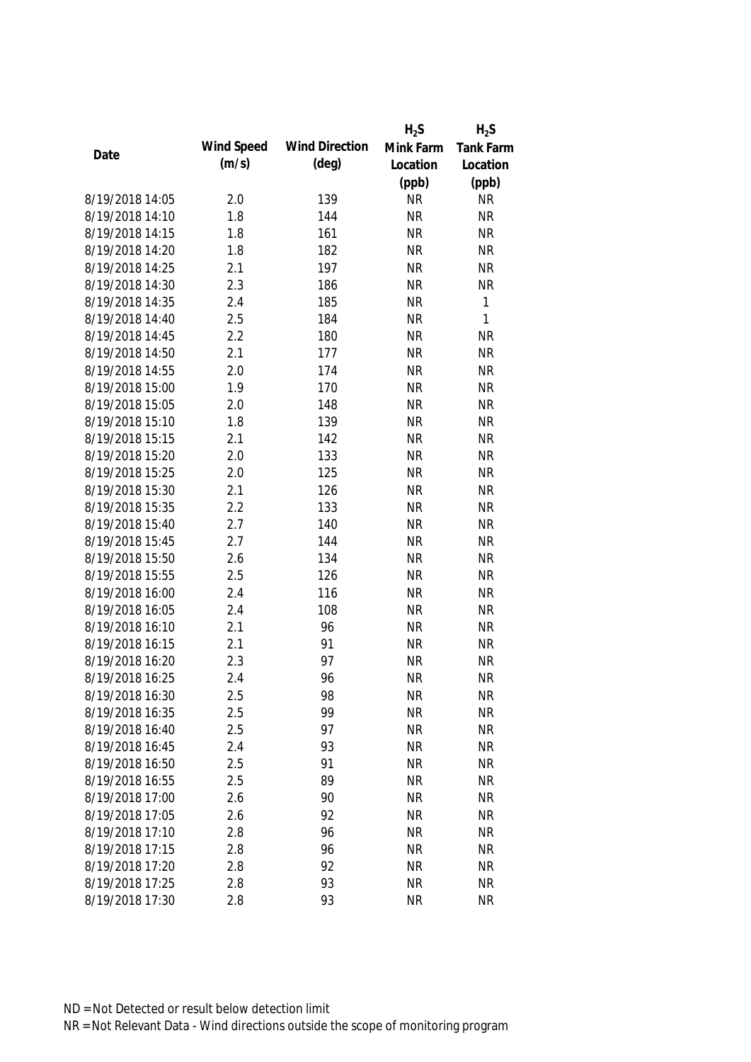| Date | Wind Speed (m/s) | Wind Direction (deg) | $H_2S$ Mink Farm Location (ppb) | $H_2S$ Tank Farm Location (ppb) |
|---|---|---|---|---|
| 8/19/2018 14:05 | 2.0 | 139 | NR | NR |
| 8/19/2018 14:10 | 1.8 | 144 | NR | NR |
| 8/19/2018 14:15 | 1.8 | 161 | NR | NR |
| 8/19/2018 14:20 | 1.8 | 182 | NR | NR |
| 8/19/2018 14:25 | 2.1 | 197 | NR | NR |
| 8/19/2018 14:30 | 2.3 | 186 | NR | NR |
| 8/19/2018 14:35 | 2.4 | 185 | NR | 1 |
| 8/19/2018 14:40 | 2.5 | 184 | NR | 1 |
| 8/19/2018 14:45 | 2.2 | 180 | NR | NR |
| 8/19/2018 14:50 | 2.1 | 177 | NR | NR |
| 8/19/2018 14:55 | 2.0 | 174 | NR | NR |
| 8/19/2018 15:00 | 1.9 | 170 | NR | NR |
| 8/19/2018 15:05 | 2.0 | 148 | NR | NR |
| 8/19/2018 15:10 | 1.8 | 139 | NR | NR |
| 8/19/2018 15:15 | 2.1 | 142 | NR | NR |
| 8/19/2018 15:20 | 2.0 | 133 | NR | NR |
| 8/19/2018 15:25 | 2.0 | 125 | NR | NR |
| 8/19/2018 15:30 | 2.1 | 126 | NR | NR |
| 8/19/2018 15:35 | 2.2 | 133 | NR | NR |
| 8/19/2018 15:40 | 2.7 | 140 | NR | NR |
| 8/19/2018 15:45 | 2.7 | 144 | NR | NR |
| 8/19/2018 15:50 | 2.6 | 134 | NR | NR |
| 8/19/2018 15:55 | 2.5 | 126 | NR | NR |
| 8/19/2018 16:00 | 2.4 | 116 | NR | NR |
| 8/19/2018 16:05 | 2.4 | 108 | NR | NR |
| 8/19/2018 16:10 | 2.1 | 96 | NR | NR |
| 8/19/2018 16:15 | 2.1 | 91 | NR | NR |
| 8/19/2018 16:20 | 2.3 | 97 | NR | NR |
| 8/19/2018 16:25 | 2.4 | 96 | NR | NR |
| 8/19/2018 16:30 | 2.5 | 98 | NR | NR |
| 8/19/2018 16:35 | 2.5 | 99 | NR | NR |
| 8/19/2018 16:40 | 2.5 | 97 | NR | NR |
| 8/19/2018 16:45 | 2.4 | 93 | NR | NR |
| 8/19/2018 16:50 | 2.5 | 91 | NR | NR |
| 8/19/2018 16:55 | 2.5 | 89 | NR | NR |
| 8/19/2018 17:00 | 2.6 | 90 | NR | NR |
| 8/19/2018 17:05 | 2.6 | 92 | NR | NR |
| 8/19/2018 17:10 | 2.8 | 96 | NR | NR |
| 8/19/2018 17:15 | 2.8 | 96 | NR | NR |
| 8/19/2018 17:20 | 2.8 | 92 | NR | NR |
| 8/19/2018 17:25 | 2.8 | 93 | NR | NR |
| 8/19/2018 17:30 | 2.8 | 93 | NR | NR |

ND = Not Detected or result below detection limit

NR = Not Relevant Data - Wind directions outside the scope of monitoring program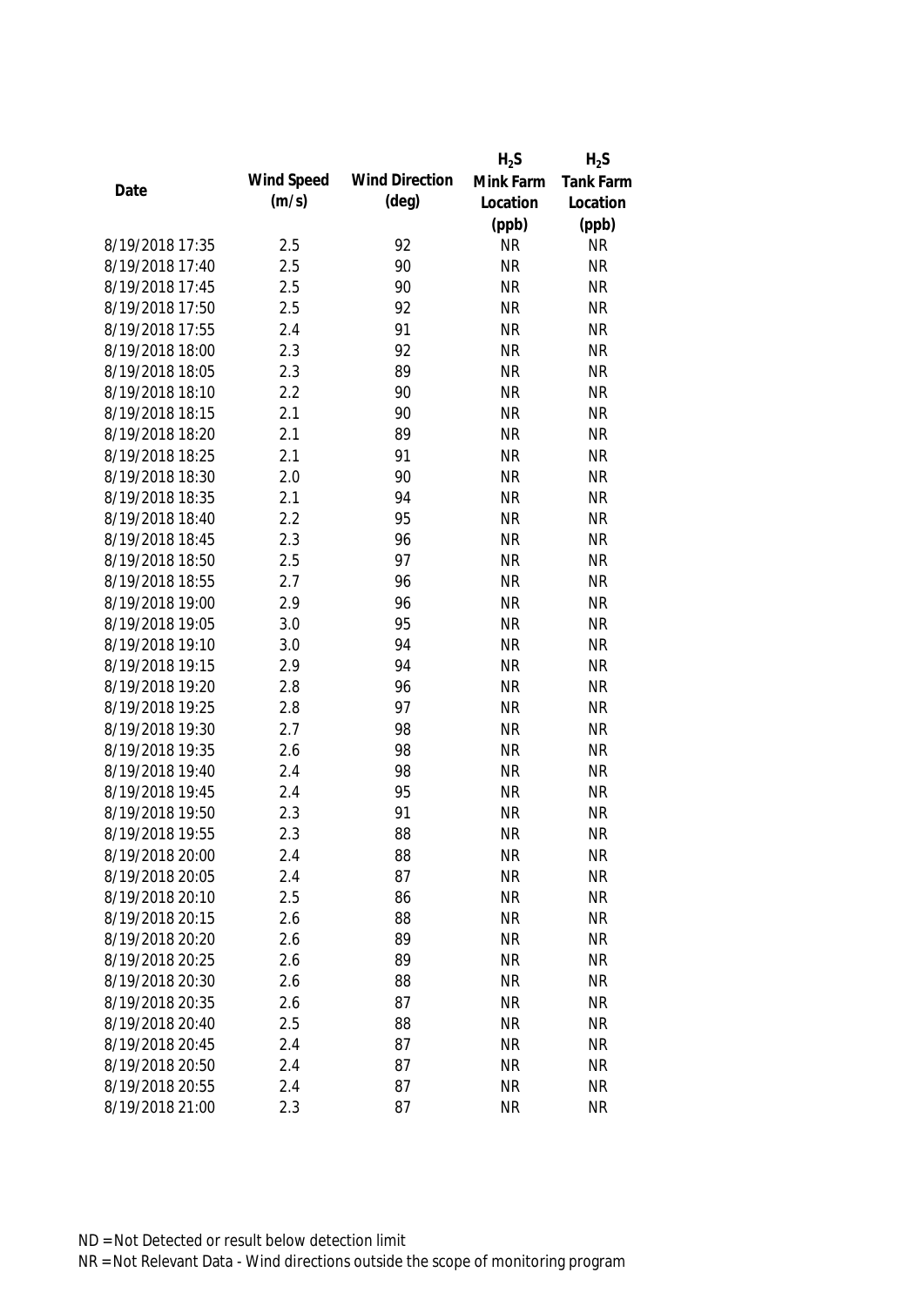| Date | Wind Speed (m/s) | Wind Direction (deg) | $H_2S$ Mink Farm Location (ppb) | $H_2S$ Tank Farm Location (ppb) |
|---|---|---|---|---|
| 8/19/2018 17:35 | 2.5 | 92 | NR | NR |
| 8/19/2018 17:40 | 2.5 | 90 | NR | NR |
| 8/19/2018 17:45 | 2.5 | 90 | NR | NR |
| 8/19/2018 17:50 | 2.5 | 92 | NR | NR |
| 8/19/2018 17:55 | 2.4 | 91 | NR | NR |
| 8/19/2018 18:00 | 2.3 | 92 | NR | NR |
| 8/19/2018 18:05 | 2.3 | 89 | NR | NR |
| 8/19/2018 18:10 | 2.2 | 90 | NR | NR |
| 8/19/2018 18:15 | 2.1 | 90 | NR | NR |
| 8/19/2018 18:20 | 2.1 | 89 | NR | NR |
| 8/19/2018 18:25 | 2.1 | 91 | NR | NR |
| 8/19/2018 18:30 | 2.0 | 90 | NR | NR |
| 8/19/2018 18:35 | 2.1 | 94 | NR | NR |
| 8/19/2018 18:40 | 2.2 | 95 | NR | NR |
| 8/19/2018 18:45 | 2.3 | 96 | NR | NR |
| 8/19/2018 18:50 | 2.5 | 97 | NR | NR |
| 8/19/2018 18:55 | 2.7 | 96 | NR | NR |
| 8/19/2018 19:00 | 2.9 | 96 | NR | NR |
| 8/19/2018 19:05 | 3.0 | 95 | NR | NR |
| 8/19/2018 19:10 | 3.0 | 94 | NR | NR |
| 8/19/2018 19:15 | 2.9 | 94 | NR | NR |
| 8/19/2018 19:20 | 2.8 | 96 | NR | NR |
| 8/19/2018 19:25 | 2.8 | 97 | NR | NR |
| 8/19/2018 19:30 | 2.7 | 98 | NR | NR |
| 8/19/2018 19:35 | 2.6 | 98 | NR | NR |
| 8/19/2018 19:40 | 2.4 | 98 | NR | NR |
| 8/19/2018 19:45 | 2.4 | 95 | NR | NR |
| 8/19/2018 19:50 | 2.3 | 91 | NR | NR |
| 8/19/2018 19:55 | 2.3 | 88 | NR | NR |
| 8/19/2018 20:00 | 2.4 | 88 | NR | NR |
| 8/19/2018 20:05 | 2.4 | 87 | NR | NR |
| 8/19/2018 20:10 | 2.5 | 86 | NR | NR |
| 8/19/2018 20:15 | 2.6 | 88 | NR | NR |
| 8/19/2018 20:20 | 2.6 | 89 | NR | NR |
| 8/19/2018 20:25 | 2.6 | 89 | NR | NR |
| 8/19/2018 20:30 | 2.6 | 88 | NR | NR |
| 8/19/2018 20:35 | 2.6 | 87 | NR | NR |
| 8/19/2018 20:40 | 2.5 | 88 | NR | NR |
| 8/19/2018 20:45 | 2.4 | 87 | NR | NR |
| 8/19/2018 20:50 | 2.4 | 87 | NR | NR |
| 8/19/2018 20:55 | 2.4 | 87 | NR | NR |
| 8/19/2018 21:00 | 2.3 | 87 | NR | NR |

ND = Not Detected or result below detection limit

NR = Not Relevant Data - Wind directions outside the scope of monitoring program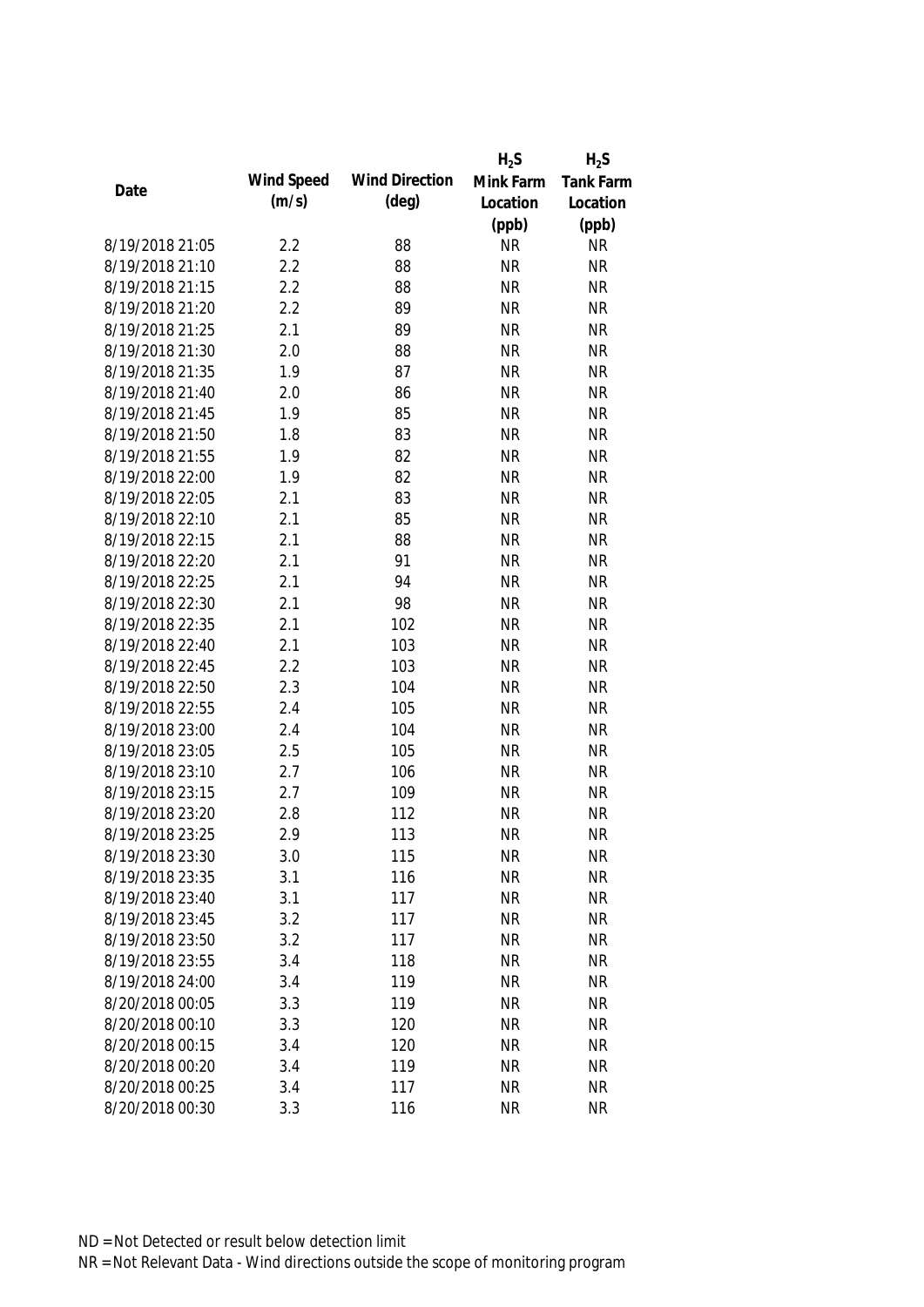| Date | Wind Speed (m/s) | Wind Direction (deg) | $H_2S$ Mink Farm Location (ppb) | $H_2S$ Tank Farm Location (ppb) |
|---|---|---|---|---|
| 8/19/2018 21:05 | 2.2 | 88 | NR | NR |
| 8/19/2018 21:10 | 2.2 | 88 | NR | NR |
| 8/19/2018 21:15 | 2.2 | 88 | NR | NR |
| 8/19/2018 21:20 | 2.2 | 89 | NR | NR |
| 8/19/2018 21:25 | 2.1 | 89 | NR | NR |
| 8/19/2018 21:30 | 2.0 | 88 | NR | NR |
| 8/19/2018 21:35 | 1.9 | 87 | NR | NR |
| 8/19/2018 21:40 | 2.0 | 86 | NR | NR |
| 8/19/2018 21:45 | 1.9 | 85 | NR | NR |
| 8/19/2018 21:50 | 1.8 | 83 | NR | NR |
| 8/19/2018 21:55 | 1.9 | 82 | NR | NR |
| 8/19/2018 22:00 | 1.9 | 82 | NR | NR |
| 8/19/2018 22:05 | 2.1 | 83 | NR | NR |
| 8/19/2018 22:10 | 2.1 | 85 | NR | NR |
| 8/19/2018 22:15 | 2.1 | 88 | NR | NR |
| 8/19/2018 22:20 | 2.1 | 91 | NR | NR |
| 8/19/2018 22:25 | 2.1 | 94 | NR | NR |
| 8/19/2018 22:30 | 2.1 | 98 | NR | NR |
| 8/19/2018 22:35 | 2.1 | 102 | NR | NR |
| 8/19/2018 22:40 | 2.1 | 103 | NR | NR |
| 8/19/2018 22:45 | 2.2 | 103 | NR | NR |
| 8/19/2018 22:50 | 2.3 | 104 | NR | NR |
| 8/19/2018 22:55 | 2.4 | 105 | NR | NR |
| 8/19/2018 23:00 | 2.4 | 104 | NR | NR |
| 8/19/2018 23:05 | 2.5 | 105 | NR | NR |
| 8/19/2018 23:10 | 2.7 | 106 | NR | NR |
| 8/19/2018 23:15 | 2.7 | 109 | NR | NR |
| 8/19/2018 23:20 | 2.8 | 112 | NR | NR |
| 8/19/2018 23:25 | 2.9 | 113 | NR | NR |
| 8/19/2018 23:30 | 3.0 | 115 | NR | NR |
| 8/19/2018 23:35 | 3.1 | 116 | NR | NR |
| 8/19/2018 23:40 | 3.1 | 117 | NR | NR |
| 8/19/2018 23:45 | 3.2 | 117 | NR | NR |
| 8/19/2018 23:50 | 3.2 | 117 | NR | NR |
| 8/19/2018 23:55 | 3.4 | 118 | NR | NR |
| 8/19/2018 24:00 | 3.4 | 119 | NR | NR |
| 8/20/2018 00:05 | 3.3 | 119 | NR | NR |
| 8/20/2018 00:10 | 3.3 | 120 | NR | NR |
| 8/20/2018 00:15 | 3.4 | 120 | NR | NR |
| 8/20/2018 00:20 | 3.4 | 119 | NR | NR |
| 8/20/2018 00:25 | 3.4 | 117 | NR | NR |
| 8/20/2018 00:30 | 3.3 | 116 | NR | NR |

ND = Not Detected or result below detection limit

NR = Not Relevant Data - Wind directions outside the scope of monitoring program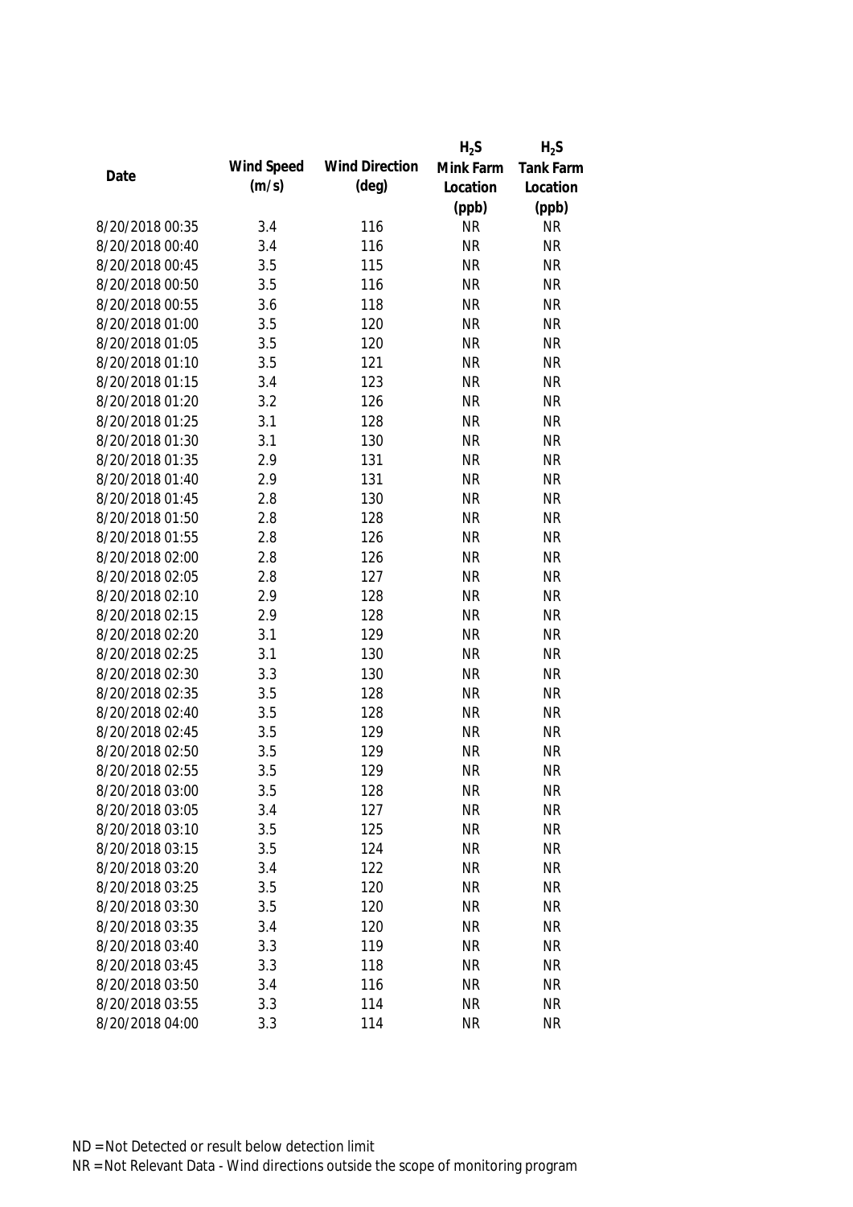| Date | Wind Speed (m/s) | Wind Direction (deg) | $H_2S$ Mink Farm Location (ppb) | $H_2S$ Tank Farm Location (ppb) |
|---|---|---|---|---|
| 8/20/2018 00:35 | 3.4 | 116 | NR | NR |
| 8/20/2018 00:40 | 3.4 | 116 | NR | NR |
| 8/20/2018 00:45 | 3.5 | 115 | NR | NR |
| 8/20/2018 00:50 | 3.5 | 116 | NR | NR |
| 8/20/2018 00:55 | 3.6 | 118 | NR | NR |
| 8/20/2018 01:00 | 3.5 | 120 | NR | NR |
| 8/20/2018 01:05 | 3.5 | 120 | NR | NR |
| 8/20/2018 01:10 | 3.5 | 121 | NR | NR |
| 8/20/2018 01:15 | 3.4 | 123 | NR | NR |
| 8/20/2018 01:20 | 3.2 | 126 | NR | NR |
| 8/20/2018 01:25 | 3.1 | 128 | NR | NR |
| 8/20/2018 01:30 | 3.1 | 130 | NR | NR |
| 8/20/2018 01:35 | 2.9 | 131 | NR | NR |
| 8/20/2018 01:40 | 2.9 | 131 | NR | NR |
| 8/20/2018 01:45 | 2.8 | 130 | NR | NR |
| 8/20/2018 01:50 | 2.8 | 128 | NR | NR |
| 8/20/2018 01:55 | 2.8 | 126 | NR | NR |
| 8/20/2018 02:00 | 2.8 | 126 | NR | NR |
| 8/20/2018 02:05 | 2.8 | 127 | NR | NR |
| 8/20/2018 02:10 | 2.9 | 128 | NR | NR |
| 8/20/2018 02:15 | 2.9 | 128 | NR | NR |
| 8/20/2018 02:20 | 3.1 | 129 | NR | NR |
| 8/20/2018 02:25 | 3.1 | 130 | NR | NR |
| 8/20/2018 02:30 | 3.3 | 130 | NR | NR |
| 8/20/2018 02:35 | 3.5 | 128 | NR | NR |
| 8/20/2018 02:40 | 3.5 | 128 | NR | NR |
| 8/20/2018 02:45 | 3.5 | 129 | NR | NR |
| 8/20/2018 02:50 | 3.5 | 129 | NR | NR |
| 8/20/2018 02:55 | 3.5 | 129 | NR | NR |
| 8/20/2018 03:00 | 3.5 | 128 | NR | NR |
| 8/20/2018 03:05 | 3.4 | 127 | NR | NR |
| 8/20/2018 03:10 | 3.5 | 125 | NR | NR |
| 8/20/2018 03:15 | 3.5 | 124 | NR | NR |
| 8/20/2018 03:20 | 3.4 | 122 | NR | NR |
| 8/20/2018 03:25 | 3.5 | 120 | NR | NR |
| 8/20/2018 03:30 | 3.5 | 120 | NR | NR |
| 8/20/2018 03:35 | 3.4 | 120 | NR | NR |
| 8/20/2018 03:40 | 3.3 | 119 | NR | NR |
| 8/20/2018 03:45 | 3.3 | 118 | NR | NR |
| 8/20/2018 03:50 | 3.4 | 116 | NR | NR |
| 8/20/2018 03:55 | 3.3 | 114 | NR | NR |
| 8/20/2018 04:00 | 3.3 | 114 | NR | NR |

ND = Not Detected or result below detection limit
NR = Not Relevant Data - Wind directions outside the scope of monitoring program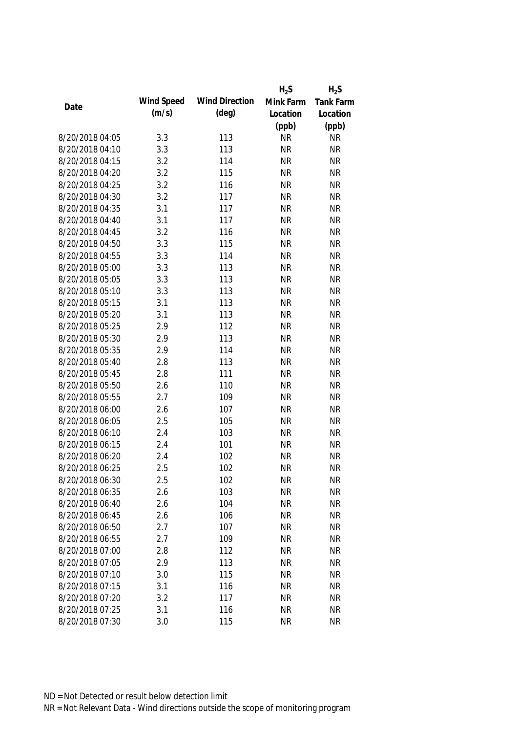| Date | Wind Speed (m/s) | Wind Direction (deg) | $H_2S$ Mink Farm Location (ppb) | $H_2S$ Tank Farm Location (ppb) |
|---|---|---|---|---|
| 8/20/2018 04:05 | 3.3 | 113 | NR | NR |
| 8/20/2018 04:10 | 3.3 | 113 | NR | NR |
| 8/20/2018 04:15 | 3.2 | 114 | NR | NR |
| 8/20/2018 04:20 | 3.2 | 115 | NR | NR |
| 8/20/2018 04:25 | 3.2 | 116 | NR | NR |
| 8/20/2018 04:30 | 3.2 | 117 | NR | NR |
| 8/20/2018 04:35 | 3.1 | 117 | NR | NR |
| 8/20/2018 04:40 | 3.1 | 117 | NR | NR |
| 8/20/2018 04:45 | 3.2 | 116 | NR | NR |
| 8/20/2018 04:50 | 3.3 | 115 | NR | NR |
| 8/20/2018 04:55 | 3.3 | 114 | NR | NR |
| 8/20/2018 05:00 | 3.3 | 113 | NR | NR |
| 8/20/2018 05:05 | 3.3 | 113 | NR | NR |
| 8/20/2018 05:10 | 3.3 | 113 | NR | NR |
| 8/20/2018 05:15 | 3.1 | 113 | NR | NR |
| 8/20/2018 05:20 | 3.1 | 113 | NR | NR |
| 8/20/2018 05:25 | 2.9 | 112 | NR | NR |
| 8/20/2018 05:30 | 2.9 | 113 | NR | NR |
| 8/20/2018 05:35 | 2.9 | 114 | NR | NR |
| 8/20/2018 05:40 | 2.8 | 113 | NR | NR |
| 8/20/2018 05:45 | 2.8 | 111 | NR | NR |
| 8/20/2018 05:50 | 2.6 | 110 | NR | NR |
| 8/20/2018 05:55 | 2.7 | 109 | NR | NR |
| 8/20/2018 06:00 | 2.6 | 107 | NR | NR |
| 8/20/2018 06:05 | 2.5 | 105 | NR | NR |
| 8/20/2018 06:10 | 2.4 | 103 | NR | NR |
| 8/20/2018 06:15 | 2.4 | 101 | NR | NR |
| 8/20/2018 06:20 | 2.4 | 102 | NR | NR |
| 8/20/2018 06:25 | 2.5 | 102 | NR | NR |
| 8/20/2018 06:30 | 2.5 | 102 | NR | NR |
| 8/20/2018 06:35 | 2.6 | 103 | NR | NR |
| 8/20/2018 06:40 | 2.6 | 104 | NR | NR |
| 8/20/2018 06:45 | 2.6 | 106 | NR | NR |
| 8/20/2018 06:50 | 2.7 | 107 | NR | NR |
| 8/20/2018 06:55 | 2.7 | 109 | NR | NR |
| 8/20/2018 07:00 | 2.8 | 112 | NR | NR |
| 8/20/2018 07:05 | 2.9 | 113 | NR | NR |
| 8/20/2018 07:10 | 3.0 | 115 | NR | NR |
| 8/20/2018 07:15 | 3.1 | 116 | NR | NR |
| 8/20/2018 07:20 | 3.2 | 117 | NR | NR |
| 8/20/2018 07:25 | 3.1 | 116 | NR | NR |
| 8/20/2018 07:30 | 3.0 | 115 | NR | NR |

ND = Not Detected or result below detection limit
NR = Not Relevant Data - Wind directions outside the scope of monitoring program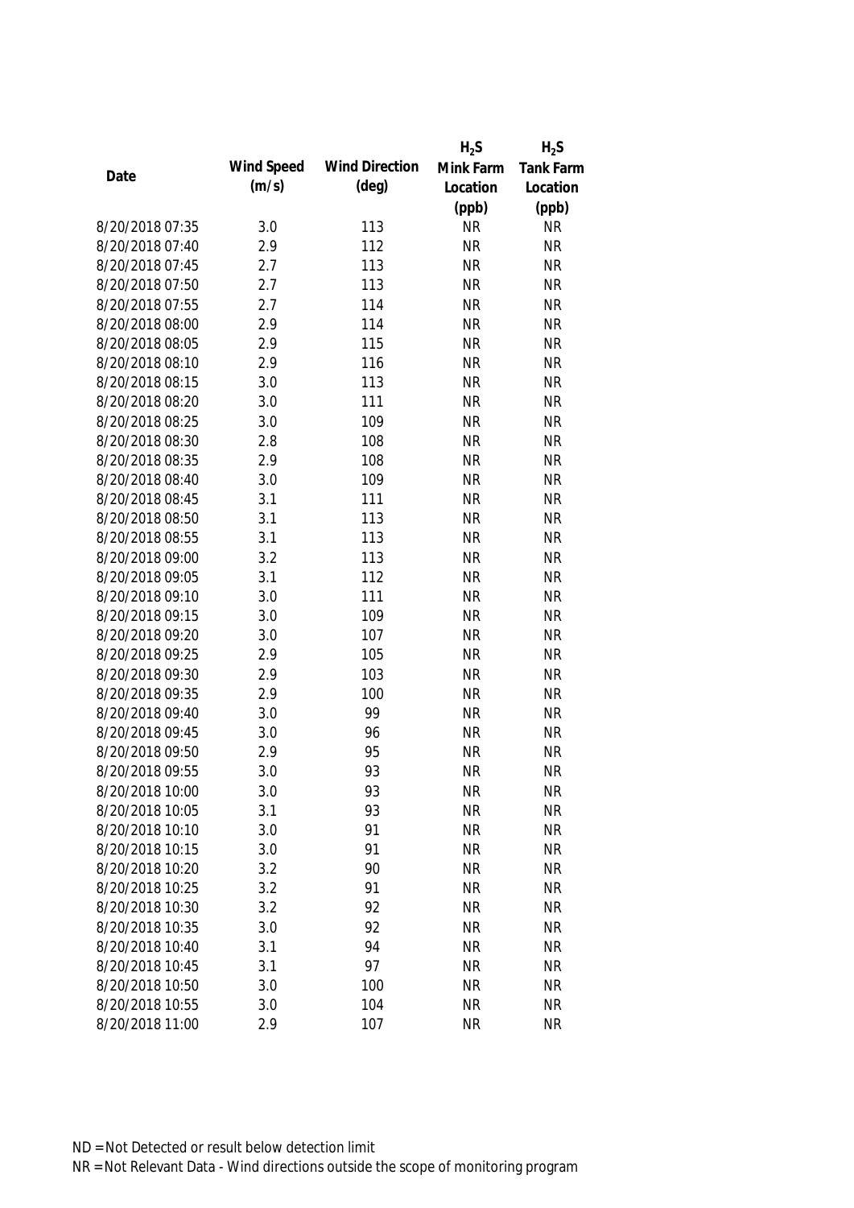| Date | Wind Speed (m/s) | Wind Direction (deg) | $H_2S$ Mink Farm Location (ppb) | $H_2S$ Tank Farm Location (ppb) |
|---|---|---|---|---|
| 8/20/2018 07:35 | 3.0 | 113 | NR | NR |
| 8/20/2018 07:40 | 2.9 | 112 | NR | NR |
| 8/20/2018 07:45 | 2.7 | 113 | NR | NR |
| 8/20/2018 07:50 | 2.7 | 113 | NR | NR |
| 8/20/2018 07:55 | 2.7 | 114 | NR | NR |
| 8/20/2018 08:00 | 2.9 | 114 | NR | NR |
| 8/20/2018 08:05 | 2.9 | 115 | NR | NR |
| 8/20/2018 08:10 | 2.9 | 116 | NR | NR |
| 8/20/2018 08:15 | 3.0 | 113 | NR | NR |
| 8/20/2018 08:20 | 3.0 | 111 | NR | NR |
| 8/20/2018 08:25 | 3.0 | 109 | NR | NR |
| 8/20/2018 08:30 | 2.8 | 108 | NR | NR |
| 8/20/2018 08:35 | 2.9 | 108 | NR | NR |
| 8/20/2018 08:40 | 3.0 | 109 | NR | NR |
| 8/20/2018 08:45 | 3.1 | 111 | NR | NR |
| 8/20/2018 08:50 | 3.1 | 113 | NR | NR |
| 8/20/2018 08:55 | 3.1 | 113 | NR | NR |
| 8/20/2018 09:00 | 3.2 | 113 | NR | NR |
| 8/20/2018 09:05 | 3.1 | 112 | NR | NR |
| 8/20/2018 09:10 | 3.0 | 111 | NR | NR |
| 8/20/2018 09:15 | 3.0 | 109 | NR | NR |
| 8/20/2018 09:20 | 3.0 | 107 | NR | NR |
| 8/20/2018 09:25 | 2.9 | 105 | NR | NR |
| 8/20/2018 09:30 | 2.9 | 103 | NR | NR |
| 8/20/2018 09:35 | 2.9 | 100 | NR | NR |
| 8/20/2018 09:40 | 3.0 | 99 | NR | NR |
| 8/20/2018 09:45 | 3.0 | 96 | NR | NR |
| 8/20/2018 09:50 | 2.9 | 95 | NR | NR |
| 8/20/2018 09:55 | 3.0 | 93 | NR | NR |
| 8/20/2018 10:00 | 3.0 | 93 | NR | NR |
| 8/20/2018 10:05 | 3.1 | 93 | NR | NR |
| 8/20/2018 10:10 | 3.0 | 91 | NR | NR |
| 8/20/2018 10:15 | 3.0 | 91 | NR | NR |
| 8/20/2018 10:20 | 3.2 | 90 | NR | NR |
| 8/20/2018 10:25 | 3.2 | 91 | NR | NR |
| 8/20/2018 10:30 | 3.2 | 92 | NR | NR |
| 8/20/2018 10:35 | 3.0 | 92 | NR | NR |
| 8/20/2018 10:40 | 3.1 | 94 | NR | NR |
| 8/20/2018 10:45 | 3.1 | 97 | NR | NR |
| 8/20/2018 10:50 | 3.0 | 100 | NR | NR |
| 8/20/2018 10:55 | 3.0 | 104 | NR | NR |
| 8/20/2018 11:00 | 2.9 | 107 | NR | NR |

ND = Not Detected or result below detection limit

NR = Not Relevant Data - Wind directions outside the scope of monitoring program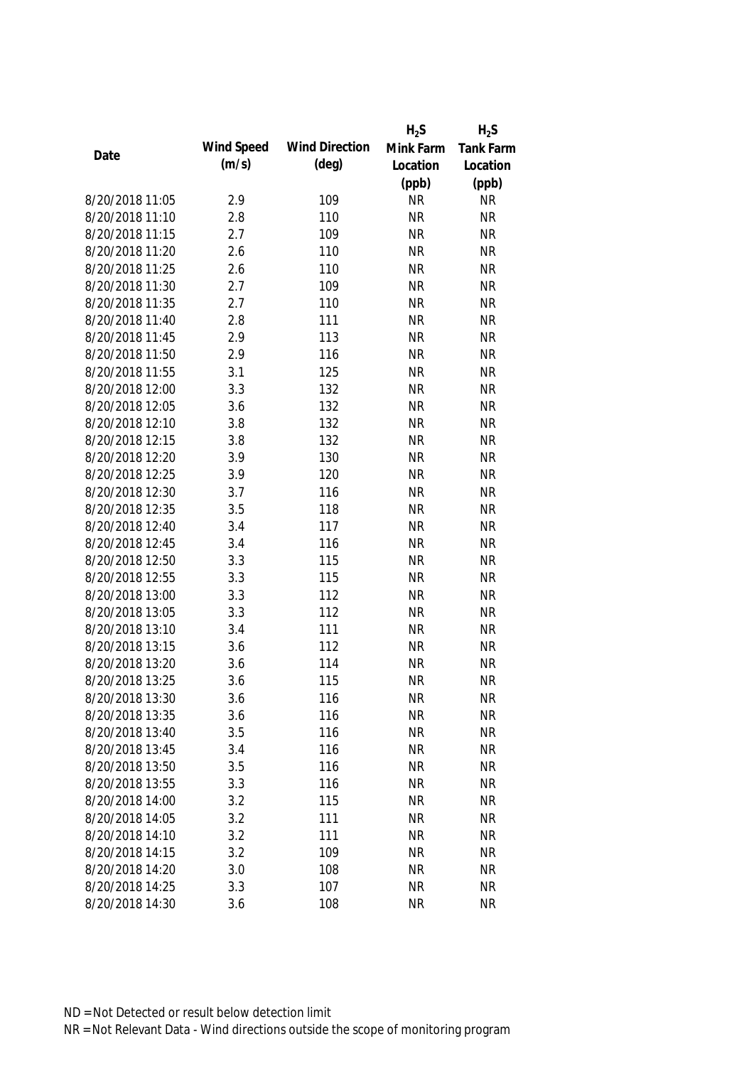| Date | Wind Speed (m/s) | Wind Direction (deg) | $H_2S$ Mink Farm Location (ppb) | $H_2S$ Tank Farm Location (ppb) |
|---|---|---|---|---|
| 8/20/2018 11:05 | 2.9 | 109 | NR | NR |
| 8/20/2018 11:10 | 2.8 | 110 | NR | NR |
| 8/20/2018 11:15 | 2.7 | 109 | NR | NR |
| 8/20/2018 11:20 | 2.6 | 110 | NR | NR |
| 8/20/2018 11:25 | 2.6 | 110 | NR | NR |
| 8/20/2018 11:30 | 2.7 | 109 | NR | NR |
| 8/20/2018 11:35 | 2.7 | 110 | NR | NR |
| 8/20/2018 11:40 | 2.8 | 111 | NR | NR |
| 8/20/2018 11:45 | 2.9 | 113 | NR | NR |
| 8/20/2018 11:50 | 2.9 | 116 | NR | NR |
| 8/20/2018 11:55 | 3.1 | 125 | NR | NR |
| 8/20/2018 12:00 | 3.3 | 132 | NR | NR |
| 8/20/2018 12:05 | 3.6 | 132 | NR | NR |
| 8/20/2018 12:10 | 3.8 | 132 | NR | NR |
| 8/20/2018 12:15 | 3.8 | 132 | NR | NR |
| 8/20/2018 12:20 | 3.9 | 130 | NR | NR |
| 8/20/2018 12:25 | 3.9 | 120 | NR | NR |
| 8/20/2018 12:30 | 3.7 | 116 | NR | NR |
| 8/20/2018 12:35 | 3.5 | 118 | NR | NR |
| 8/20/2018 12:40 | 3.4 | 117 | NR | NR |
| 8/20/2018 12:45 | 3.4 | 116 | NR | NR |
| 8/20/2018 12:50 | 3.3 | 115 | NR | NR |
| 8/20/2018 12:55 | 3.3 | 115 | NR | NR |
| 8/20/2018 13:00 | 3.3 | 112 | NR | NR |
| 8/20/2018 13:05 | 3.3 | 112 | NR | NR |
| 8/20/2018 13:10 | 3.4 | 111 | NR | NR |
| 8/20/2018 13:15 | 3.6 | 112 | NR | NR |
| 8/20/2018 13:20 | 3.6 | 114 | NR | NR |
| 8/20/2018 13:25 | 3.6 | 115 | NR | NR |
| 8/20/2018 13:30 | 3.6 | 116 | NR | NR |
| 8/20/2018 13:35 | 3.6 | 116 | NR | NR |
| 8/20/2018 13:40 | 3.5 | 116 | NR | NR |
| 8/20/2018 13:45 | 3.4 | 116 | NR | NR |
| 8/20/2018 13:50 | 3.5 | 116 | NR | NR |
| 8/20/2018 13:55 | 3.3 | 116 | NR | NR |
| 8/20/2018 14:00 | 3.2 | 115 | NR | NR |
| 8/20/2018 14:05 | 3.2 | 111 | NR | NR |
| 8/20/2018 14:10 | 3.2 | 111 | NR | NR |
| 8/20/2018 14:15 | 3.2 | 109 | NR | NR |
| 8/20/2018 14:20 | 3.0 | 108 | NR | NR |
| 8/20/2018 14:25 | 3.3 | 107 | NR | NR |
| 8/20/2018 14:30 | 3.6 | 108 | NR | NR |

ND = Not Detected or result below detection limit

NR = Not Relevant Data - Wind directions outside the scope of monitoring program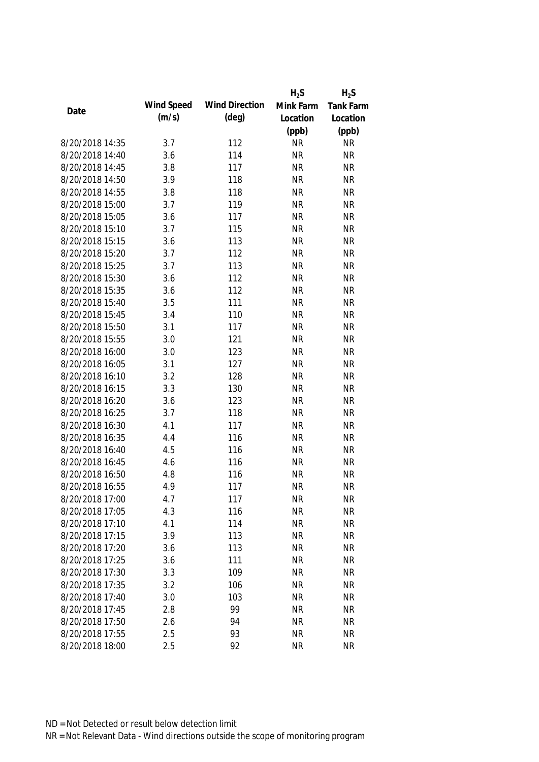| Date | Wind Speed (m/s) | Wind Direction (deg) | $H_2S$ Mink Farm Location (ppb) | $H_2S$ Tank Farm Location (ppb) |
|---|---|---|---|---|
| 8/20/2018 14:35 | 3.7 | 112 | NR | NR |
| 8/20/2018 14:40 | 3.6 | 114 | NR | NR |
| 8/20/2018 14:45 | 3.8 | 117 | NR | NR |
| 8/20/2018 14:50 | 3.9 | 118 | NR | NR |
| 8/20/2018 14:55 | 3.8 | 118 | NR | NR |
| 8/20/2018 15:00 | 3.7 | 119 | NR | NR |
| 8/20/2018 15:05 | 3.6 | 117 | NR | NR |
| 8/20/2018 15:10 | 3.7 | 115 | NR | NR |
| 8/20/2018 15:15 | 3.6 | 113 | NR | NR |
| 8/20/2018 15:20 | 3.7 | 112 | NR | NR |
| 8/20/2018 15:25 | 3.7 | 113 | NR | NR |
| 8/20/2018 15:30 | 3.6 | 112 | NR | NR |
| 8/20/2018 15:35 | 3.6 | 112 | NR | NR |
| 8/20/2018 15:40 | 3.5 | 111 | NR | NR |
| 8/20/2018 15:45 | 3.4 | 110 | NR | NR |
| 8/20/2018 15:50 | 3.1 | 117 | NR | NR |
| 8/20/2018 15:55 | 3.0 | 121 | NR | NR |
| 8/20/2018 16:00 | 3.0 | 123 | NR | NR |
| 8/20/2018 16:05 | 3.1 | 127 | NR | NR |
| 8/20/2018 16:10 | 3.2 | 128 | NR | NR |
| 8/20/2018 16:15 | 3.3 | 130 | NR | NR |
| 8/20/2018 16:20 | 3.6 | 123 | NR | NR |
| 8/20/2018 16:25 | 3.7 | 118 | NR | NR |
| 8/20/2018 16:30 | 4.1 | 117 | NR | NR |
| 8/20/2018 16:35 | 4.4 | 116 | NR | NR |
| 8/20/2018 16:40 | 4.5 | 116 | NR | NR |
| 8/20/2018 16:45 | 4.6 | 116 | NR | NR |
| 8/20/2018 16:50 | 4.8 | 116 | NR | NR |
| 8/20/2018 16:55 | 4.9 | 117 | NR | NR |
| 8/20/2018 17:00 | 4.7 | 117 | NR | NR |
| 8/20/2018 17:05 | 4.3 | 116 | NR | NR |
| 8/20/2018 17:10 | 4.1 | 114 | NR | NR |
| 8/20/2018 17:15 | 3.9 | 113 | NR | NR |
| 8/20/2018 17:20 | 3.6 | 113 | NR | NR |
| 8/20/2018 17:25 | 3.6 | 111 | NR | NR |
| 8/20/2018 17:30 | 3.3 | 109 | NR | NR |
| 8/20/2018 17:35 | 3.2 | 106 | NR | NR |
| 8/20/2018 17:40 | 3.0 | 103 | NR | NR |
| 8/20/2018 17:45 | 2.8 | 99 | NR | NR |
| 8/20/2018 17:50 | 2.6 | 94 | NR | NR |
| 8/20/2018 17:55 | 2.5 | 93 | NR | NR |
| 8/20/2018 18:00 | 2.5 | 92 | NR | NR |

ND = Not Detected or result below detection limit

NR = Not Relevant Data - Wind directions outside the scope of monitoring program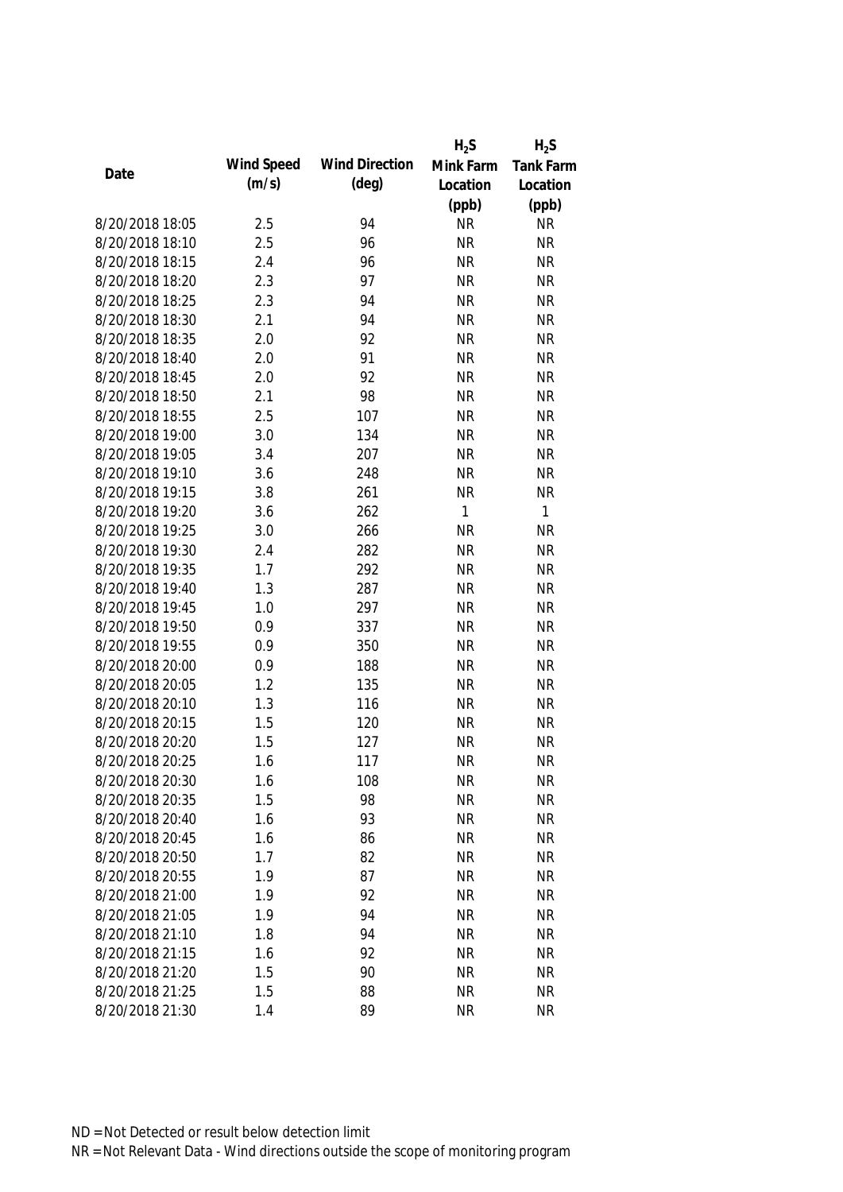| Date | Wind Speed (m/s) | Wind Direction (deg) | $H_2S$ Mink Farm Location (ppb) | $H_2S$ Tank Farm Location (ppb) |
|---|---|---|---|---|
| 8/20/2018 18:05 | 2.5 | 94 | NR | NR |
| 8/20/2018 18:10 | 2.5 | 96 | NR | NR |
| 8/20/2018 18:15 | 2.4 | 96 | NR | NR |
| 8/20/2018 18:20 | 2.3 | 97 | NR | NR |
| 8/20/2018 18:25 | 2.3 | 94 | NR | NR |
| 8/20/2018 18:30 | 2.1 | 94 | NR | NR |
| 8/20/2018 18:35 | 2.0 | 92 | NR | NR |
| 8/20/2018 18:40 | 2.0 | 91 | NR | NR |
| 8/20/2018 18:45 | 2.0 | 92 | NR | NR |
| 8/20/2018 18:50 | 2.1 | 98 | NR | NR |
| 8/20/2018 18:55 | 2.5 | 107 | NR | NR |
| 8/20/2018 19:00 | 3.0 | 134 | NR | NR |
| 8/20/2018 19:05 | 3.4 | 207 | NR | NR |
| 8/20/2018 19:10 | 3.6 | 248 | NR | NR |
| 8/20/2018 19:15 | 3.8 | 261 | NR | NR |
| 8/20/2018 19:20 | 3.6 | 262 | 1 | 1 |
| 8/20/2018 19:25 | 3.0 | 266 | NR | NR |
| 8/20/2018 19:30 | 2.4 | 282 | NR | NR |
| 8/20/2018 19:35 | 1.7 | 292 | NR | NR |
| 8/20/2018 19:40 | 1.3 | 287 | NR | NR |
| 8/20/2018 19:45 | 1.0 | 297 | NR | NR |
| 8/20/2018 19:50 | 0.9 | 337 | NR | NR |
| 8/20/2018 19:55 | 0.9 | 350 | NR | NR |
| 8/20/2018 20:00 | 0.9 | 188 | NR | NR |
| 8/20/2018 20:05 | 1.2 | 135 | NR | NR |
| 8/20/2018 20:10 | 1.3 | 116 | NR | NR |
| 8/20/2018 20:15 | 1.5 | 120 | NR | NR |
| 8/20/2018 20:20 | 1.5 | 127 | NR | NR |
| 8/20/2018 20:25 | 1.6 | 117 | NR | NR |
| 8/20/2018 20:30 | 1.6 | 108 | NR | NR |
| 8/20/2018 20:35 | 1.5 | 98 | NR | NR |
| 8/20/2018 20:40 | 1.6 | 93 | NR | NR |
| 8/20/2018 20:45 | 1.6 | 86 | NR | NR |
| 8/20/2018 20:50 | 1.7 | 82 | NR | NR |
| 8/20/2018 20:55 | 1.9 | 87 | NR | NR |
| 8/20/2018 21:00 | 1.9 | 92 | NR | NR |
| 8/20/2018 21:05 | 1.9 | 94 | NR | NR |
| 8/20/2018 21:10 | 1.8 | 94 | NR | NR |
| 8/20/2018 21:15 | 1.6 | 92 | NR | NR |
| 8/20/2018 21:20 | 1.5 | 90 | NR | NR |
| 8/20/2018 21:25 | 1.5 | 88 | NR | NR |
| 8/20/2018 21:30 | 1.4 | 89 | NR | NR |

ND = Not Detected or result below detection limit

NR = Not Relevant Data - Wind directions outside the scope of monitoring program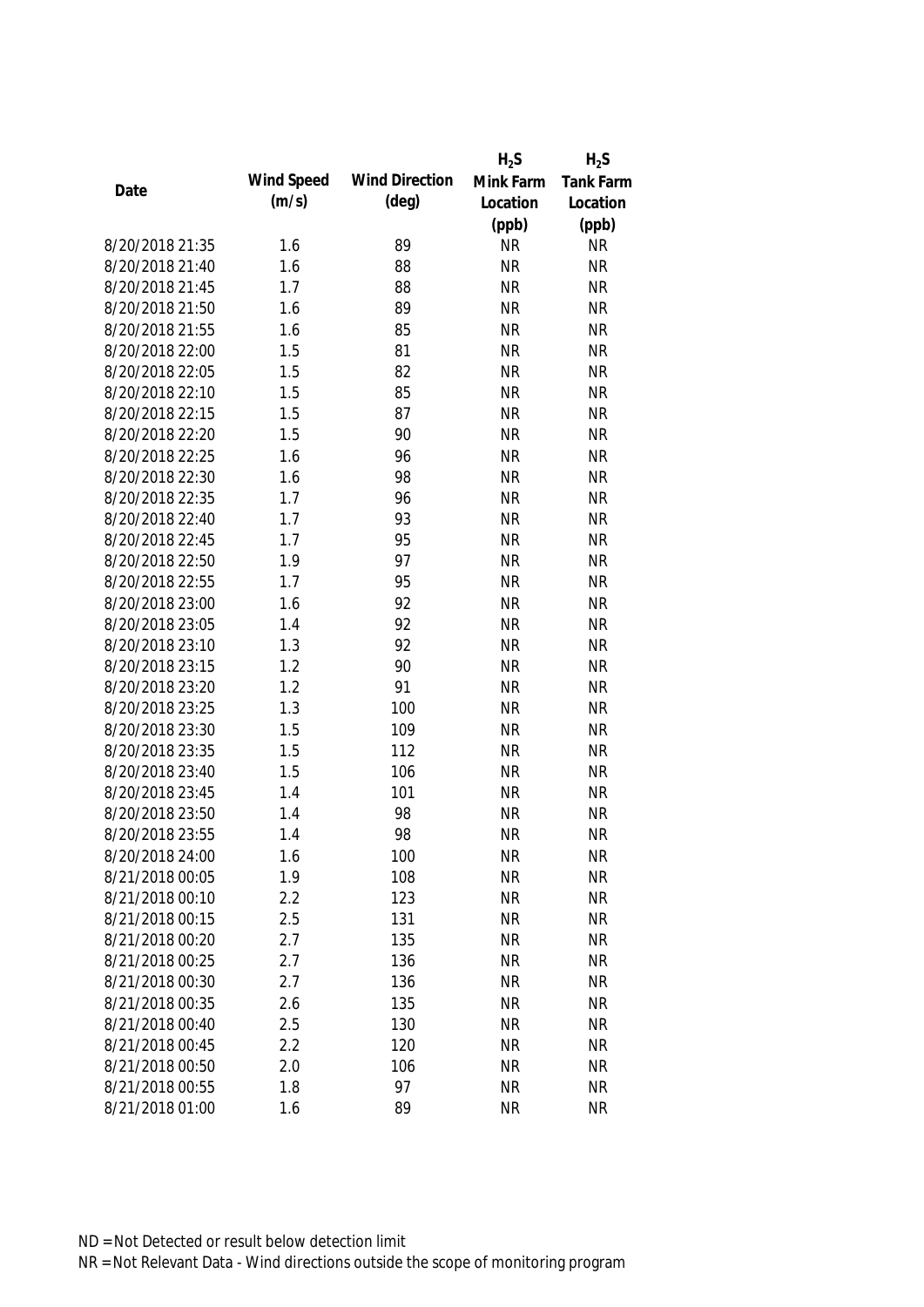| Date | Wind Speed (m/s) | Wind Direction (deg) | $H_2S$ Mink Farm Location (ppb) | $H_2S$ Tank Farm Location (ppb) |
|---|---|---|---|---|
| 8/20/2018 21:35 | 1.6 | 89 | NR | NR |
| 8/20/2018 21:40 | 1.6 | 88 | NR | NR |
| 8/20/2018 21:45 | 1.7 | 88 | NR | NR |
| 8/20/2018 21:50 | 1.6 | 89 | NR | NR |
| 8/20/2018 21:55 | 1.6 | 85 | NR | NR |
| 8/20/2018 22:00 | 1.5 | 81 | NR | NR |
| 8/20/2018 22:05 | 1.5 | 82 | NR | NR |
| 8/20/2018 22:10 | 1.5 | 85 | NR | NR |
| 8/20/2018 22:15 | 1.5 | 87 | NR | NR |
| 8/20/2018 22:20 | 1.5 | 90 | NR | NR |
| 8/20/2018 22:25 | 1.6 | 96 | NR | NR |
| 8/20/2018 22:30 | 1.6 | 98 | NR | NR |
| 8/20/2018 22:35 | 1.7 | 96 | NR | NR |
| 8/20/2018 22:40 | 1.7 | 93 | NR | NR |
| 8/20/2018 22:45 | 1.7 | 95 | NR | NR |
| 8/20/2018 22:50 | 1.9 | 97 | NR | NR |
| 8/20/2018 22:55 | 1.7 | 95 | NR | NR |
| 8/20/2018 23:00 | 1.6 | 92 | NR | NR |
| 8/20/2018 23:05 | 1.4 | 92 | NR | NR |
| 8/20/2018 23:10 | 1.3 | 92 | NR | NR |
| 8/20/2018 23:15 | 1.2 | 90 | NR | NR |
| 8/20/2018 23:20 | 1.2 | 91 | NR | NR |
| 8/20/2018 23:25 | 1.3 | 100 | NR | NR |
| 8/20/2018 23:30 | 1.5 | 109 | NR | NR |
| 8/20/2018 23:35 | 1.5 | 112 | NR | NR |
| 8/20/2018 23:40 | 1.5 | 106 | NR | NR |
| 8/20/2018 23:45 | 1.4 | 101 | NR | NR |
| 8/20/2018 23:50 | 1.4 | 98 | NR | NR |
| 8/20/2018 23:55 | 1.4 | 98 | NR | NR |
| 8/20/2018 24:00 | 1.6 | 100 | NR | NR |
| 8/21/2018 00:05 | 1.9 | 108 | NR | NR |
| 8/21/2018 00:10 | 2.2 | 123 | NR | NR |
| 8/21/2018 00:15 | 2.5 | 131 | NR | NR |
| 8/21/2018 00:20 | 2.7 | 135 | NR | NR |
| 8/21/2018 00:25 | 2.7 | 136 | NR | NR |
| 8/21/2018 00:30 | 2.7 | 136 | NR | NR |
| 8/21/2018 00:35 | 2.6 | 135 | NR | NR |
| 8/21/2018 00:40 | 2.5 | 130 | NR | NR |
| 8/21/2018 00:45 | 2.2 | 120 | NR | NR |
| 8/21/2018 00:50 | 2.0 | 106 | NR | NR |
| 8/21/2018 00:55 | 1.8 | 97 | NR | NR |
| 8/21/2018 01:00 | 1.6 | 89 | NR | NR |

ND = Not Detected or result below detection limit

NR = Not Relevant Data - Wind directions outside the scope of monitoring program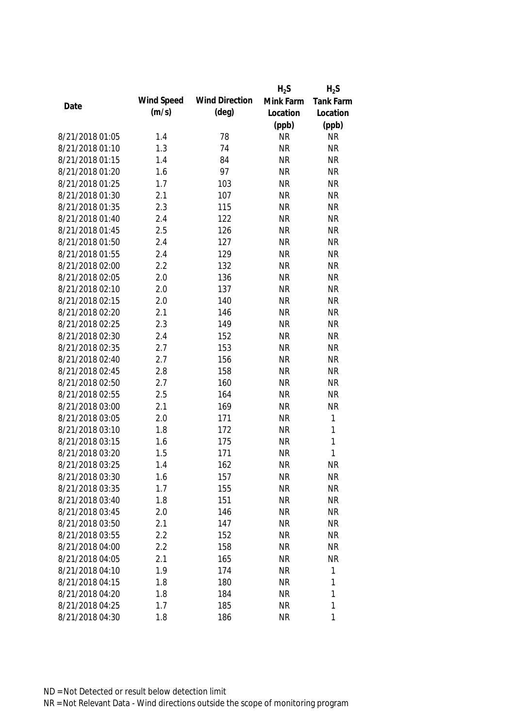| Date | Wind Speed (m/s) | Wind Direction (deg) | $H_2S$ Mink Farm Location (ppb) | $H_2S$ Tank Farm Location (ppb) |
|---|---|---|---|---|
| 8/21/2018 01:05 | 1.4 | 78 | NR | NR |
| 8/21/2018 01:10 | 1.3 | 74 | NR | NR |
| 8/21/2018 01:15 | 1.4 | 84 | NR | NR |
| 8/21/2018 01:20 | 1.6 | 97 | NR | NR |
| 8/21/2018 01:25 | 1.7 | 103 | NR | NR |
| 8/21/2018 01:30 | 2.1 | 107 | NR | NR |
| 8/21/2018 01:35 | 2.3 | 115 | NR | NR |
| 8/21/2018 01:40 | 2.4 | 122 | NR | NR |
| 8/21/2018 01:45 | 2.5 | 126 | NR | NR |
| 8/21/2018 01:50 | 2.4 | 127 | NR | NR |
| 8/21/2018 01:55 | 2.4 | 129 | NR | NR |
| 8/21/2018 02:00 | 2.2 | 132 | NR | NR |
| 8/21/2018 02:05 | 2.0 | 136 | NR | NR |
| 8/21/2018 02:10 | 2.0 | 137 | NR | NR |
| 8/21/2018 02:15 | 2.0 | 140 | NR | NR |
| 8/21/2018 02:20 | 2.1 | 146 | NR | NR |
| 8/21/2018 02:25 | 2.3 | 149 | NR | NR |
| 8/21/2018 02:30 | 2.4 | 152 | NR | NR |
| 8/21/2018 02:35 | 2.7 | 153 | NR | NR |
| 8/21/2018 02:40 | 2.7 | 156 | NR | NR |
| 8/21/2018 02:45 | 2.8 | 158 | NR | NR |
| 8/21/2018 02:50 | 2.7 | 160 | NR | NR |
| 8/21/2018 02:55 | 2.5 | 164 | NR | NR |
| 8/21/2018 03:00 | 2.1 | 169 | NR | NR |
| 8/21/2018 03:05 | 2.0 | 171 | NR | 1 |
| 8/21/2018 03:10 | 1.8 | 172 | NR | 1 |
| 8/21/2018 03:15 | 1.6 | 175 | NR | 1 |
| 8/21/2018 03:20 | 1.5 | 171 | NR | 1 |
| 8/21/2018 03:25 | 1.4 | 162 | NR | NR |
| 8/21/2018 03:30 | 1.6 | 157 | NR | NR |
| 8/21/2018 03:35 | 1.7 | 155 | NR | NR |
| 8/21/2018 03:40 | 1.8 | 151 | NR | NR |
| 8/21/2018 03:45 | 2.0 | 146 | NR | NR |
| 8/21/2018 03:50 | 2.1 | 147 | NR | NR |
| 8/21/2018 03:55 | 2.2 | 152 | NR | NR |
| 8/21/2018 04:00 | 2.2 | 158 | NR | NR |
| 8/21/2018 04:05 | 2.1 | 165 | NR | NR |
| 8/21/2018 04:10 | 1.9 | 174 | NR | 1 |
| 8/21/2018 04:15 | 1.8 | 180 | NR | 1 |
| 8/21/2018 04:20 | 1.8 | 184 | NR | 1 |
| 8/21/2018 04:25 | 1.7 | 185 | NR | 1 |
| 8/21/2018 04:30 | 1.8 | 186 | NR | 1 |

ND = Not Detected or result below detection limit

NR = Not Relevant Data - Wind directions outside the scope of monitoring program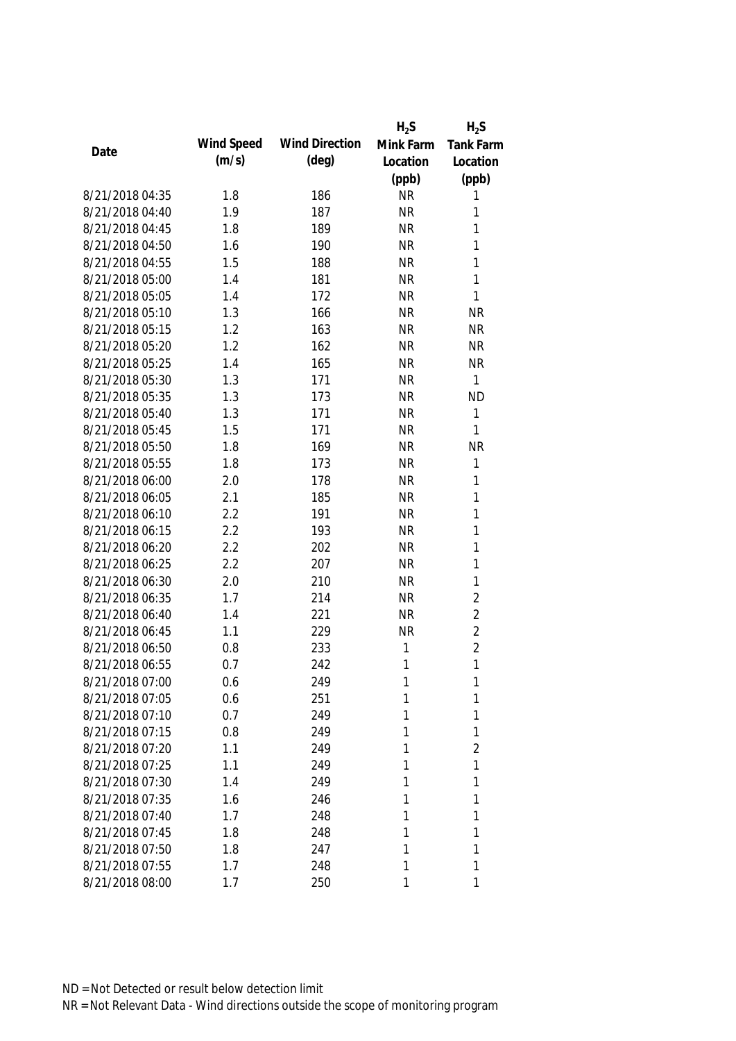| Date | Wind Speed (m/s) | Wind Direction (deg) | $H_2S$ Mink Farm Location (ppb) | $H_2S$ Tank Farm Location (ppb) |
|---|---|---|---|---|
| 8/21/2018 04:35 | 1.8 | 186 | NR | 1 |
| 8/21/2018 04:40 | 1.9 | 187 | NR | 1 |
| 8/21/2018 04:45 | 1.8 | 189 | NR | 1 |
| 8/21/2018 04:50 | 1.6 | 190 | NR | 1 |
| 8/21/2018 04:55 | 1.5 | 188 | NR | 1 |
| 8/21/2018 05:00 | 1.4 | 181 | NR | 1 |
| 8/21/2018 05:05 | 1.4 | 172 | NR | 1 |
| 8/21/2018 05:10 | 1.3 | 166 | NR | NR |
| 8/21/2018 05:15 | 1.2 | 163 | NR | NR |
| 8/21/2018 05:20 | 1.2 | 162 | NR | NR |
| 8/21/2018 05:25 | 1.4 | 165 | NR | NR |
| 8/21/2018 05:30 | 1.3 | 171 | NR | 1 |
| 8/21/2018 05:35 | 1.3 | 173 | NR | ND |
| 8/21/2018 05:40 | 1.3 | 171 | NR | 1 |
| 8/21/2018 05:45 | 1.5 | 171 | NR | 1 |
| 8/21/2018 05:50 | 1.8 | 169 | NR | NR |
| 8/21/2018 05:55 | 1.8 | 173 | NR | 1 |
| 8/21/2018 06:00 | 2.0 | 178 | NR | 1 |
| 8/21/2018 06:05 | 2.1 | 185 | NR | 1 |
| 8/21/2018 06:10 | 2.2 | 191 | NR | 1 |
| 8/21/2018 06:15 | 2.2 | 193 | NR | 1 |
| 8/21/2018 06:20 | 2.2 | 202 | NR | 1 |
| 8/21/2018 06:25 | 2.2 | 207 | NR | 1 |
| 8/21/2018 06:30 | 2.0 | 210 | NR | 1 |
| 8/21/2018 06:35 | 1.7 | 214 | NR | 2 |
| 8/21/2018 06:40 | 1.4 | 221 | NR | 2 |
| 8/21/2018 06:45 | 1.1 | 229 | NR | 2 |
| 8/21/2018 06:50 | 0.8 | 233 | 1 | 2 |
| 8/21/2018 06:55 | 0.7 | 242 | 1 | 1 |
| 8/21/2018 07:00 | 0.6 | 249 | 1 | 1 |
| 8/21/2018 07:05 | 0.6 | 251 | 1 | 1 |
| 8/21/2018 07:10 | 0.7 | 249 | 1 | 1 |
| 8/21/2018 07:15 | 0.8 | 249 | 1 | 1 |
| 8/21/2018 07:20 | 1.1 | 249 | 1 | 2 |
| 8/21/2018 07:25 | 1.1 | 249 | 1 | 1 |
| 8/21/2018 07:30 | 1.4 | 249 | 1 | 1 |
| 8/21/2018 07:35 | 1.6 | 246 | 1 | 1 |
| 8/21/2018 07:40 | 1.7 | 248 | 1 | 1 |
| 8/21/2018 07:45 | 1.8 | 248 | 1 | 1 |
| 8/21/2018 07:50 | 1.8 | 247 | 1 | 1 |
| 8/21/2018 07:55 | 1.7 | 248 | 1 | 1 |
| 8/21/2018 08:00 | 1.7 | 250 | 1 | 1 |

ND = Not Detected or result below detection limit
NR = Not Relevant Data - Wind directions outside the scope of monitoring program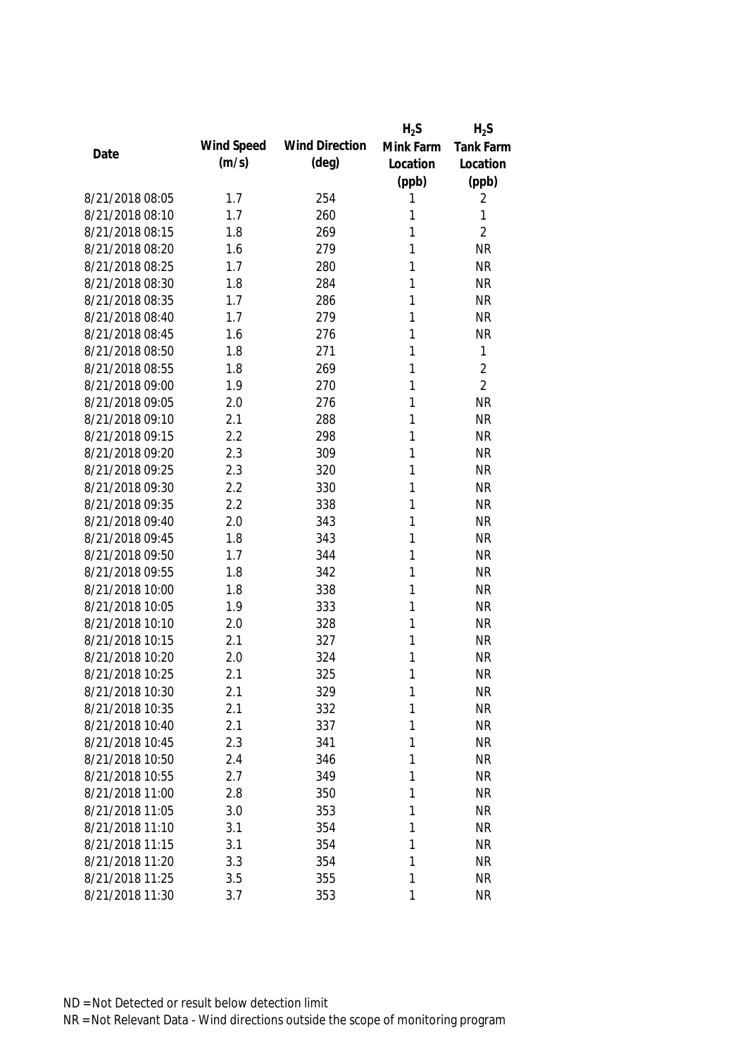| Date | Wind Speed (m/s) | Wind Direction (deg) | $H_2S$ Mink Farm Location (ppb) | $H_2S$ Tank Farm Location (ppb) |
|---|---|---|---|---|
| 8/21/2018 08:05 | 1.7 | 254 | 1 | 2 |
| 8/21/2018 08:10 | 1.7 | 260 | 1 | 1 |
| 8/21/2018 08:15 | 1.8 | 269 | 1 | 2 |
| 8/21/2018 08:20 | 1.6 | 279 | 1 | NR |
| 8/21/2018 08:25 | 1.7 | 280 | 1 | NR |
| 8/21/2018 08:30 | 1.8 | 284 | 1 | NR |
| 8/21/2018 08:35 | 1.7 | 286 | 1 | NR |
| 8/21/2018 08:40 | 1.7 | 279 | 1 | NR |
| 8/21/2018 08:45 | 1.6 | 276 | 1 | NR |
| 8/21/2018 08:50 | 1.8 | 271 | 1 | 1 |
| 8/21/2018 08:55 | 1.8 | 269 | 1 | 2 |
| 8/21/2018 09:00 | 1.9 | 270 | 1 | 2 |
| 8/21/2018 09:05 | 2.0 | 276 | 1 | NR |
| 8/21/2018 09:10 | 2.1 | 288 | 1 | NR |
| 8/21/2018 09:15 | 2.2 | 298 | 1 | NR |
| 8/21/2018 09:20 | 2.3 | 309 | 1 | NR |
| 8/21/2018 09:25 | 2.3 | 320 | 1 | NR |
| 8/21/2018 09:30 | 2.2 | 330 | 1 | NR |
| 8/21/2018 09:35 | 2.2 | 338 | 1 | NR |
| 8/21/2018 09:40 | 2.0 | 343 | 1 | NR |
| 8/21/2018 09:45 | 1.8 | 343 | 1 | NR |
| 8/21/2018 09:50 | 1.7 | 344 | 1 | NR |
| 8/21/2018 09:55 | 1.8 | 342 | 1 | NR |
| 8/21/2018 10:00 | 1.8 | 338 | 1 | NR |
| 8/21/2018 10:05 | 1.9 | 333 | 1 | NR |
| 8/21/2018 10:10 | 2.0 | 328 | 1 | NR |
| 8/21/2018 10:15 | 2.1 | 327 | 1 | NR |
| 8/21/2018 10:20 | 2.0 | 324 | 1 | NR |
| 8/21/2018 10:25 | 2.1 | 325 | 1 | NR |
| 8/21/2018 10:30 | 2.1 | 329 | 1 | NR |
| 8/21/2018 10:35 | 2.1 | 332 | 1 | NR |
| 8/21/2018 10:40 | 2.1 | 337 | 1 | NR |
| 8/21/2018 10:45 | 2.3 | 341 | 1 | NR |
| 8/21/2018 10:50 | 2.4 | 346 | 1 | NR |
| 8/21/2018 10:55 | 2.7 | 349 | 1 | NR |
| 8/21/2018 11:00 | 2.8 | 350 | 1 | NR |
| 8/21/2018 11:05 | 3.0 | 353 | 1 | NR |
| 8/21/2018 11:10 | 3.1 | 354 | 1 | NR |
| 8/21/2018 11:15 | 3.1 | 354 | 1 | NR |
| 8/21/2018 11:20 | 3.3 | 354 | 1 | NR |
| 8/21/2018 11:25 | 3.5 | 355 | 1 | NR |
| 8/21/2018 11:30 | 3.7 | 353 | 1 | NR |

ND = Not Detected or result below detection limit

NR = Not Relevant Data - Wind directions outside the scope of monitoring program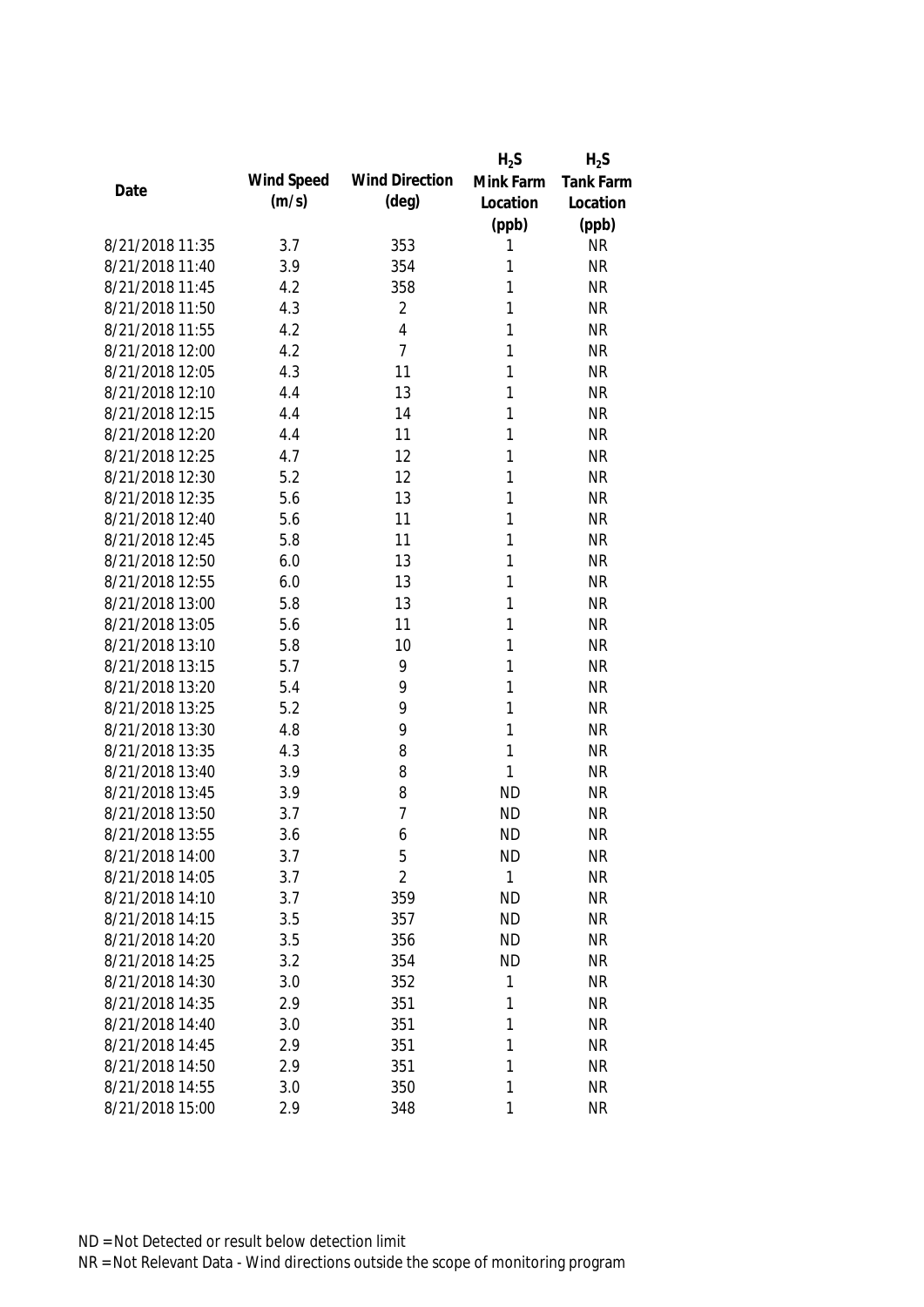| Date | Wind Speed (m/s) | Wind Direction (deg) | $H_2S$ Mink Farm Location (ppb) | $H_2S$ Tank Farm Location (ppb) |
|---|---|---|---|---|
| 8/21/2018 11:35 | 3.7 | 353 | 1 | NR |
| 8/21/2018 11:40 | 3.9 | 354 | 1 | NR |
| 8/21/2018 11:45 | 4.2 | 358 | 1 | NR |
| 8/21/2018 11:50 | 4.3 | 2 | 1 | NR |
| 8/21/2018 11:55 | 4.2 | 4 | 1 | NR |
| 8/21/2018 12:00 | 4.2 | 7 | 1 | NR |
| 8/21/2018 12:05 | 4.3 | 11 | 1 | NR |
| 8/21/2018 12:10 | 4.4 | 13 | 1 | NR |
| 8/21/2018 12:15 | 4.4 | 14 | 1 | NR |
| 8/21/2018 12:20 | 4.4 | 11 | 1 | NR |
| 8/21/2018 12:25 | 4.7 | 12 | 1 | NR |
| 8/21/2018 12:30 | 5.2 | 12 | 1 | NR |
| 8/21/2018 12:35 | 5.6 | 13 | 1 | NR |
| 8/21/2018 12:40 | 5.6 | 11 | 1 | NR |
| 8/21/2018 12:45 | 5.8 | 11 | 1 | NR |
| 8/21/2018 12:50 | 6.0 | 13 | 1 | NR |
| 8/21/2018 12:55 | 6.0 | 13 | 1 | NR |
| 8/21/2018 13:00 | 5.8 | 13 | 1 | NR |
| 8/21/2018 13:05 | 5.6 | 11 | 1 | NR |
| 8/21/2018 13:10 | 5.8 | 10 | 1 | NR |
| 8/21/2018 13:15 | 5.7 | 9 | 1 | NR |
| 8/21/2018 13:20 | 5.4 | 9 | 1 | NR |
| 8/21/2018 13:25 | 5.2 | 9 | 1 | NR |
| 8/21/2018 13:30 | 4.8 | 9 | 1 | NR |
| 8/21/2018 13:35 | 4.3 | 8 | 1 | NR |
| 8/21/2018 13:40 | 3.9 | 8 | 1 | NR |
| 8/21/2018 13:45 | 3.9 | 8 | ND | NR |
| 8/21/2018 13:50 | 3.7 | 7 | ND | NR |
| 8/21/2018 13:55 | 3.6 | 6 | ND | NR |
| 8/21/2018 14:00 | 3.7 | 5 | ND | NR |
| 8/21/2018 14:05 | 3.7 | 2 | 1 | NR |
| 8/21/2018 14:10 | 3.7 | 359 | ND | NR |
| 8/21/2018 14:15 | 3.5 | 357 | ND | NR |
| 8/21/2018 14:20 | 3.5 | 356 | ND | NR |
| 8/21/2018 14:25 | 3.2 | 354 | ND | NR |
| 8/21/2018 14:30 | 3.0 | 352 | 1 | NR |
| 8/21/2018 14:35 | 2.9 | 351 | 1 | NR |
| 8/21/2018 14:40 | 3.0 | 351 | 1 | NR |
| 8/21/2018 14:45 | 2.9 | 351 | 1 | NR |
| 8/21/2018 14:50 | 2.9 | 351 | 1 | NR |
| 8/21/2018 14:55 | 3.0 | 350 | 1 | NR |
| 8/21/2018 15:00 | 2.9 | 348 | 1 | NR |

ND = Not Detected or result below detection limit

NR = Not Relevant Data - Wind directions outside the scope of monitoring program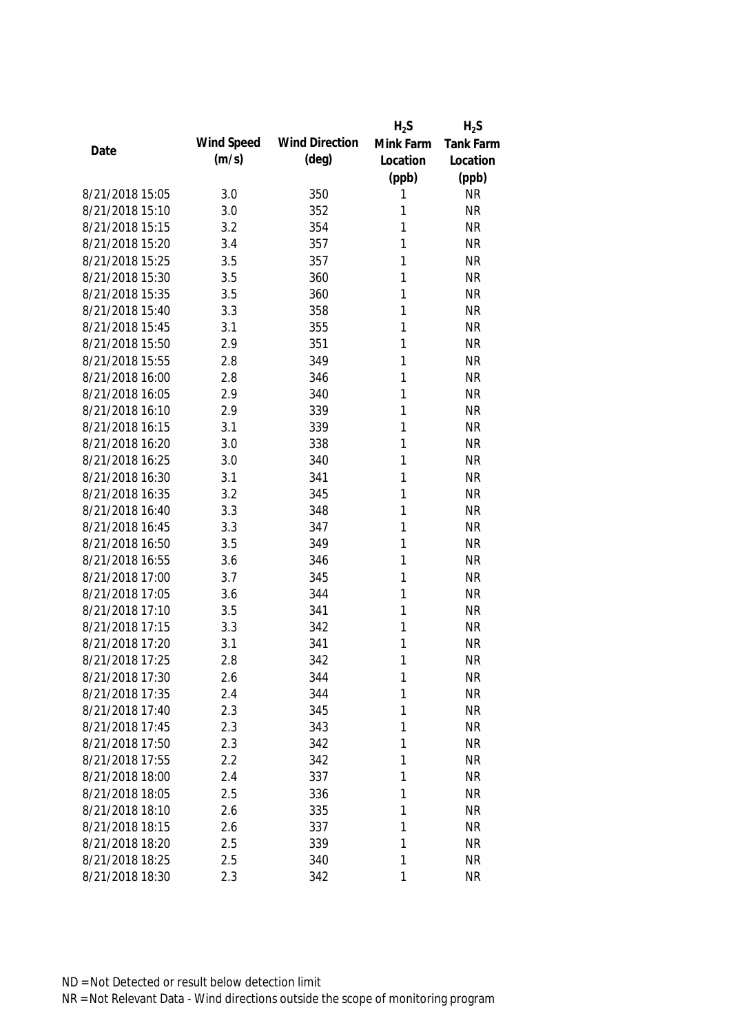| Date | Wind Speed (m/s) | Wind Direction (deg) | $H_2S$ Mink Farm Location (ppb) | $H_2S$ Tank Farm Location (ppb) |
|---|---|---|---|---|
| 8/21/2018 15:05 | 3.0 | 350 | 1 | NR |
| 8/21/2018 15:10 | 3.0 | 352 | 1 | NR |
| 8/21/2018 15:15 | 3.2 | 354 | 1 | NR |
| 8/21/2018 15:20 | 3.4 | 357 | 1 | NR |
| 8/21/2018 15:25 | 3.5 | 357 | 1 | NR |
| 8/21/2018 15:30 | 3.5 | 360 | 1 | NR |
| 8/21/2018 15:35 | 3.5 | 360 | 1 | NR |
| 8/21/2018 15:40 | 3.3 | 358 | 1 | NR |
| 8/21/2018 15:45 | 3.1 | 355 | 1 | NR |
| 8/21/2018 15:50 | 2.9 | 351 | 1 | NR |
| 8/21/2018 15:55 | 2.8 | 349 | 1 | NR |
| 8/21/2018 16:00 | 2.8 | 346 | 1 | NR |
| 8/21/2018 16:05 | 2.9 | 340 | 1 | NR |
| 8/21/2018 16:10 | 2.9 | 339 | 1 | NR |
| 8/21/2018 16:15 | 3.1 | 339 | 1 | NR |
| 8/21/2018 16:20 | 3.0 | 338 | 1 | NR |
| 8/21/2018 16:25 | 3.0 | 340 | 1 | NR |
| 8/21/2018 16:30 | 3.1 | 341 | 1 | NR |
| 8/21/2018 16:35 | 3.2 | 345 | 1 | NR |
| 8/21/2018 16:40 | 3.3 | 348 | 1 | NR |
| 8/21/2018 16:45 | 3.3 | 347 | 1 | NR |
| 8/21/2018 16:50 | 3.5 | 349 | 1 | NR |
| 8/21/2018 16:55 | 3.6 | 346 | 1 | NR |
| 8/21/2018 17:00 | 3.7 | 345 | 1 | NR |
| 8/21/2018 17:05 | 3.6 | 344 | 1 | NR |
| 8/21/2018 17:10 | 3.5 | 341 | 1 | NR |
| 8/21/2018 17:15 | 3.3 | 342 | 1 | NR |
| 8/21/2018 17:20 | 3.1 | 341 | 1 | NR |
| 8/21/2018 17:25 | 2.8 | 342 | 1 | NR |
| 8/21/2018 17:30 | 2.6 | 344 | 1 | NR |
| 8/21/2018 17:35 | 2.4 | 344 | 1 | NR |
| 8/21/2018 17:40 | 2.3 | 345 | 1 | NR |
| 8/21/2018 17:45 | 2.3 | 343 | 1 | NR |
| 8/21/2018 17:50 | 2.3 | 342 | 1 | NR |
| 8/21/2018 17:55 | 2.2 | 342 | 1 | NR |
| 8/21/2018 18:00 | 2.4 | 337 | 1 | NR |
| 8/21/2018 18:05 | 2.5 | 336 | 1 | NR |
| 8/21/2018 18:10 | 2.6 | 335 | 1 | NR |
| 8/21/2018 18:15 | 2.6 | 337 | 1 | NR |
| 8/21/2018 18:20 | 2.5 | 339 | 1 | NR |
| 8/21/2018 18:25 | 2.5 | 340 | 1 | NR |
| 8/21/2018 18:30 | 2.3 | 342 | 1 | NR |

ND = Not Detected or result below detection limit
NR = Not Relevant Data - Wind directions outside the scope of monitoring program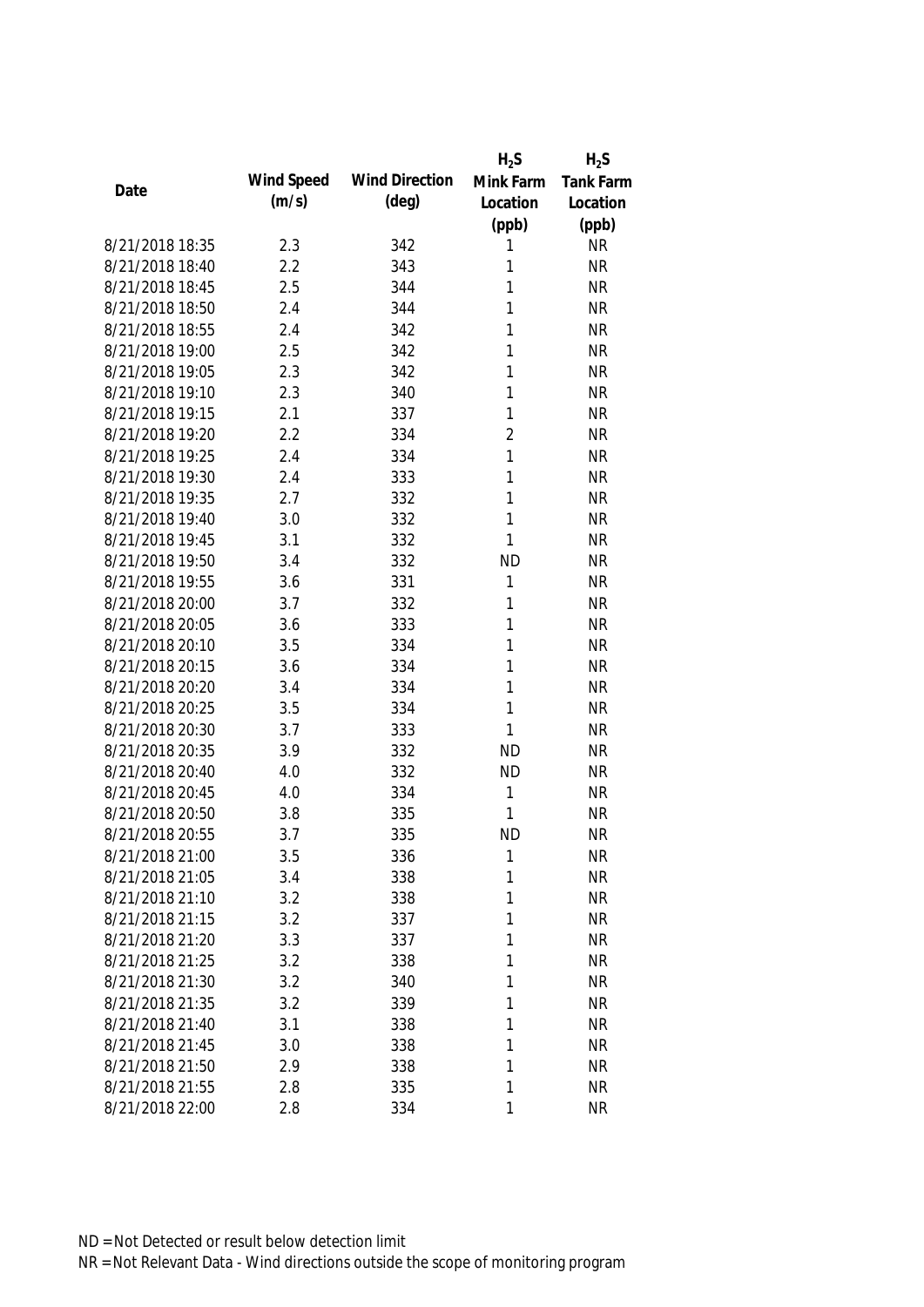| Date | Wind Speed (m/s) | Wind Direction (deg) | $H_2S$ Mink Farm Location (ppb) | $H_2S$ Tank Farm Location (ppb) |
|---|---|---|---|---|
| 8/21/2018 18:35 | 2.3 | 342 | 1 | NR |
| 8/21/2018 18:40 | 2.2 | 343 | 1 | NR |
| 8/21/2018 18:45 | 2.5 | 344 | 1 | NR |
| 8/21/2018 18:50 | 2.4 | 344 | 1 | NR |
| 8/21/2018 18:55 | 2.4 | 342 | 1 | NR |
| 8/21/2018 19:00 | 2.5 | 342 | 1 | NR |
| 8/21/2018 19:05 | 2.3 | 342 | 1 | NR |
| 8/21/2018 19:10 | 2.3 | 340 | 1 | NR |
| 8/21/2018 19:15 | 2.1 | 337 | 1 | NR |
| 8/21/2018 19:20 | 2.2 | 334 | 2 | NR |
| 8/21/2018 19:25 | 2.4 | 334 | 1 | NR |
| 8/21/2018 19:30 | 2.4 | 333 | 1 | NR |
| 8/21/2018 19:35 | 2.7 | 332 | 1 | NR |
| 8/21/2018 19:40 | 3.0 | 332 | 1 | NR |
| 8/21/2018 19:45 | 3.1 | 332 | 1 | NR |
| 8/21/2018 19:50 | 3.4 | 332 | ND | NR |
| 8/21/2018 19:55 | 3.6 | 331 | 1 | NR |
| 8/21/2018 20:00 | 3.7 | 332 | 1 | NR |
| 8/21/2018 20:05 | 3.6 | 333 | 1 | NR |
| 8/21/2018 20:10 | 3.5 | 334 | 1 | NR |
| 8/21/2018 20:15 | 3.6 | 334 | 1 | NR |
| 8/21/2018 20:20 | 3.4 | 334 | 1 | NR |
| 8/21/2018 20:25 | 3.5 | 334 | 1 | NR |
| 8/21/2018 20:30 | 3.7 | 333 | 1 | NR |
| 8/21/2018 20:35 | 3.9 | 332 | ND | NR |
| 8/21/2018 20:40 | 4.0 | 332 | ND | NR |
| 8/21/2018 20:45 | 4.0 | 334 | 1 | NR |
| 8/21/2018 20:50 | 3.8 | 335 | 1 | NR |
| 8/21/2018 20:55 | 3.7 | 335 | ND | NR |
| 8/21/2018 21:00 | 3.5 | 336 | 1 | NR |
| 8/21/2018 21:05 | 3.4 | 338 | 1 | NR |
| 8/21/2018 21:10 | 3.2 | 338 | 1 | NR |
| 8/21/2018 21:15 | 3.2 | 337 | 1 | NR |
| 8/21/2018 21:20 | 3.3 | 337 | 1 | NR |
| 8/21/2018 21:25 | 3.2 | 338 | 1 | NR |
| 8/21/2018 21:30 | 3.2 | 340 | 1 | NR |
| 8/21/2018 21:35 | 3.2 | 339 | 1 | NR |
| 8/21/2018 21:40 | 3.1 | 338 | 1 | NR |
| 8/21/2018 21:45 | 3.0 | 338 | 1 | NR |
| 8/21/2018 21:50 | 2.9 | 338 | 1 | NR |
| 8/21/2018 21:55 | 2.8 | 335 | 1 | NR |
| 8/21/2018 22:00 | 2.8 | 334 | 1 | NR |

ND = Not Detected or result below detection limit

NR = Not Relevant Data - Wind directions outside the scope of monitoring program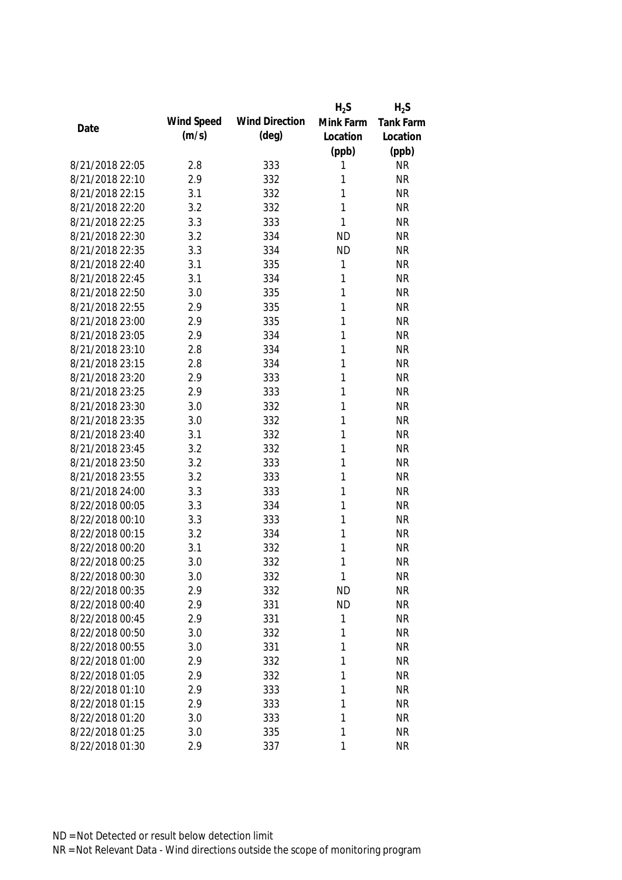| Date | Wind Speed (m/s) | Wind Direction (deg) | $H_2S$ Mink Farm Location (ppb) | $H_2S$ Tank Farm Location (ppb) |
|---|---|---|---|---|
| 8/21/2018 22:05 | 2.8 | 333 | 1 | NR |
| 8/21/2018 22:10 | 2.9 | 332 | 1 | NR |
| 8/21/2018 22:15 | 3.1 | 332 | 1 | NR |
| 8/21/2018 22:20 | 3.2 | 332 | 1 | NR |
| 8/21/2018 22:25 | 3.3 | 333 | 1 | NR |
| 8/21/2018 22:30 | 3.2 | 334 | ND | NR |
| 8/21/2018 22:35 | 3.3 | 334 | ND | NR |
| 8/21/2018 22:40 | 3.1 | 335 | 1 | NR |
| 8/21/2018 22:45 | 3.1 | 334 | 1 | NR |
| 8/21/2018 22:50 | 3.0 | 335 | 1 | NR |
| 8/21/2018 22:55 | 2.9 | 335 | 1 | NR |
| 8/21/2018 23:00 | 2.9 | 335 | 1 | NR |
| 8/21/2018 23:05 | 2.9 | 334 | 1 | NR |
| 8/21/2018 23:10 | 2.8 | 334 | 1 | NR |
| 8/21/2018 23:15 | 2.8 | 334 | 1 | NR |
| 8/21/2018 23:20 | 2.9 | 333 | 1 | NR |
| 8/21/2018 23:25 | 2.9 | 333 | 1 | NR |
| 8/21/2018 23:30 | 3.0 | 332 | 1 | NR |
| 8/21/2018 23:35 | 3.0 | 332 | 1 | NR |
| 8/21/2018 23:40 | 3.1 | 332 | 1 | NR |
| 8/21/2018 23:45 | 3.2 | 332 | 1 | NR |
| 8/21/2018 23:50 | 3.2 | 333 | 1 | NR |
| 8/21/2018 23:55 | 3.2 | 333 | 1 | NR |
| 8/21/2018 24:00 | 3.3 | 333 | 1 | NR |
| 8/22/2018 00:05 | 3.3 | 334 | 1 | NR |
| 8/22/2018 00:10 | 3.3 | 333 | 1 | NR |
| 8/22/2018 00:15 | 3.2 | 334 | 1 | NR |
| 8/22/2018 00:20 | 3.1 | 332 | 1 | NR |
| 8/22/2018 00:25 | 3.0 | 332 | 1 | NR |
| 8/22/2018 00:30 | 3.0 | 332 | 1 | NR |
| 8/22/2018 00:35 | 2.9 | 332 | ND | NR |
| 8/22/2018 00:40 | 2.9 | 331 | ND | NR |
| 8/22/2018 00:45 | 2.9 | 331 | 1 | NR |
| 8/22/2018 00:50 | 3.0 | 332 | 1 | NR |
| 8/22/2018 00:55 | 3.0 | 331 | 1 | NR |
| 8/22/2018 01:00 | 2.9 | 332 | 1 | NR |
| 8/22/2018 01:05 | 2.9 | 332 | 1 | NR |
| 8/22/2018 01:10 | 2.9 | 333 | 1 | NR |
| 8/22/2018 01:15 | 2.9 | 333 | 1 | NR |
| 8/22/2018 01:20 | 3.0 | 333 | 1 | NR |
| 8/22/2018 01:25 | 3.0 | 335 | 1 | NR |
| 8/22/2018 01:30 | 2.9 | 337 | 1 | NR |

ND = Not Detected or result below detection limit

NR = Not Relevant Data - Wind directions outside the scope of monitoring program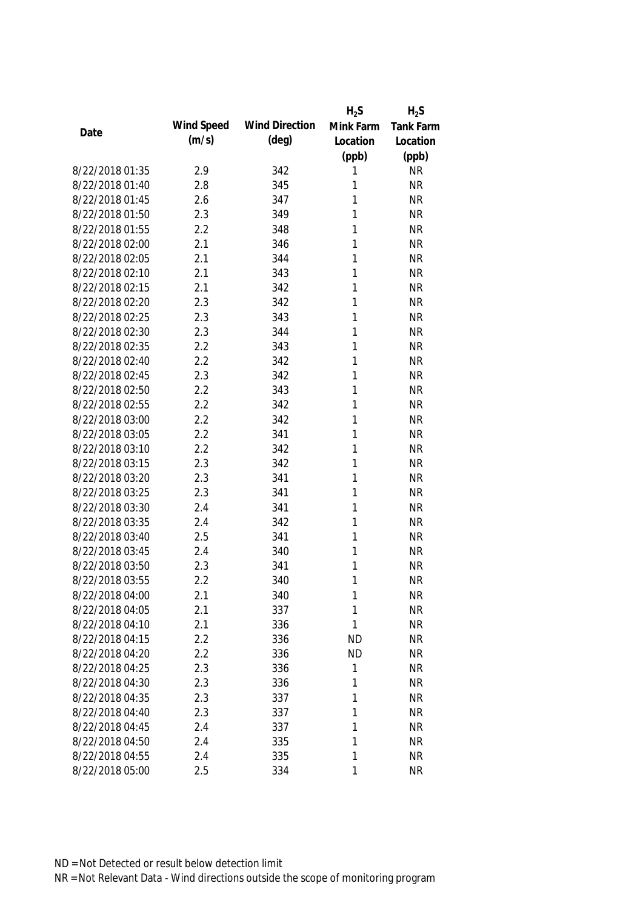| Date | Wind Speed (m/s) | Wind Direction (deg) | $H_2S$ Mink Farm Location (ppb) | $H_2S$ Tank Farm Location (ppb) |
|---|---|---|---|---|
| 8/22/2018 01:35 | 2.9 | 342 | 1 | NR |
| 8/22/2018 01:40 | 2.8 | 345 | 1 | NR |
| 8/22/2018 01:45 | 2.6 | 347 | 1 | NR |
| 8/22/2018 01:50 | 2.3 | 349 | 1 | NR |
| 8/22/2018 01:55 | 2.2 | 348 | 1 | NR |
| 8/22/2018 02:00 | 2.1 | 346 | 1 | NR |
| 8/22/2018 02:05 | 2.1 | 344 | 1 | NR |
| 8/22/2018 02:10 | 2.1 | 343 | 1 | NR |
| 8/22/2018 02:15 | 2.1 | 342 | 1 | NR |
| 8/22/2018 02:20 | 2.3 | 342 | 1 | NR |
| 8/22/2018 02:25 | 2.3 | 343 | 1 | NR |
| 8/22/2018 02:30 | 2.3 | 344 | 1 | NR |
| 8/22/2018 02:35 | 2.2 | 343 | 1 | NR |
| 8/22/2018 02:40 | 2.2 | 342 | 1 | NR |
| 8/22/2018 02:45 | 2.3 | 342 | 1 | NR |
| 8/22/2018 02:50 | 2.2 | 343 | 1 | NR |
| 8/22/2018 02:55 | 2.2 | 342 | 1 | NR |
| 8/22/2018 03:00 | 2.2 | 342 | 1 | NR |
| 8/22/2018 03:05 | 2.2 | 341 | 1 | NR |
| 8/22/2018 03:10 | 2.2 | 342 | 1 | NR |
| 8/22/2018 03:15 | 2.3 | 342 | 1 | NR |
| 8/22/2018 03:20 | 2.3 | 341 | 1 | NR |
| 8/22/2018 03:25 | 2.3 | 341 | 1 | NR |
| 8/22/2018 03:30 | 2.4 | 341 | 1 | NR |
| 8/22/2018 03:35 | 2.4 | 342 | 1 | NR |
| 8/22/2018 03:40 | 2.5 | 341 | 1 | NR |
| 8/22/2018 03:45 | 2.4 | 340 | 1 | NR |
| 8/22/2018 03:50 | 2.3 | 341 | 1 | NR |
| 8/22/2018 03:55 | 2.2 | 340 | 1 | NR |
| 8/22/2018 04:00 | 2.1 | 340 | 1 | NR |
| 8/22/2018 04:05 | 2.1 | 337 | 1 | NR |
| 8/22/2018 04:10 | 2.1 | 336 | 1 | NR |
| 8/22/2018 04:15 | 2.2 | 336 | ND | NR |
| 8/22/2018 04:20 | 2.2 | 336 | ND | NR |
| 8/22/2018 04:25 | 2.3 | 336 | 1 | NR |
| 8/22/2018 04:30 | 2.3 | 336 | 1 | NR |
| 8/22/2018 04:35 | 2.3 | 337 | 1 | NR |
| 8/22/2018 04:40 | 2.3 | 337 | 1 | NR |
| 8/22/2018 04:45 | 2.4 | 337 | 1 | NR |
| 8/22/2018 04:50 | 2.4 | 335 | 1 | NR |
| 8/22/2018 04:55 | 2.4 | 335 | 1 | NR |
| 8/22/2018 05:00 | 2.5 | 334 | 1 | NR |

ND = Not Detected or result below detection limit

NR = Not Relevant Data - Wind directions outside the scope of monitoring program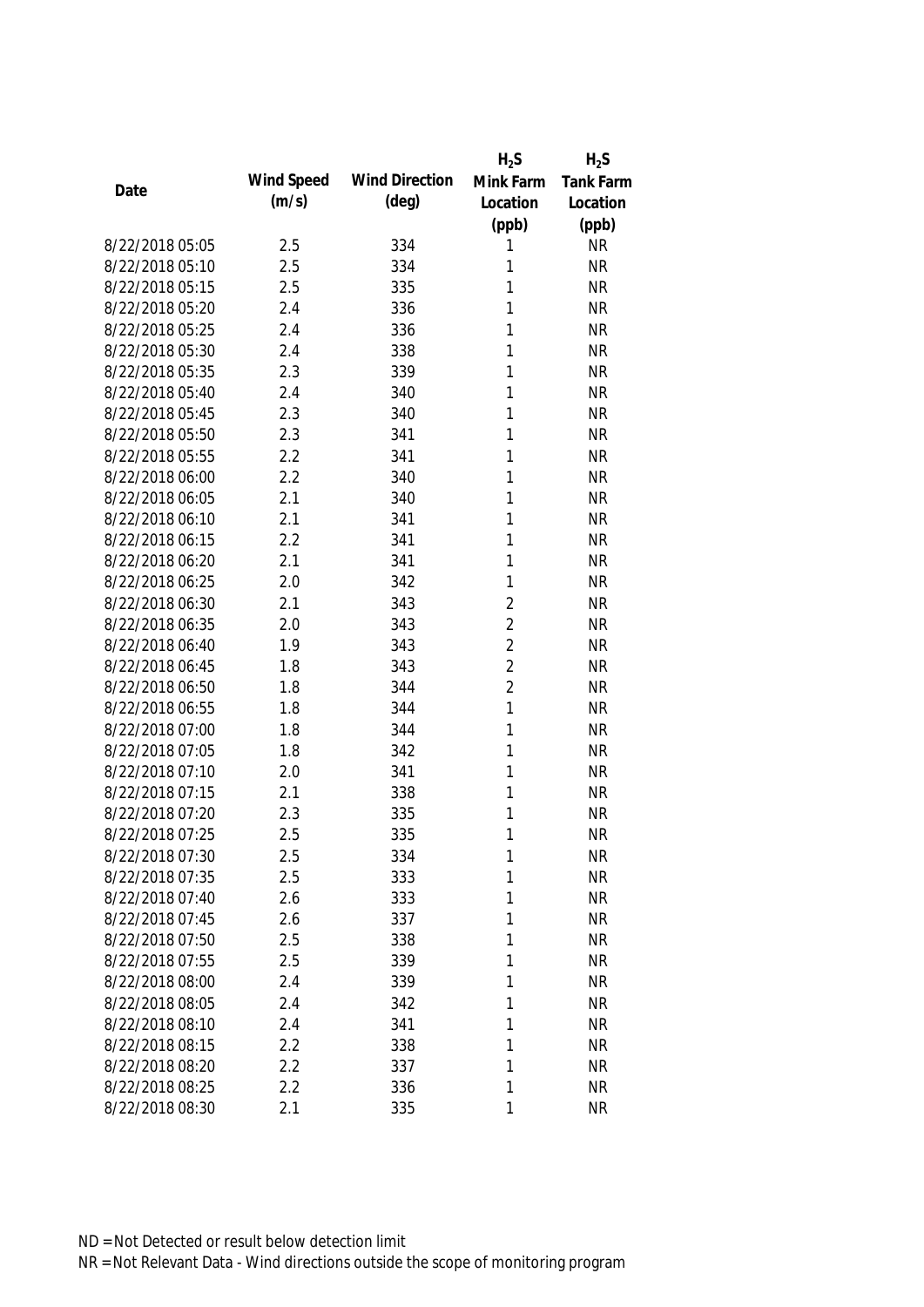| Date | Wind Speed (m/s) | Wind Direction (deg) | $H_2S$ Mink Farm Location (ppb) | $H_2S$ Tank Farm Location (ppb) |
|---|---|---|---|---|
| 8/22/2018 05:05 | 2.5 | 334 | 1 | NR |
| 8/22/2018 05:10 | 2.5 | 334 | 1 | NR |
| 8/22/2018 05:15 | 2.5 | 335 | 1 | NR |
| 8/22/2018 05:20 | 2.4 | 336 | 1 | NR |
| 8/22/2018 05:25 | 2.4 | 336 | 1 | NR |
| 8/22/2018 05:30 | 2.4 | 338 | 1 | NR |
| 8/22/2018 05:35 | 2.3 | 339 | 1 | NR |
| 8/22/2018 05:40 | 2.4 | 340 | 1 | NR |
| 8/22/2018 05:45 | 2.3 | 340 | 1 | NR |
| 8/22/2018 05:50 | 2.3 | 341 | 1 | NR |
| 8/22/2018 05:55 | 2.2 | 341 | 1 | NR |
| 8/22/2018 06:00 | 2.2 | 340 | 1 | NR |
| 8/22/2018 06:05 | 2.1 | 340 | 1 | NR |
| 8/22/2018 06:10 | 2.1 | 341 | 1 | NR |
| 8/22/2018 06:15 | 2.2 | 341 | 1 | NR |
| 8/22/2018 06:20 | 2.1 | 341 | 1 | NR |
| 8/22/2018 06:25 | 2.0 | 342 | 1 | NR |
| 8/22/2018 06:30 | 2.1 | 343 | 2 | NR |
| 8/22/2018 06:35 | 2.0 | 343 | 2 | NR |
| 8/22/2018 06:40 | 1.9 | 343 | 2 | NR |
| 8/22/2018 06:45 | 1.8 | 343 | 2 | NR |
| 8/22/2018 06:50 | 1.8 | 344 | 2 | NR |
| 8/22/2018 06:55 | 1.8 | 344 | 1 | NR |
| 8/22/2018 07:00 | 1.8 | 344 | 1 | NR |
| 8/22/2018 07:05 | 1.8 | 342 | 1 | NR |
| 8/22/2018 07:10 | 2.0 | 341 | 1 | NR |
| 8/22/2018 07:15 | 2.1 | 338 | 1 | NR |
| 8/22/2018 07:20 | 2.3 | 335 | 1 | NR |
| 8/22/2018 07:25 | 2.5 | 335 | 1 | NR |
| 8/22/2018 07:30 | 2.5 | 334 | 1 | NR |
| 8/22/2018 07:35 | 2.5 | 333 | 1 | NR |
| 8/22/2018 07:40 | 2.6 | 333 | 1 | NR |
| 8/22/2018 07:45 | 2.6 | 337 | 1 | NR |
| 8/22/2018 07:50 | 2.5 | 338 | 1 | NR |
| 8/22/2018 07:55 | 2.5 | 339 | 1 | NR |
| 8/22/2018 08:00 | 2.4 | 339 | 1 | NR |
| 8/22/2018 08:05 | 2.4 | 342 | 1 | NR |
| 8/22/2018 08:10 | 2.4 | 341 | 1 | NR |
| 8/22/2018 08:15 | 2.2 | 338 | 1 | NR |
| 8/22/2018 08:20 | 2.2 | 337 | 1 | NR |
| 8/22/2018 08:25 | 2.2 | 336 | 1 | NR |
| 8/22/2018 08:30 | 2.1 | 335 | 1 | NR |

ND = Not Detected or result below detection limit

NR = Not Relevant Data - Wind directions outside the scope of monitoring program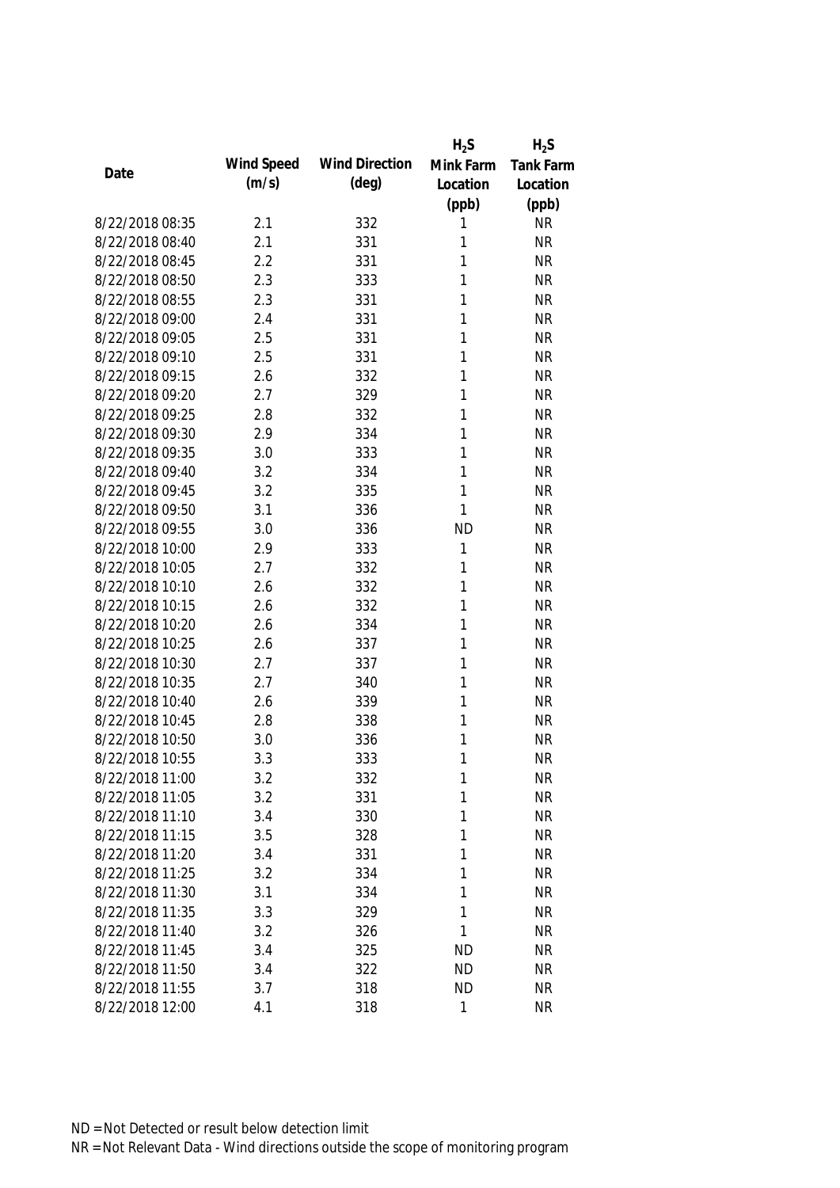| Date | Wind Speed (m/s) | Wind Direction (deg) | $H_2S$ Mink Farm Location (ppb) | $H_2S$ Tank Farm Location (ppb) |
|---|---|---|---|---|
| 8/22/2018 08:35 | 2.1 | 332 | 1 | NR |
| 8/22/2018 08:40 | 2.1 | 331 | 1 | NR |
| 8/22/2018 08:45 | 2.2 | 331 | 1 | NR |
| 8/22/2018 08:50 | 2.3 | 333 | 1 | NR |
| 8/22/2018 08:55 | 2.3 | 331 | 1 | NR |
| 8/22/2018 09:00 | 2.4 | 331 | 1 | NR |
| 8/22/2018 09:05 | 2.5 | 331 | 1 | NR |
| 8/22/2018 09:10 | 2.5 | 331 | 1 | NR |
| 8/22/2018 09:15 | 2.6 | 332 | 1 | NR |
| 8/22/2018 09:20 | 2.7 | 329 | 1 | NR |
| 8/22/2018 09:25 | 2.8 | 332 | 1 | NR |
| 8/22/2018 09:30 | 2.9 | 334 | 1 | NR |
| 8/22/2018 09:35 | 3.0 | 333 | 1 | NR |
| 8/22/2018 09:40 | 3.2 | 334 | 1 | NR |
| 8/22/2018 09:45 | 3.2 | 335 | 1 | NR |
| 8/22/2018 09:50 | 3.1 | 336 | 1 | NR |
| 8/22/2018 09:55 | 3.0 | 336 | ND | NR |
| 8/22/2018 10:00 | 2.9 | 333 | 1 | NR |
| 8/22/2018 10:05 | 2.7 | 332 | 1 | NR |
| 8/22/2018 10:10 | 2.6 | 332 | 1 | NR |
| 8/22/2018 10:15 | 2.6 | 332 | 1 | NR |
| 8/22/2018 10:20 | 2.6 | 334 | 1 | NR |
| 8/22/2018 10:25 | 2.6 | 337 | 1 | NR |
| 8/22/2018 10:30 | 2.7 | 337 | 1 | NR |
| 8/22/2018 10:35 | 2.7 | 340 | 1 | NR |
| 8/22/2018 10:40 | 2.6 | 339 | 1 | NR |
| 8/22/2018 10:45 | 2.8 | 338 | 1 | NR |
| 8/22/2018 10:50 | 3.0 | 336 | 1 | NR |
| 8/22/2018 10:55 | 3.3 | 333 | 1 | NR |
| 8/22/2018 11:00 | 3.2 | 332 | 1 | NR |
| 8/22/2018 11:05 | 3.2 | 331 | 1 | NR |
| 8/22/2018 11:10 | 3.4 | 330 | 1 | NR |
| 8/22/2018 11:15 | 3.5 | 328 | 1 | NR |
| 8/22/2018 11:20 | 3.4 | 331 | 1 | NR |
| 8/22/2018 11:25 | 3.2 | 334 | 1 | NR |
| 8/22/2018 11:30 | 3.1 | 334 | 1 | NR |
| 8/22/2018 11:35 | 3.3 | 329 | 1 | NR |
| 8/22/2018 11:40 | 3.2 | 326 | 1 | NR |
| 8/22/2018 11:45 | 3.4 | 325 | ND | NR |
| 8/22/2018 11:50 | 3.4 | 322 | ND | NR |
| 8/22/2018 11:55 | 3.7 | 318 | ND | NR |
| 8/22/2018 12:00 | 4.1 | 318 | 1 | NR |

ND = Not Detected or result below detection limit

NR = Not Relevant Data - Wind directions outside the scope of monitoring program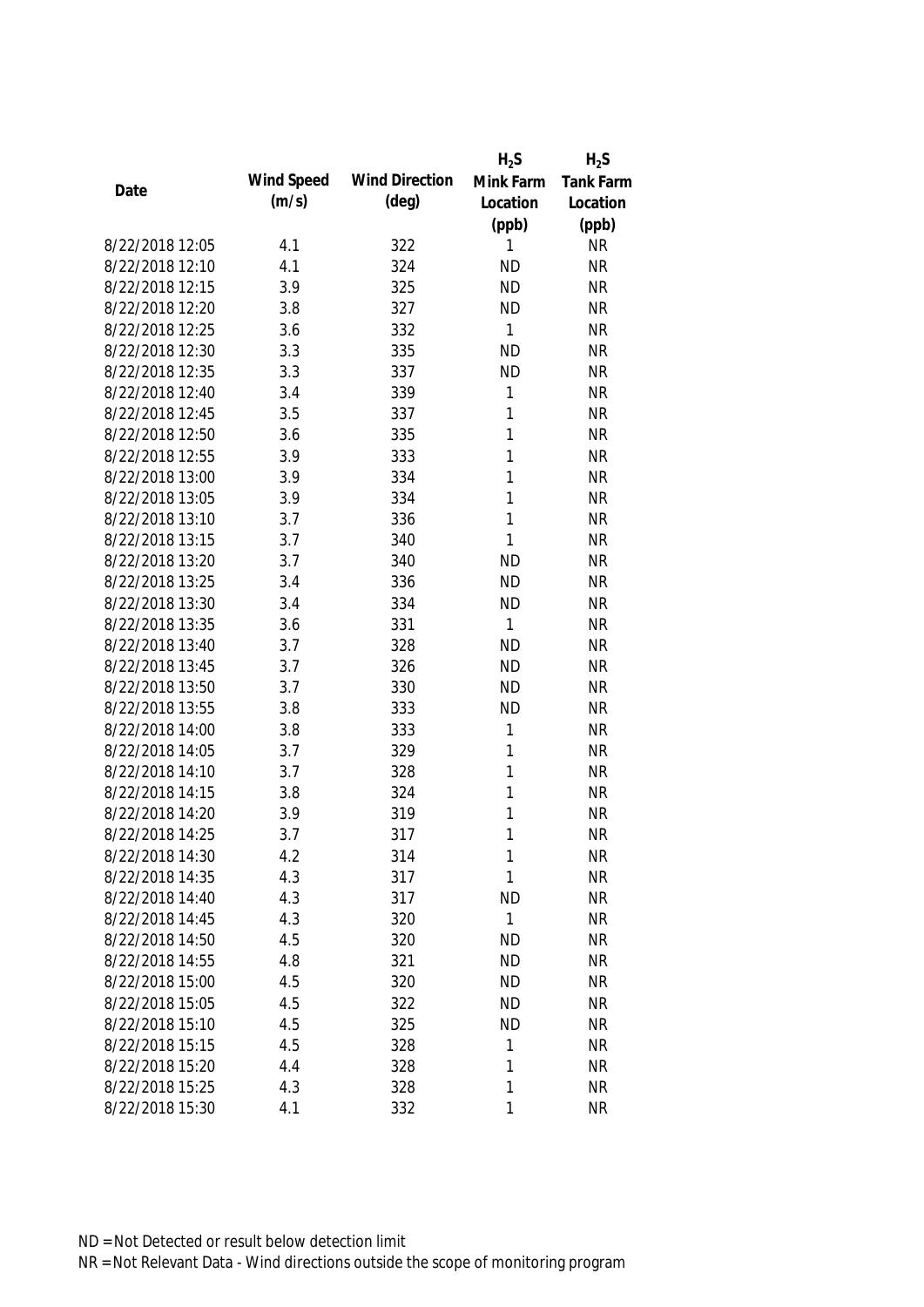| Date | Wind Speed (m/s) | Wind Direction (deg) | $H_2S$ Mink Farm Location (ppb) | $H_2S$ Tank Farm Location (ppb) |
|---|---|---|---|---|
| 8/22/2018 12:05 | 4.1 | 322 | 1 | NR |
| 8/22/2018 12:10 | 4.1 | 324 | ND | NR |
| 8/22/2018 12:15 | 3.9 | 325 | ND | NR |
| 8/22/2018 12:20 | 3.8 | 327 | ND | NR |
| 8/22/2018 12:25 | 3.6 | 332 | 1 | NR |
| 8/22/2018 12:30 | 3.3 | 335 | ND | NR |
| 8/22/2018 12:35 | 3.3 | 337 | ND | NR |
| 8/22/2018 12:40 | 3.4 | 339 | 1 | NR |
| 8/22/2018 12:45 | 3.5 | 337 | 1 | NR |
| 8/22/2018 12:50 | 3.6 | 335 | 1 | NR |
| 8/22/2018 12:55 | 3.9 | 333 | 1 | NR |
| 8/22/2018 13:00 | 3.9 | 334 | 1 | NR |
| 8/22/2018 13:05 | 3.9 | 334 | 1 | NR |
| 8/22/2018 13:10 | 3.7 | 336 | 1 | NR |
| 8/22/2018 13:15 | 3.7 | 340 | 1 | NR |
| 8/22/2018 13:20 | 3.7 | 340 | ND | NR |
| 8/22/2018 13:25 | 3.4 | 336 | ND | NR |
| 8/22/2018 13:30 | 3.4 | 334 | ND | NR |
| 8/22/2018 13:35 | 3.6 | 331 | 1 | NR |
| 8/22/2018 13:40 | 3.7 | 328 | ND | NR |
| 8/22/2018 13:45 | 3.7 | 326 | ND | NR |
| 8/22/2018 13:50 | 3.7 | 330 | ND | NR |
| 8/22/2018 13:55 | 3.8 | 333 | ND | NR |
| 8/22/2018 14:00 | 3.8 | 333 | 1 | NR |
| 8/22/2018 14:05 | 3.7 | 329 | 1 | NR |
| 8/22/2018 14:10 | 3.7 | 328 | 1 | NR |
| 8/22/2018 14:15 | 3.8 | 324 | 1 | NR |
| 8/22/2018 14:20 | 3.9 | 319 | 1 | NR |
| 8/22/2018 14:25 | 3.7 | 317 | 1 | NR |
| 8/22/2018 14:30 | 4.2 | 314 | 1 | NR |
| 8/22/2018 14:35 | 4.3 | 317 | 1 | NR |
| 8/22/2018 14:40 | 4.3 | 317 | ND | NR |
| 8/22/2018 14:45 | 4.3 | 320 | 1 | NR |
| 8/22/2018 14:50 | 4.5 | 320 | ND | NR |
| 8/22/2018 14:55 | 4.8 | 321 | ND | NR |
| 8/22/2018 15:00 | 4.5 | 320 | ND | NR |
| 8/22/2018 15:05 | 4.5 | 322 | ND | NR |
| 8/22/2018 15:10 | 4.5 | 325 | ND | NR |
| 8/22/2018 15:15 | 4.5 | 328 | 1 | NR |
| 8/22/2018 15:20 | 4.4 | 328 | 1 | NR |
| 8/22/2018 15:25 | 4.3 | 328 | 1 | NR |
| 8/22/2018 15:30 | 4.1 | 332 | 1 | NR |

ND = Not Detected or result below detection limit

NR = Not Relevant Data - Wind directions outside the scope of monitoring program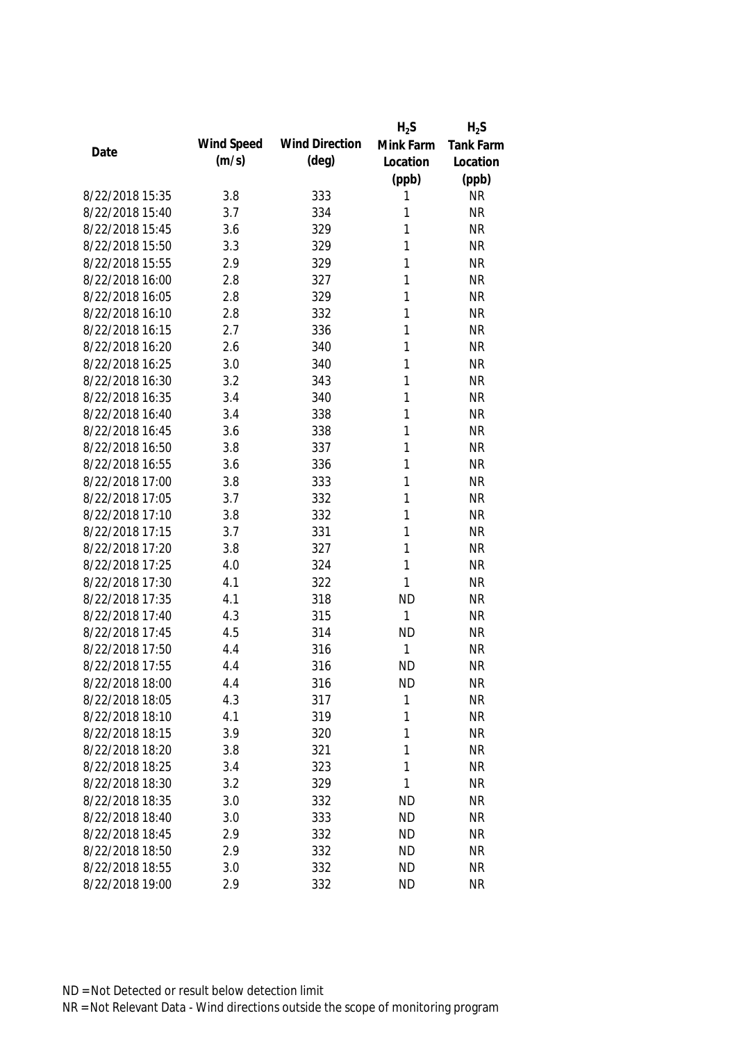| Date | Wind Speed (m/s) | Wind Direction (deg) | $H_2S$ Mink Farm Location (ppb) | $H_2S$ Tank Farm Location (ppb) |
|---|---|---|---|---|
| 8/22/2018 15:35 | 3.8 | 333 | 1 | NR |
| 8/22/2018 15:40 | 3.7 | 334 | 1 | NR |
| 8/22/2018 15:45 | 3.6 | 329 | 1 | NR |
| 8/22/2018 15:50 | 3.3 | 329 | 1 | NR |
| 8/22/2018 15:55 | 2.9 | 329 | 1 | NR |
| 8/22/2018 16:00 | 2.8 | 327 | 1 | NR |
| 8/22/2018 16:05 | 2.8 | 329 | 1 | NR |
| 8/22/2018 16:10 | 2.8 | 332 | 1 | NR |
| 8/22/2018 16:15 | 2.7 | 336 | 1 | NR |
| 8/22/2018 16:20 | 2.6 | 340 | 1 | NR |
| 8/22/2018 16:25 | 3.0 | 340 | 1 | NR |
| 8/22/2018 16:30 | 3.2 | 343 | 1 | NR |
| 8/22/2018 16:35 | 3.4 | 340 | 1 | NR |
| 8/22/2018 16:40 | 3.4 | 338 | 1 | NR |
| 8/22/2018 16:45 | 3.6 | 338 | 1 | NR |
| 8/22/2018 16:50 | 3.8 | 337 | 1 | NR |
| 8/22/2018 16:55 | 3.6 | 336 | 1 | NR |
| 8/22/2018 17:00 | 3.8 | 333 | 1 | NR |
| 8/22/2018 17:05 | 3.7 | 332 | 1 | NR |
| 8/22/2018 17:10 | 3.8 | 332 | 1 | NR |
| 8/22/2018 17:15 | 3.7 | 331 | 1 | NR |
| 8/22/2018 17:20 | 3.8 | 327 | 1 | NR |
| 8/22/2018 17:25 | 4.0 | 324 | 1 | NR |
| 8/22/2018 17:30 | 4.1 | 322 | 1 | NR |
| 8/22/2018 17:35 | 4.1 | 318 | ND | NR |
| 8/22/2018 17:40 | 4.3 | 315 | 1 | NR |
| 8/22/2018 17:45 | 4.5 | 314 | ND | NR |
| 8/22/2018 17:50 | 4.4 | 316 | 1 | NR |
| 8/22/2018 17:55 | 4.4 | 316 | ND | NR |
| 8/22/2018 18:00 | 4.4 | 316 | ND | NR |
| 8/22/2018 18:05 | 4.3 | 317 | 1 | NR |
| 8/22/2018 18:10 | 4.1 | 319 | 1 | NR |
| 8/22/2018 18:15 | 3.9 | 320 | 1 | NR |
| 8/22/2018 18:20 | 3.8 | 321 | 1 | NR |
| 8/22/2018 18:25 | 3.4 | 323 | 1 | NR |
| 8/22/2018 18:30 | 3.2 | 329 | 1 | NR |
| 8/22/2018 18:35 | 3.0 | 332 | ND | NR |
| 8/22/2018 18:40 | 3.0 | 333 | ND | NR |
| 8/22/2018 18:45 | 2.9 | 332 | ND | NR |
| 8/22/2018 18:50 | 2.9 | 332 | ND | NR |
| 8/22/2018 18:55 | 3.0 | 332 | ND | NR |
| 8/22/2018 19:00 | 2.9 | 332 | ND | NR |

ND = Not Detected or result below detection limit

NR = Not Relevant Data - Wind directions outside the scope of monitoring program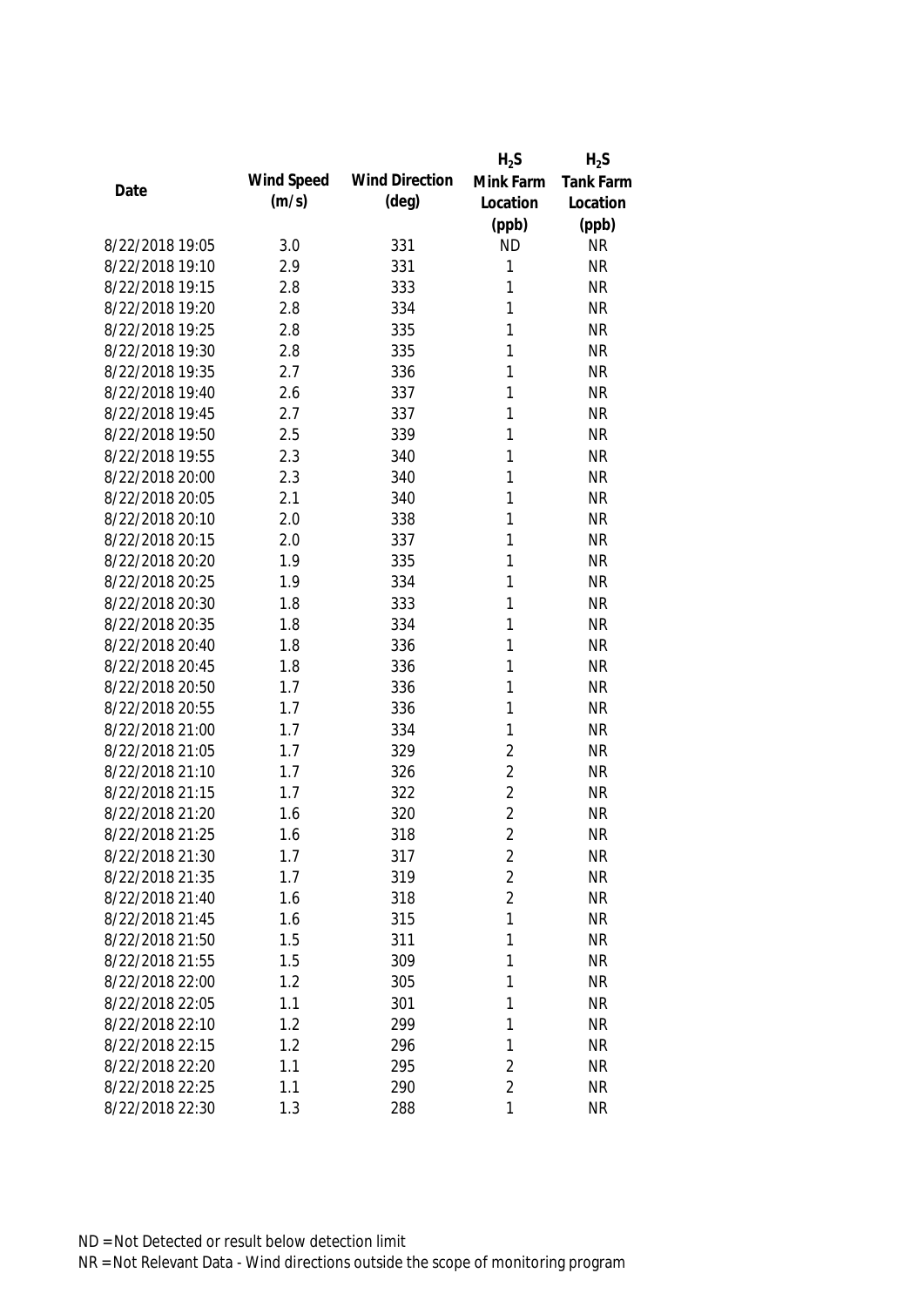| Date | Wind Speed (m/s) | Wind Direction (deg) | $H_2S$ Mink Farm Location (ppb) | $H_2S$ Tank Farm Location (ppb) |
|---|---|---|---|---|
| 8/22/2018 19:05 | 3.0 | 331 | ND | NR |
| 8/22/2018 19:10 | 2.9 | 331 | 1 | NR |
| 8/22/2018 19:15 | 2.8 | 333 | 1 | NR |
| 8/22/2018 19:20 | 2.8 | 334 | 1 | NR |
| 8/22/2018 19:25 | 2.8 | 335 | 1 | NR |
| 8/22/2018 19:30 | 2.8 | 335 | 1 | NR |
| 8/22/2018 19:35 | 2.7 | 336 | 1 | NR |
| 8/22/2018 19:40 | 2.6 | 337 | 1 | NR |
| 8/22/2018 19:45 | 2.7 | 337 | 1 | NR |
| 8/22/2018 19:50 | 2.5 | 339 | 1 | NR |
| 8/22/2018 19:55 | 2.3 | 340 | 1 | NR |
| 8/22/2018 20:00 | 2.3 | 340 | 1 | NR |
| 8/22/2018 20:05 | 2.1 | 340 | 1 | NR |
| 8/22/2018 20:10 | 2.0 | 338 | 1 | NR |
| 8/22/2018 20:15 | 2.0 | 337 | 1 | NR |
| 8/22/2018 20:20 | 1.9 | 335 | 1 | NR |
| 8/22/2018 20:25 | 1.9 | 334 | 1 | NR |
| 8/22/2018 20:30 | 1.8 | 333 | 1 | NR |
| 8/22/2018 20:35 | 1.8 | 334 | 1 | NR |
| 8/22/2018 20:40 | 1.8 | 336 | 1 | NR |
| 8/22/2018 20:45 | 1.8 | 336 | 1 | NR |
| 8/22/2018 20:50 | 1.7 | 336 | 1 | NR |
| 8/22/2018 20:55 | 1.7 | 336 | 1 | NR |
| 8/22/2018 21:00 | 1.7 | 334 | 1 | NR |
| 8/22/2018 21:05 | 1.7 | 329 | 2 | NR |
| 8/22/2018 21:10 | 1.7 | 326 | 2 | NR |
| 8/22/2018 21:15 | 1.7 | 322 | 2 | NR |
| 8/22/2018 21:20 | 1.6 | 320 | 2 | NR |
| 8/22/2018 21:25 | 1.6 | 318 | 2 | NR |
| 8/22/2018 21:30 | 1.7 | 317 | 2 | NR |
| 8/22/2018 21:35 | 1.7 | 319 | 2 | NR |
| 8/22/2018 21:40 | 1.6 | 318 | 2 | NR |
| 8/22/2018 21:45 | 1.6 | 315 | 1 | NR |
| 8/22/2018 21:50 | 1.5 | 311 | 1 | NR |
| 8/22/2018 21:55 | 1.5 | 309 | 1 | NR |
| 8/22/2018 22:00 | 1.2 | 305 | 1 | NR |
| 8/22/2018 22:05 | 1.1 | 301 | 1 | NR |
| 8/22/2018 22:10 | 1.2 | 299 | 1 | NR |
| 8/22/2018 22:15 | 1.2 | 296 | 1 | NR |
| 8/22/2018 22:20 | 1.1 | 295 | 2 | NR |
| 8/22/2018 22:25 | 1.1 | 290 | 2 | NR |
| 8/22/2018 22:30 | 1.3 | 288 | 1 | NR |

ND = Not Detected or result below detection limit

NR = Not Relevant Data - Wind directions outside the scope of monitoring program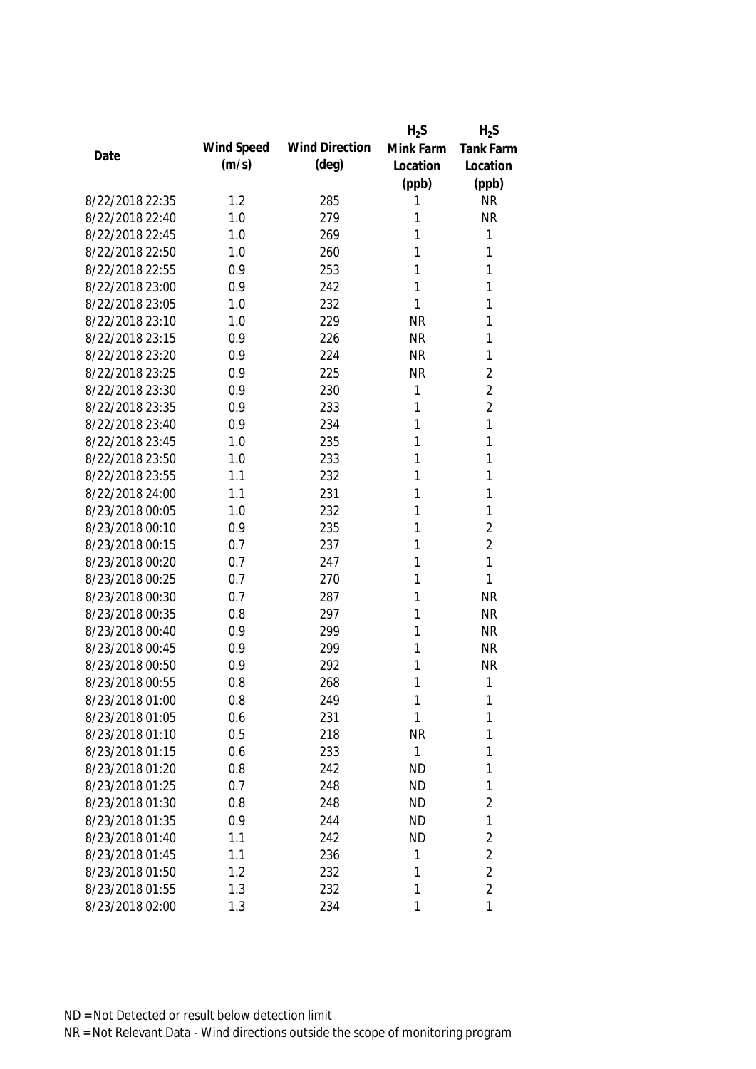| Date | Wind Speed (m/s) | Wind Direction (deg) | $H_2S$ Mink Farm Location (ppb) | $H_2S$ Tank Farm Location (ppb) |
|---|---|---|---|---|
| 8/22/2018 22:35 | 1.2 | 285 | 1 | NR |
| 8/22/2018 22:40 | 1.0 | 279 | 1 | NR |
| 8/22/2018 22:45 | 1.0 | 269 | 1 | 1 |
| 8/22/2018 22:50 | 1.0 | 260 | 1 | 1 |
| 8/22/2018 22:55 | 0.9 | 253 | 1 | 1 |
| 8/22/2018 23:00 | 0.9 | 242 | 1 | 1 |
| 8/22/2018 23:05 | 1.0 | 232 | 1 | 1 |
| 8/22/2018 23:10 | 1.0 | 229 | NR | 1 |
| 8/22/2018 23:15 | 0.9 | 226 | NR | 1 |
| 8/22/2018 23:20 | 0.9 | 224 | NR | 1 |
| 8/22/2018 23:25 | 0.9 | 225 | NR | 2 |
| 8/22/2018 23:30 | 0.9 | 230 | 1 | 2 |
| 8/22/2018 23:35 | 0.9 | 233 | 1 | 2 |
| 8/22/2018 23:40 | 0.9 | 234 | 1 | 1 |
| 8/22/2018 23:45 | 1.0 | 235 | 1 | 1 |
| 8/22/2018 23:50 | 1.0 | 233 | 1 | 1 |
| 8/22/2018 23:55 | 1.1 | 232 | 1 | 1 |
| 8/22/2018 24:00 | 1.1 | 231 | 1 | 1 |
| 8/23/2018 00:05 | 1.0 | 232 | 1 | 1 |
| 8/23/2018 00:10 | 0.9 | 235 | 1 | 2 |
| 8/23/2018 00:15 | 0.7 | 237 | 1 | 2 |
| 8/23/2018 00:20 | 0.7 | 247 | 1 | 1 |
| 8/23/2018 00:25 | 0.7 | 270 | 1 | 1 |
| 8/23/2018 00:30 | 0.7 | 287 | 1 | NR |
| 8/23/2018 00:35 | 0.8 | 297 | 1 | NR |
| 8/23/2018 00:40 | 0.9 | 299 | 1 | NR |
| 8/23/2018 00:45 | 0.9 | 299 | 1 | NR |
| 8/23/2018 00:50 | 0.9 | 292 | 1 | NR |
| 8/23/2018 00:55 | 0.8 | 268 | 1 | 1 |
| 8/23/2018 01:00 | 0.8 | 249 | 1 | 1 |
| 8/23/2018 01:05 | 0.6 | 231 | 1 | 1 |
| 8/23/2018 01:10 | 0.5 | 218 | NR | 1 |
| 8/23/2018 01:15 | 0.6 | 233 | 1 | 1 |
| 8/23/2018 01:20 | 0.8 | 242 | ND | 1 |
| 8/23/2018 01:25 | 0.7 | 248 | ND | 1 |
| 8/23/2018 01:30 | 0.8 | 248 | ND | 2 |
| 8/23/2018 01:35 | 0.9 | 244 | ND | 1 |
| 8/23/2018 01:40 | 1.1 | 242 | ND | 2 |
| 8/23/2018 01:45 | 1.1 | 236 | 1 | 2 |
| 8/23/2018 01:50 | 1.2 | 232 | 1 | 2 |
| 8/23/2018 01:55 | 1.3 | 232 | 1 | 2 |
| 8/23/2018 02:00 | 1.3 | 234 | 1 | 1 |

ND = Not Detected or result below detection limit

NR = Not Relevant Data - Wind directions outside the scope of monitoring program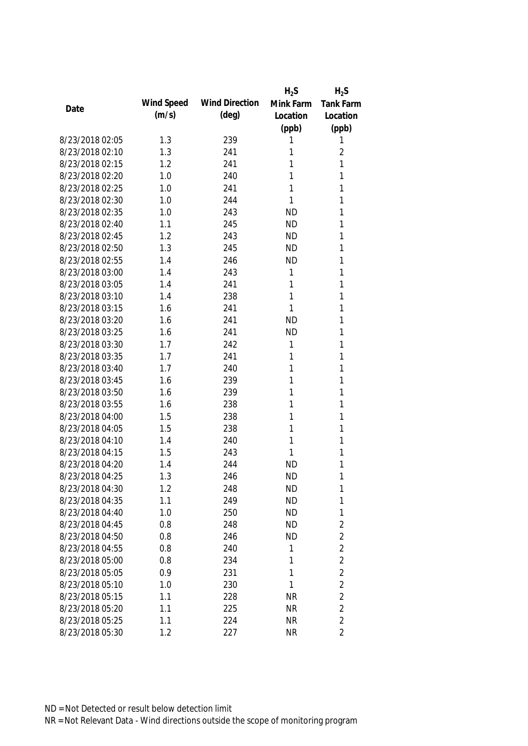| Date | Wind Speed (m/s) | Wind Direction (deg) | $H_2S$ Mink Farm Location (ppb) | $H_2S$ Tank Farm Location (ppb) |
|---|---|---|---|---|
| 8/23/2018 02:05 | 1.3 | 239 | 1 | 1 |
| 8/23/2018 02:10 | 1.3 | 241 | 1 | 2 |
| 8/23/2018 02:15 | 1.2 | 241 | 1 | 1 |
| 8/23/2018 02:20 | 1.0 | 240 | 1 | 1 |
| 8/23/2018 02:25 | 1.0 | 241 | 1 | 1 |
| 8/23/2018 02:30 | 1.0 | 244 | 1 | 1 |
| 8/23/2018 02:35 | 1.0 | 243 | ND | 1 |
| 8/23/2018 02:40 | 1.1 | 245 | ND | 1 |
| 8/23/2018 02:45 | 1.2 | 243 | ND | 1 |
| 8/23/2018 02:50 | 1.3 | 245 | ND | 1 |
| 8/23/2018 02:55 | 1.4 | 246 | ND | 1 |
| 8/23/2018 03:00 | 1.4 | 243 | 1 | 1 |
| 8/23/2018 03:05 | 1.4 | 241 | 1 | 1 |
| 8/23/2018 03:10 | 1.4 | 238 | 1 | 1 |
| 8/23/2018 03:15 | 1.6 | 241 | 1 | 1 |
| 8/23/2018 03:20 | 1.6 | 241 | ND | 1 |
| 8/23/2018 03:25 | 1.6 | 241 | ND | 1 |
| 8/23/2018 03:30 | 1.7 | 242 | 1 | 1 |
| 8/23/2018 03:35 | 1.7 | 241 | 1 | 1 |
| 8/23/2018 03:40 | 1.7 | 240 | 1 | 1 |
| 8/23/2018 03:45 | 1.6 | 239 | 1 | 1 |
| 8/23/2018 03:50 | 1.6 | 239 | 1 | 1 |
| 8/23/2018 03:55 | 1.6 | 238 | 1 | 1 |
| 8/23/2018 04:00 | 1.5 | 238 | 1 | 1 |
| 8/23/2018 04:05 | 1.5 | 238 | 1 | 1 |
| 8/23/2018 04:10 | 1.4 | 240 | 1 | 1 |
| 8/23/2018 04:15 | 1.5 | 243 | 1 | 1 |
| 8/23/2018 04:20 | 1.4 | 244 | ND | 1 |
| 8/23/2018 04:25 | 1.3 | 246 | ND | 1 |
| 8/23/2018 04:30 | 1.2 | 248 | ND | 1 |
| 8/23/2018 04:35 | 1.1 | 249 | ND | 1 |
| 8/23/2018 04:40 | 1.0 | 250 | ND | 1 |
| 8/23/2018 04:45 | 0.8 | 248 | ND | 2 |
| 8/23/2018 04:50 | 0.8 | 246 | ND | 2 |
| 8/23/2018 04:55 | 0.8 | 240 | 1 | 2 |
| 8/23/2018 05:00 | 0.8 | 234 | 1 | 2 |
| 8/23/2018 05:05 | 0.9 | 231 | 1 | 2 |
| 8/23/2018 05:10 | 1.0 | 230 | 1 | 2 |
| 8/23/2018 05:15 | 1.1 | 228 | NR | 2 |
| 8/23/2018 05:20 | 1.1 | 225 | NR | 2 |
| 8/23/2018 05:25 | 1.1 | 224 | NR | 2 |
| 8/23/2018 05:30 | 1.2 | 227 | NR | 2 |

ND = Not Detected or result below detection limit

NR = Not Relevant Data - Wind directions outside the scope of monitoring program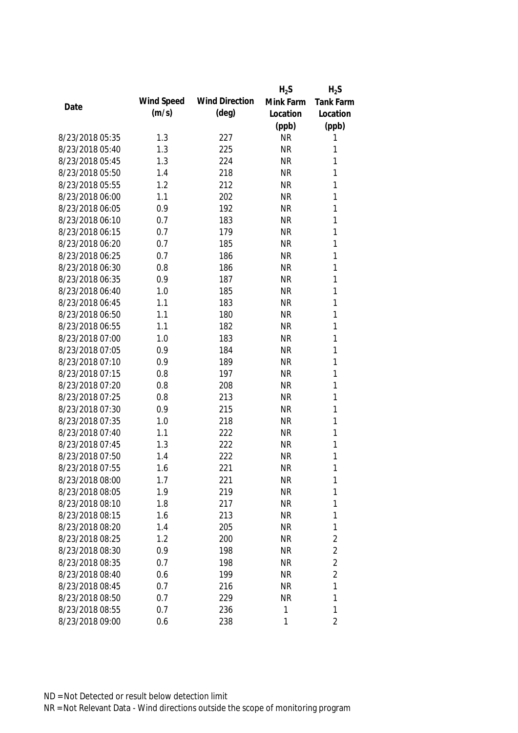| Date | Wind Speed (m/s) | Wind Direction (deg) | $H_2S$ Mink Farm Location (ppb) | $H_2S$ Tank Farm Location (ppb) |
|---|---|---|---|---|
| 8/23/2018 05:35 | 1.3 | 227 | NR | 1 |
| 8/23/2018 05:40 | 1.3 | 225 | NR | 1 |
| 8/23/2018 05:45 | 1.3 | 224 | NR | 1 |
| 8/23/2018 05:50 | 1.4 | 218 | NR | 1 |
| 8/23/2018 05:55 | 1.2 | 212 | NR | 1 |
| 8/23/2018 06:00 | 1.1 | 202 | NR | 1 |
| 8/23/2018 06:05 | 0.9 | 192 | NR | 1 |
| 8/23/2018 06:10 | 0.7 | 183 | NR | 1 |
| 8/23/2018 06:15 | 0.7 | 179 | NR | 1 |
| 8/23/2018 06:20 | 0.7 | 185 | NR | 1 |
| 8/23/2018 06:25 | 0.7 | 186 | NR | 1 |
| 8/23/2018 06:30 | 0.8 | 186 | NR | 1 |
| 8/23/2018 06:35 | 0.9 | 187 | NR | 1 |
| 8/23/2018 06:40 | 1.0 | 185 | NR | 1 |
| 8/23/2018 06:45 | 1.1 | 183 | NR | 1 |
| 8/23/2018 06:50 | 1.1 | 180 | NR | 1 |
| 8/23/2018 06:55 | 1.1 | 182 | NR | 1 |
| 8/23/2018 07:00 | 1.0 | 183 | NR | 1 |
| 8/23/2018 07:05 | 0.9 | 184 | NR | 1 |
| 8/23/2018 07:10 | 0.9 | 189 | NR | 1 |
| 8/23/2018 07:15 | 0.8 | 197 | NR | 1 |
| 8/23/2018 07:20 | 0.8 | 208 | NR | 1 |
| 8/23/2018 07:25 | 0.8 | 213 | NR | 1 |
| 8/23/2018 07:30 | 0.9 | 215 | NR | 1 |
| 8/23/2018 07:35 | 1.0 | 218 | NR | 1 |
| 8/23/2018 07:40 | 1.1 | 222 | NR | 1 |
| 8/23/2018 07:45 | 1.3 | 222 | NR | 1 |
| 8/23/2018 07:50 | 1.4 | 222 | NR | 1 |
| 8/23/2018 07:55 | 1.6 | 221 | NR | 1 |
| 8/23/2018 08:00 | 1.7 | 221 | NR | 1 |
| 8/23/2018 08:05 | 1.9 | 219 | NR | 1 |
| 8/23/2018 08:10 | 1.8 | 217 | NR | 1 |
| 8/23/2018 08:15 | 1.6 | 213 | NR | 1 |
| 8/23/2018 08:20 | 1.4 | 205 | NR | 1 |
| 8/23/2018 08:25 | 1.2 | 200 | NR | 2 |
| 8/23/2018 08:30 | 0.9 | 198 | NR | 2 |
| 8/23/2018 08:35 | 0.7 | 198 | NR | 2 |
| 8/23/2018 08:40 | 0.6 | 199 | NR | 2 |
| 8/23/2018 08:45 | 0.7 | 216 | NR | 1 |
| 8/23/2018 08:50 | 0.7 | 229 | NR | 1 |
| 8/23/2018 08:55 | 0.7 | 236 | 1 | 1 |
| 8/23/2018 09:00 | 0.6 | 238 | 1 | 2 |

ND = Not Detected or result below detection limit

NR = Not Relevant Data - Wind directions outside the scope of monitoring program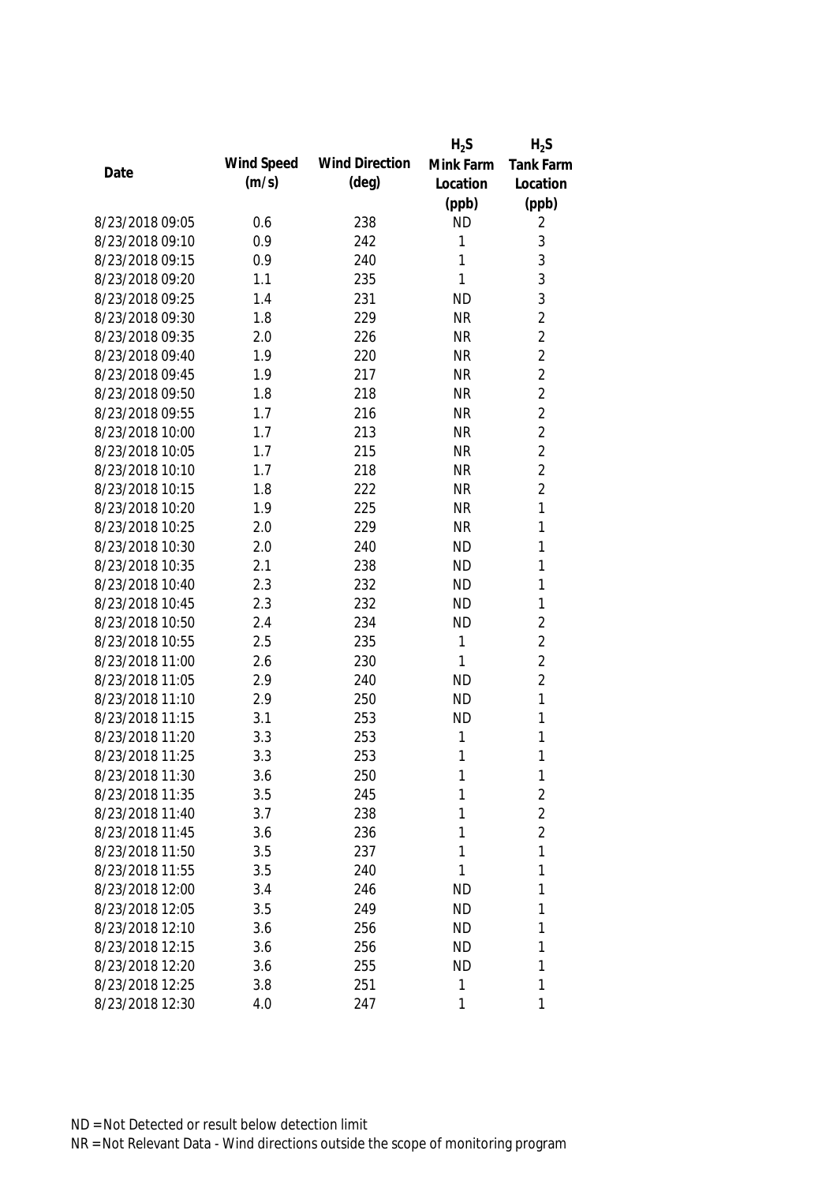| Date | Wind Speed (m/s) | Wind Direction (deg) | $H_2S$ Mink Farm Location (ppb) | $H_2S$ Tank Farm Location (ppb) |
|---|---|---|---|---|
| 8/23/2018 09:05 | 0.6 | 238 | ND | 2 |
| 8/23/2018 09:10 | 0.9 | 242 | 1 | 3 |
| 8/23/2018 09:15 | 0.9 | 240 | 1 | 3 |
| 8/23/2018 09:20 | 1.1 | 235 | 1 | 3 |
| 8/23/2018 09:25 | 1.4 | 231 | ND | 3 |
| 8/23/2018 09:30 | 1.8 | 229 | NR | 2 |
| 8/23/2018 09:35 | 2.0 | 226 | NR | 2 |
| 8/23/2018 09:40 | 1.9 | 220 | NR | 2 |
| 8/23/2018 09:45 | 1.9 | 217 | NR | 2 |
| 8/23/2018 09:50 | 1.8 | 218 | NR | 2 |
| 8/23/2018 09:55 | 1.7 | 216 | NR | 2 |
| 8/23/2018 10:00 | 1.7 | 213 | NR | 2 |
| 8/23/2018 10:05 | 1.7 | 215 | NR | 2 |
| 8/23/2018 10:10 | 1.7 | 218 | NR | 2 |
| 8/23/2018 10:15 | 1.8 | 222 | NR | 2 |
| 8/23/2018 10:20 | 1.9 | 225 | NR | 1 |
| 8/23/2018 10:25 | 2.0 | 229 | NR | 1 |
| 8/23/2018 10:30 | 2.0 | 240 | ND | 1 |
| 8/23/2018 10:35 | 2.1 | 238 | ND | 1 |
| 8/23/2018 10:40 | 2.3 | 232 | ND | 1 |
| 8/23/2018 10:45 | 2.3 | 232 | ND | 1 |
| 8/23/2018 10:50 | 2.4 | 234 | ND | 2 |
| 8/23/2018 10:55 | 2.5 | 235 | 1 | 2 |
| 8/23/2018 11:00 | 2.6 | 230 | 1 | 2 |
| 8/23/2018 11:05 | 2.9 | 240 | ND | 2 |
| 8/23/2018 11:10 | 2.9 | 250 | ND | 1 |
| 8/23/2018 11:15 | 3.1 | 253 | ND | 1 |
| 8/23/2018 11:20 | 3.3 | 253 | 1 | 1 |
| 8/23/2018 11:25 | 3.3 | 253 | 1 | 1 |
| 8/23/2018 11:30 | 3.6 | 250 | 1 | 1 |
| 8/23/2018 11:35 | 3.5 | 245 | 1 | 2 |
| 8/23/2018 11:40 | 3.7 | 238 | 1 | 2 |
| 8/23/2018 11:45 | 3.6 | 236 | 1 | 2 |
| 8/23/2018 11:50 | 3.5 | 237 | 1 | 1 |
| 8/23/2018 11:55 | 3.5 | 240 | 1 | 1 |
| 8/23/2018 12:00 | 3.4 | 246 | ND | 1 |
| 8/23/2018 12:05 | 3.5 | 249 | ND | 1 |
| 8/23/2018 12:10 | 3.6 | 256 | ND | 1 |
| 8/23/2018 12:15 | 3.6 | 256 | ND | 1 |
| 8/23/2018 12:20 | 3.6 | 255 | ND | 1 |
| 8/23/2018 12:25 | 3.8 | 251 | 1 | 1 |
| 8/23/2018 12:30 | 4.0 | 247 | 1 | 1 |

ND = Not Detected or result below detection limit

NR = Not Relevant Data - Wind directions outside the scope of monitoring program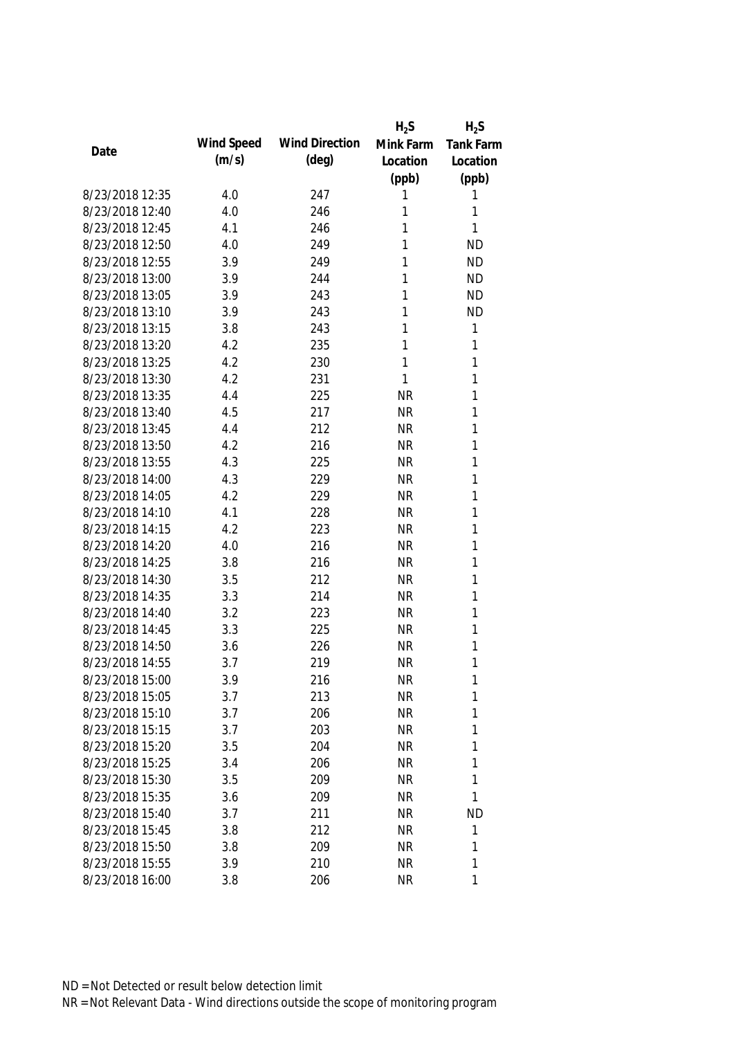| Date | Wind Speed (m/s) | Wind Direction (deg) | $H_2S$ Mink Farm Location (ppb) | $H_2S$ Tank Farm Location (ppb) |
|---|---|---|---|---|
| 8/23/2018 12:35 | 4.0 | 247 | 1 | 1 |
| 8/23/2018 12:40 | 4.0 | 246 | 1 | 1 |
| 8/23/2018 12:45 | 4.1 | 246 | 1 | 1 |
| 8/23/2018 12:50 | 4.0 | 249 | 1 | ND |
| 8/23/2018 12:55 | 3.9 | 249 | 1 | ND |
| 8/23/2018 13:00 | 3.9 | 244 | 1 | ND |
| 8/23/2018 13:05 | 3.9 | 243 | 1 | ND |
| 8/23/2018 13:10 | 3.9 | 243 | 1 | ND |
| 8/23/2018 13:15 | 3.8 | 243 | 1 | 1 |
| 8/23/2018 13:20 | 4.2 | 235 | 1 | 1 |
| 8/23/2018 13:25 | 4.2 | 230 | 1 | 1 |
| 8/23/2018 13:30 | 4.2 | 231 | 1 | 1 |
| 8/23/2018 13:35 | 4.4 | 225 | NR | 1 |
| 8/23/2018 13:40 | 4.5 | 217 | NR | 1 |
| 8/23/2018 13:45 | 4.4 | 212 | NR | 1 |
| 8/23/2018 13:50 | 4.2 | 216 | NR | 1 |
| 8/23/2018 13:55 | 4.3 | 225 | NR | 1 |
| 8/23/2018 14:00 | 4.3 | 229 | NR | 1 |
| 8/23/2018 14:05 | 4.2 | 229 | NR | 1 |
| 8/23/2018 14:10 | 4.1 | 228 | NR | 1 |
| 8/23/2018 14:15 | 4.2 | 223 | NR | 1 |
| 8/23/2018 14:20 | 4.0 | 216 | NR | 1 |
| 8/23/2018 14:25 | 3.8 | 216 | NR | 1 |
| 8/23/2018 14:30 | 3.5 | 212 | NR | 1 |
| 8/23/2018 14:35 | 3.3 | 214 | NR | 1 |
| 8/23/2018 14:40 | 3.2 | 223 | NR | 1 |
| 8/23/2018 14:45 | 3.3 | 225 | NR | 1 |
| 8/23/2018 14:50 | 3.6 | 226 | NR | 1 |
| 8/23/2018 14:55 | 3.7 | 219 | NR | 1 |
| 8/23/2018 15:00 | 3.9 | 216 | NR | 1 |
| 8/23/2018 15:05 | 3.7 | 213 | NR | 1 |
| 8/23/2018 15:10 | 3.7 | 206 | NR | 1 |
| 8/23/2018 15:15 | 3.7 | 203 | NR | 1 |
| 8/23/2018 15:20 | 3.5 | 204 | NR | 1 |
| 8/23/2018 15:25 | 3.4 | 206 | NR | 1 |
| 8/23/2018 15:30 | 3.5 | 209 | NR | 1 |
| 8/23/2018 15:35 | 3.6 | 209 | NR | 1 |
| 8/23/2018 15:40 | 3.7 | 211 | NR | ND |
| 8/23/2018 15:45 | 3.8 | 212 | NR | 1 |
| 8/23/2018 15:50 | 3.8 | 209 | NR | 1 |
| 8/23/2018 15:55 | 3.9 | 210 | NR | 1 |
| 8/23/2018 16:00 | 3.8 | 206 | NR | 1 |

ND = Not Detected or result below detection limit

NR = Not Relevant Data - Wind directions outside the scope of monitoring program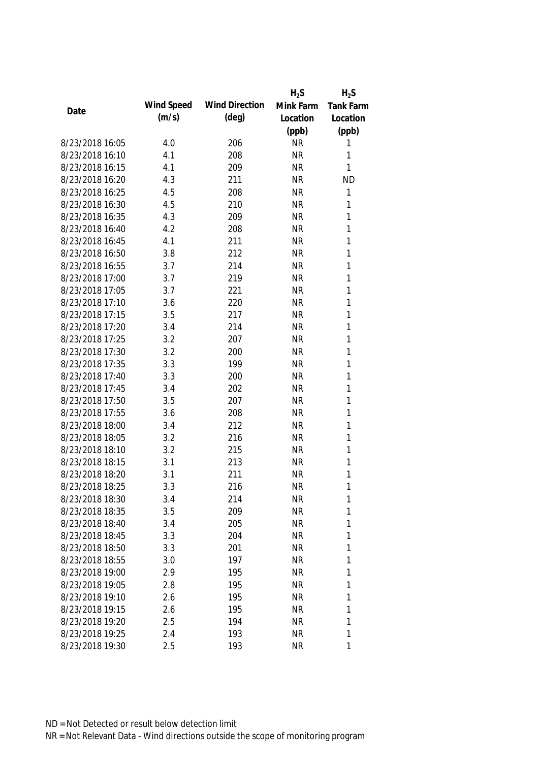| Date | Wind Speed (m/s) | Wind Direction (deg) | $H_2S$ Mink Farm Location (ppb) | $H_2S$ Tank Farm Location (ppb) |
|---|---|---|---|---|
| 8/23/2018 16:05 | 4.0 | 206 | NR | 1 |
| 8/23/2018 16:10 | 4.1 | 208 | NR | 1 |
| 8/23/2018 16:15 | 4.1 | 209 | NR | 1 |
| 8/23/2018 16:20 | 4.3 | 211 | NR | ND |
| 8/23/2018 16:25 | 4.5 | 208 | NR | 1 |
| 8/23/2018 16:30 | 4.5 | 210 | NR | 1 |
| 8/23/2018 16:35 | 4.3 | 209 | NR | 1 |
| 8/23/2018 16:40 | 4.2 | 208 | NR | 1 |
| 8/23/2018 16:45 | 4.1 | 211 | NR | 1 |
| 8/23/2018 16:50 | 3.8 | 212 | NR | 1 |
| 8/23/2018 16:55 | 3.7 | 214 | NR | 1 |
| 8/23/2018 17:00 | 3.7 | 219 | NR | 1 |
| 8/23/2018 17:05 | 3.7 | 221 | NR | 1 |
| 8/23/2018 17:10 | 3.6 | 220 | NR | 1 |
| 8/23/2018 17:15 | 3.5 | 217 | NR | 1 |
| 8/23/2018 17:20 | 3.4 | 214 | NR | 1 |
| 8/23/2018 17:25 | 3.2 | 207 | NR | 1 |
| 8/23/2018 17:30 | 3.2 | 200 | NR | 1 |
| 8/23/2018 17:35 | 3.3 | 199 | NR | 1 |
| 8/23/2018 17:40 | 3.3 | 200 | NR | 1 |
| 8/23/2018 17:45 | 3.4 | 202 | NR | 1 |
| 8/23/2018 17:50 | 3.5 | 207 | NR | 1 |
| 8/23/2018 17:55 | 3.6 | 208 | NR | 1 |
| 8/23/2018 18:00 | 3.4 | 212 | NR | 1 |
| 8/23/2018 18:05 | 3.2 | 216 | NR | 1 |
| 8/23/2018 18:10 | 3.2 | 215 | NR | 1 |
| 8/23/2018 18:15 | 3.1 | 213 | NR | 1 |
| 8/23/2018 18:20 | 3.1 | 211 | NR | 1 |
| 8/23/2018 18:25 | 3.3 | 216 | NR | 1 |
| 8/23/2018 18:30 | 3.4 | 214 | NR | 1 |
| 8/23/2018 18:35 | 3.5 | 209 | NR | 1 |
| 8/23/2018 18:40 | 3.4 | 205 | NR | 1 |
| 8/23/2018 18:45 | 3.3 | 204 | NR | 1 |
| 8/23/2018 18:50 | 3.3 | 201 | NR | 1 |
| 8/23/2018 18:55 | 3.0 | 197 | NR | 1 |
| 8/23/2018 19:00 | 2.9 | 195 | NR | 1 |
| 8/23/2018 19:05 | 2.8 | 195 | NR | 1 |
| 8/23/2018 19:10 | 2.6 | 195 | NR | 1 |
| 8/23/2018 19:15 | 2.6 | 195 | NR | 1 |
| 8/23/2018 19:20 | 2.5 | 194 | NR | 1 |
| 8/23/2018 19:25 | 2.4 | 193 | NR | 1 |
| 8/23/2018 19:30 | 2.5 | 193 | NR | 1 |

ND = Not Detected or result below detection limit

NR = Not Relevant Data - Wind directions outside the scope of monitoring program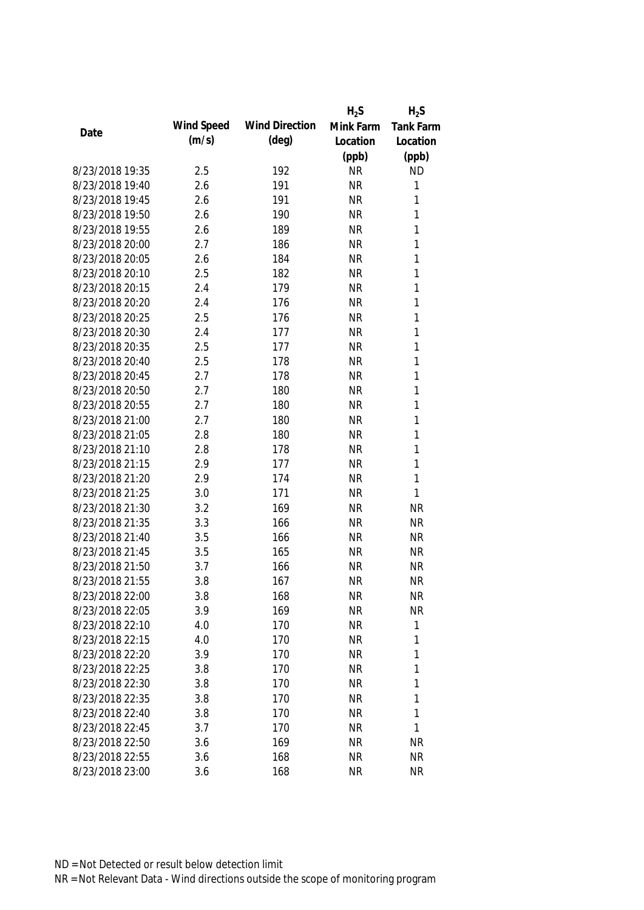| Date | Wind Speed (m/s) | Wind Direction (deg) | $H_2S$ Mink Farm Location (ppb) | $H_2S$ Tank Farm Location (ppb) |
|---|---|---|---|---|
| 8/23/2018 19:35 | 2.5 | 192 | NR | ND |
| 8/23/2018 19:40 | 2.6 | 191 | NR | 1 |
| 8/23/2018 19:45 | 2.6 | 191 | NR | 1 |
| 8/23/2018 19:50 | 2.6 | 190 | NR | 1 |
| 8/23/2018 19:55 | 2.6 | 189 | NR | 1 |
| 8/23/2018 20:00 | 2.7 | 186 | NR | 1 |
| 8/23/2018 20:05 | 2.6 | 184 | NR | 1 |
| 8/23/2018 20:10 | 2.5 | 182 | NR | 1 |
| 8/23/2018 20:15 | 2.4 | 179 | NR | 1 |
| 8/23/2018 20:20 | 2.4 | 176 | NR | 1 |
| 8/23/2018 20:25 | 2.5 | 176 | NR | 1 |
| 8/23/2018 20:30 | 2.4 | 177 | NR | 1 |
| 8/23/2018 20:35 | 2.5 | 177 | NR | 1 |
| 8/23/2018 20:40 | 2.5 | 178 | NR | 1 |
| 8/23/2018 20:45 | 2.7 | 178 | NR | 1 |
| 8/23/2018 20:50 | 2.7 | 180 | NR | 1 |
| 8/23/2018 20:55 | 2.7 | 180 | NR | 1 |
| 8/23/2018 21:00 | 2.7 | 180 | NR | 1 |
| 8/23/2018 21:05 | 2.8 | 180 | NR | 1 |
| 8/23/2018 21:10 | 2.8 | 178 | NR | 1 |
| 8/23/2018 21:15 | 2.9 | 177 | NR | 1 |
| 8/23/2018 21:20 | 2.9 | 174 | NR | 1 |
| 8/23/2018 21:25 | 3.0 | 171 | NR | 1 |
| 8/23/2018 21:30 | 3.2 | 169 | NR | NR |
| 8/23/2018 21:35 | 3.3 | 166 | NR | NR |
| 8/23/2018 21:40 | 3.5 | 166 | NR | NR |
| 8/23/2018 21:45 | 3.5 | 165 | NR | NR |
| 8/23/2018 21:50 | 3.7 | 166 | NR | NR |
| 8/23/2018 21:55 | 3.8 | 167 | NR | NR |
| 8/23/2018 22:00 | 3.8 | 168 | NR | NR |
| 8/23/2018 22:05 | 3.9 | 169 | NR | NR |
| 8/23/2018 22:10 | 4.0 | 170 | NR | 1 |
| 8/23/2018 22:15 | 4.0 | 170 | NR | 1 |
| 8/23/2018 22:20 | 3.9 | 170 | NR | 1 |
| 8/23/2018 22:25 | 3.8 | 170 | NR | 1 |
| 8/23/2018 22:30 | 3.8 | 170 | NR | 1 |
| 8/23/2018 22:35 | 3.8 | 170 | NR | 1 |
| 8/23/2018 22:40 | 3.8 | 170 | NR | 1 |
| 8/23/2018 22:45 | 3.7 | 170 | NR | 1 |
| 8/23/2018 22:50 | 3.6 | 169 | NR | NR |
| 8/23/2018 22:55 | 3.6 | 168 | NR | NR |
| 8/23/2018 23:00 | 3.6 | 168 | NR | NR |

ND = Not Detected or result below detection limit

NR = Not Relevant Data - Wind directions outside the scope of monitoring program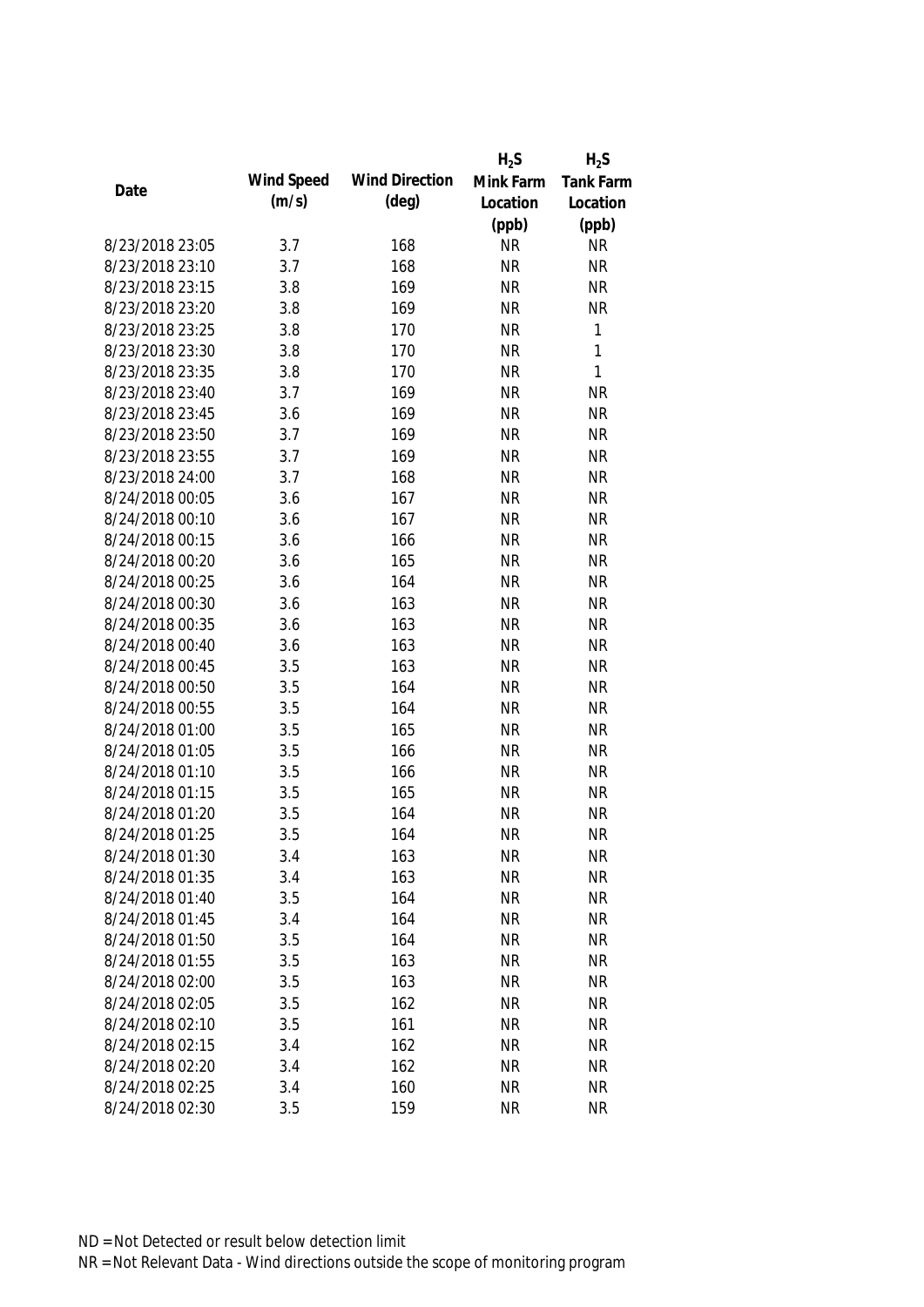| Date | Wind Speed (m/s) | Wind Direction (deg) | $H_2S$ Mink Farm Location (ppb) | $H_2S$ Tank Farm Location (ppb) |
|---|---|---|---|---|
| 8/23/2018 23:05 | 3.7 | 168 | NR | NR |
| 8/23/2018 23:10 | 3.7 | 168 | NR | NR |
| 8/23/2018 23:15 | 3.8 | 169 | NR | NR |
| 8/23/2018 23:20 | 3.8 | 169 | NR | NR |
| 8/23/2018 23:25 | 3.8 | 170 | NR | 1 |
| 8/23/2018 23:30 | 3.8 | 170 | NR | 1 |
| 8/23/2018 23:35 | 3.8 | 170 | NR | 1 |
| 8/23/2018 23:40 | 3.7 | 169 | NR | NR |
| 8/23/2018 23:45 | 3.6 | 169 | NR | NR |
| 8/23/2018 23:50 | 3.7 | 169 | NR | NR |
| 8/23/2018 23:55 | 3.7 | 169 | NR | NR |
| 8/23/2018 24:00 | 3.7 | 168 | NR | NR |
| 8/24/2018 00:05 | 3.6 | 167 | NR | NR |
| 8/24/2018 00:10 | 3.6 | 167 | NR | NR |
| 8/24/2018 00:15 | 3.6 | 166 | NR | NR |
| 8/24/2018 00:20 | 3.6 | 165 | NR | NR |
| 8/24/2018 00:25 | 3.6 | 164 | NR | NR |
| 8/24/2018 00:30 | 3.6 | 163 | NR | NR |
| 8/24/2018 00:35 | 3.6 | 163 | NR | NR |
| 8/24/2018 00:40 | 3.6 | 163 | NR | NR |
| 8/24/2018 00:45 | 3.5 | 163 | NR | NR |
| 8/24/2018 00:50 | 3.5 | 164 | NR | NR |
| 8/24/2018 00:55 | 3.5 | 164 | NR | NR |
| 8/24/2018 01:00 | 3.5 | 165 | NR | NR |
| 8/24/2018 01:05 | 3.5 | 166 | NR | NR |
| 8/24/2018 01:10 | 3.5 | 166 | NR | NR |
| 8/24/2018 01:15 | 3.5 | 165 | NR | NR |
| 8/24/2018 01:20 | 3.5 | 164 | NR | NR |
| 8/24/2018 01:25 | 3.5 | 164 | NR | NR |
| 8/24/2018 01:30 | 3.4 | 163 | NR | NR |
| 8/24/2018 01:35 | 3.4 | 163 | NR | NR |
| 8/24/2018 01:40 | 3.5 | 164 | NR | NR |
| 8/24/2018 01:45 | 3.4 | 164 | NR | NR |
| 8/24/2018 01:50 | 3.5 | 164 | NR | NR |
| 8/24/2018 01:55 | 3.5 | 163 | NR | NR |
| 8/24/2018 02:00 | 3.5 | 163 | NR | NR |
| 8/24/2018 02:05 | 3.5 | 162 | NR | NR |
| 8/24/2018 02:10 | 3.5 | 161 | NR | NR |
| 8/24/2018 02:15 | 3.4 | 162 | NR | NR |
| 8/24/2018 02:20 | 3.4 | 162 | NR | NR |
| 8/24/2018 02:25 | 3.4 | 160 | NR | NR |
| 8/24/2018 02:30 | 3.5 | 159 | NR | NR |

ND = Not Detected or result below detection limit

NR = Not Relevant Data - Wind directions outside the scope of monitoring program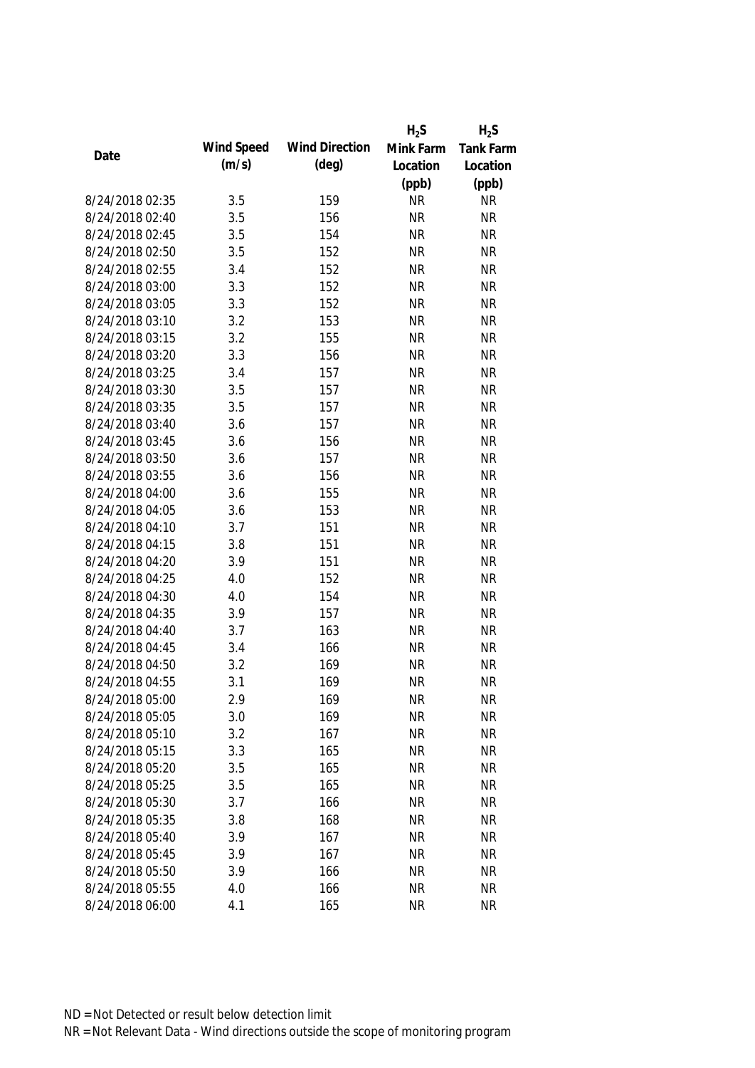| Date | Wind Speed (m/s) | Wind Direction (deg) | $H_2S$ Mink Farm Location (ppb) | $H_2S$ Tank Farm Location (ppb) |
|---|---|---|---|---|
| 8/24/2018 02:35 | 3.5 | 159 | NR | NR |
| 8/24/2018 02:40 | 3.5 | 156 | NR | NR |
| 8/24/2018 02:45 | 3.5 | 154 | NR | NR |
| 8/24/2018 02:50 | 3.5 | 152 | NR | NR |
| 8/24/2018 02:55 | 3.4 | 152 | NR | NR |
| 8/24/2018 03:00 | 3.3 | 152 | NR | NR |
| 8/24/2018 03:05 | 3.3 | 152 | NR | NR |
| 8/24/2018 03:10 | 3.2 | 153 | NR | NR |
| 8/24/2018 03:15 | 3.2 | 155 | NR | NR |
| 8/24/2018 03:20 | 3.3 | 156 | NR | NR |
| 8/24/2018 03:25 | 3.4 | 157 | NR | NR |
| 8/24/2018 03:30 | 3.5 | 157 | NR | NR |
| 8/24/2018 03:35 | 3.5 | 157 | NR | NR |
| 8/24/2018 03:40 | 3.6 | 157 | NR | NR |
| 8/24/2018 03:45 | 3.6 | 156 | NR | NR |
| 8/24/2018 03:50 | 3.6 | 157 | NR | NR |
| 8/24/2018 03:55 | 3.6 | 156 | NR | NR |
| 8/24/2018 04:00 | 3.6 | 155 | NR | NR |
| 8/24/2018 04:05 | 3.6 | 153 | NR | NR |
| 8/24/2018 04:10 | 3.7 | 151 | NR | NR |
| 8/24/2018 04:15 | 3.8 | 151 | NR | NR |
| 8/24/2018 04:20 | 3.9 | 151 | NR | NR |
| 8/24/2018 04:25 | 4.0 | 152 | NR | NR |
| 8/24/2018 04:30 | 4.0 | 154 | NR | NR |
| 8/24/2018 04:35 | 3.9 | 157 | NR | NR |
| 8/24/2018 04:40 | 3.7 | 163 | NR | NR |
| 8/24/2018 04:45 | 3.4 | 166 | NR | NR |
| 8/24/2018 04:50 | 3.2 | 169 | NR | NR |
| 8/24/2018 04:55 | 3.1 | 169 | NR | NR |
| 8/24/2018 05:00 | 2.9 | 169 | NR | NR |
| 8/24/2018 05:05 | 3.0 | 169 | NR | NR |
| 8/24/2018 05:10 | 3.2 | 167 | NR | NR |
| 8/24/2018 05:15 | 3.3 | 165 | NR | NR |
| 8/24/2018 05:20 | 3.5 | 165 | NR | NR |
| 8/24/2018 05:25 | 3.5 | 165 | NR | NR |
| 8/24/2018 05:30 | 3.7 | 166 | NR | NR |
| 8/24/2018 05:35 | 3.8 | 168 | NR | NR |
| 8/24/2018 05:40 | 3.9 | 167 | NR | NR |
| 8/24/2018 05:45 | 3.9 | 167 | NR | NR |
| 8/24/2018 05:50 | 3.9 | 166 | NR | NR |
| 8/24/2018 05:55 | 4.0 | 166 | NR | NR |
| 8/24/2018 06:00 | 4.1 | 165 | NR | NR |

ND = Not Detected or result below detection limit

NR = Not Relevant Data - Wind directions outside the scope of monitoring program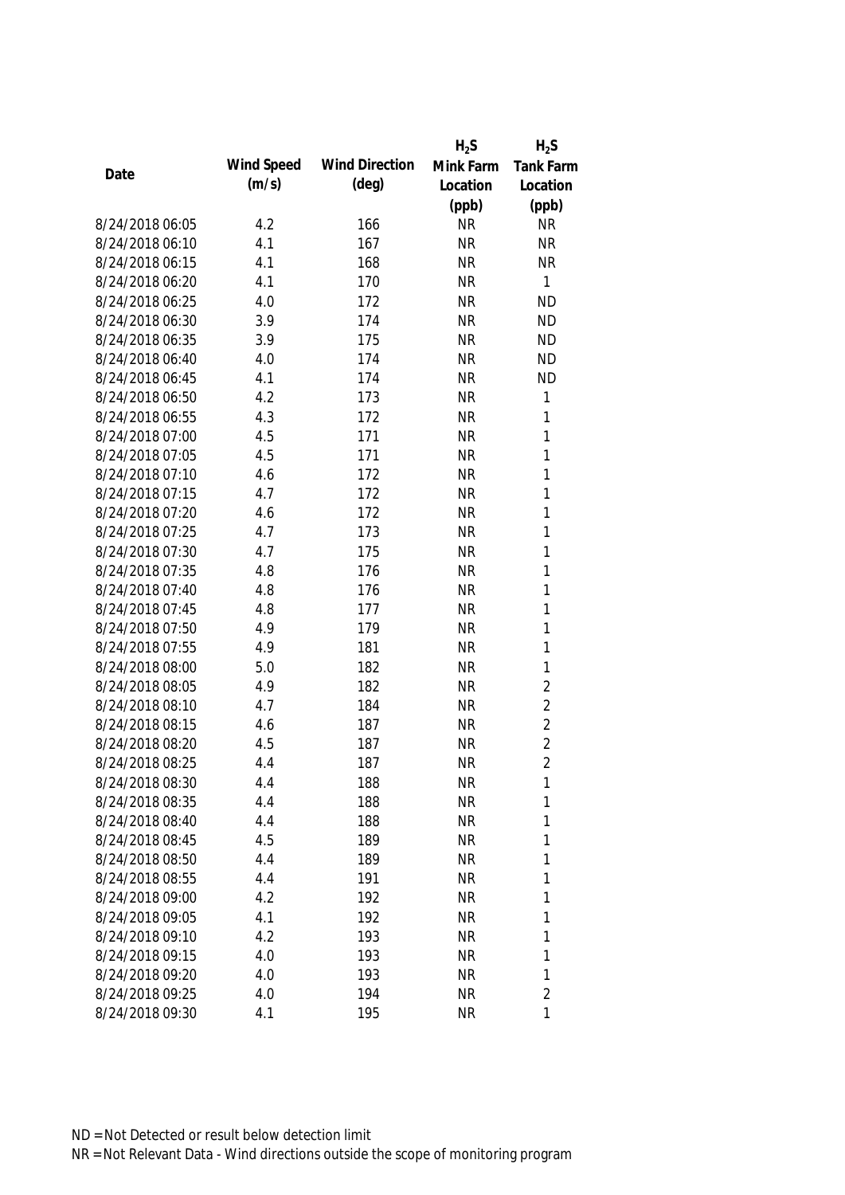| Date | Wind Speed (m/s) | Wind Direction (deg) | $H_2S$ Mink Farm Location (ppb) | $H_2S$ Tank Farm Location (ppb) |
|---|---|---|---|---|
| 8/24/2018 06:05 | 4.2 | 166 | NR | NR |
| 8/24/2018 06:10 | 4.1 | 167 | NR | NR |
| 8/24/2018 06:15 | 4.1 | 168 | NR | NR |
| 8/24/2018 06:20 | 4.1 | 170 | NR | 1 |
| 8/24/2018 06:25 | 4.0 | 172 | NR | ND |
| 8/24/2018 06:30 | 3.9 | 174 | NR | ND |
| 8/24/2018 06:35 | 3.9 | 175 | NR | ND |
| 8/24/2018 06:40 | 4.0 | 174 | NR | ND |
| 8/24/2018 06:45 | 4.1 | 174 | NR | ND |
| 8/24/2018 06:50 | 4.2 | 173 | NR | 1 |
| 8/24/2018 06:55 | 4.3 | 172 | NR | 1 |
| 8/24/2018 07:00 | 4.5 | 171 | NR | 1 |
| 8/24/2018 07:05 | 4.5 | 171 | NR | 1 |
| 8/24/2018 07:10 | 4.6 | 172 | NR | 1 |
| 8/24/2018 07:15 | 4.7 | 172 | NR | 1 |
| 8/24/2018 07:20 | 4.6 | 172 | NR | 1 |
| 8/24/2018 07:25 | 4.7 | 173 | NR | 1 |
| 8/24/2018 07:30 | 4.7 | 175 | NR | 1 |
| 8/24/2018 07:35 | 4.8 | 176 | NR | 1 |
| 8/24/2018 07:40 | 4.8 | 176 | NR | 1 |
| 8/24/2018 07:45 | 4.8 | 177 | NR | 1 |
| 8/24/2018 07:50 | 4.9 | 179 | NR | 1 |
| 8/24/2018 07:55 | 4.9 | 181 | NR | 1 |
| 8/24/2018 08:00 | 5.0 | 182 | NR | 1 |
| 8/24/2018 08:05 | 4.9 | 182 | NR | 2 |
| 8/24/2018 08:10 | 4.7 | 184 | NR | 2 |
| 8/24/2018 08:15 | 4.6 | 187 | NR | 2 |
| 8/24/2018 08:20 | 4.5 | 187 | NR | 2 |
| 8/24/2018 08:25 | 4.4 | 187 | NR | 2 |
| 8/24/2018 08:30 | 4.4 | 188 | NR | 1 |
| 8/24/2018 08:35 | 4.4 | 188 | NR | 1 |
| 8/24/2018 08:40 | 4.4 | 188 | NR | 1 |
| 8/24/2018 08:45 | 4.5 | 189 | NR | 1 |
| 8/24/2018 08:50 | 4.4 | 189 | NR | 1 |
| 8/24/2018 08:55 | 4.4 | 191 | NR | 1 |
| 8/24/2018 09:00 | 4.2 | 192 | NR | 1 |
| 8/24/2018 09:05 | 4.1 | 192 | NR | 1 |
| 8/24/2018 09:10 | 4.2 | 193 | NR | 1 |
| 8/24/2018 09:15 | 4.0 | 193 | NR | 1 |
| 8/24/2018 09:20 | 4.0 | 193 | NR | 1 |
| 8/24/2018 09:25 | 4.0 | 194 | NR | 2 |
| 8/24/2018 09:30 | 4.1 | 195 | NR | 1 |

ND = Not Detected or result below detection limit

NR = Not Relevant Data - Wind directions outside the scope of monitoring program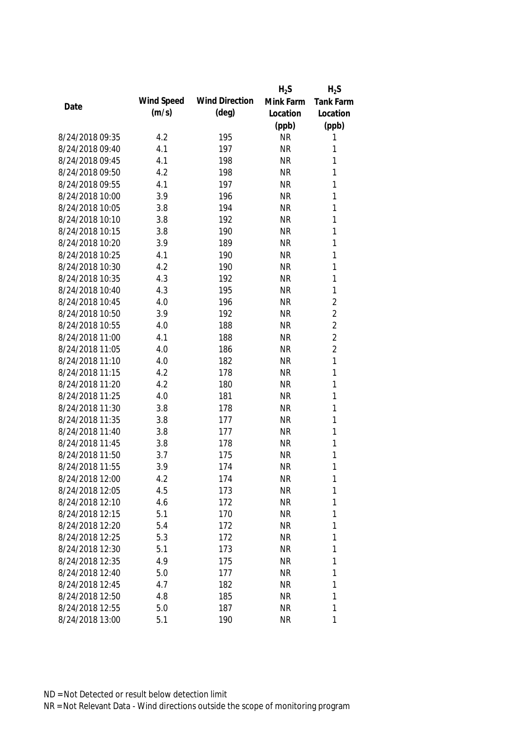| Date | Wind Speed (m/s) | Wind Direction (deg) | $H_2S$ Mink Farm Location (ppb) | $H_2S$ Tank Farm Location (ppb) |
|---|---|---|---|---|
| 8/24/2018 09:35 | 4.2 | 195 | NR | 1 |
| 8/24/2018 09:40 | 4.1 | 197 | NR | 1 |
| 8/24/2018 09:45 | 4.1 | 198 | NR | 1 |
| 8/24/2018 09:50 | 4.2 | 198 | NR | 1 |
| 8/24/2018 09:55 | 4.1 | 197 | NR | 1 |
| 8/24/2018 10:00 | 3.9 | 196 | NR | 1 |
| 8/24/2018 10:05 | 3.8 | 194 | NR | 1 |
| 8/24/2018 10:10 | 3.8 | 192 | NR | 1 |
| 8/24/2018 10:15 | 3.8 | 190 | NR | 1 |
| 8/24/2018 10:20 | 3.9 | 189 | NR | 1 |
| 8/24/2018 10:25 | 4.1 | 190 | NR | 1 |
| 8/24/2018 10:30 | 4.2 | 190 | NR | 1 |
| 8/24/2018 10:35 | 4.3 | 192 | NR | 1 |
| 8/24/2018 10:40 | 4.3 | 195 | NR | 1 |
| 8/24/2018 10:45 | 4.0 | 196 | NR | 2 |
| 8/24/2018 10:50 | 3.9 | 192 | NR | 2 |
| 8/24/2018 10:55 | 4.0 | 188 | NR | 2 |
| 8/24/2018 11:00 | 4.1 | 188 | NR | 2 |
| 8/24/2018 11:05 | 4.0 | 186 | NR | 2 |
| 8/24/2018 11:10 | 4.0 | 182 | NR | 1 |
| 8/24/2018 11:15 | 4.2 | 178 | NR | 1 |
| 8/24/2018 11:20 | 4.2 | 180 | NR | 1 |
| 8/24/2018 11:25 | 4.0 | 181 | NR | 1 |
| 8/24/2018 11:30 | 3.8 | 178 | NR | 1 |
| 8/24/2018 11:35 | 3.8 | 177 | NR | 1 |
| 8/24/2018 11:40 | 3.8 | 177 | NR | 1 |
| 8/24/2018 11:45 | 3.8 | 178 | NR | 1 |
| 8/24/2018 11:50 | 3.7 | 175 | NR | 1 |
| 8/24/2018 11:55 | 3.9 | 174 | NR | 1 |
| 8/24/2018 12:00 | 4.2 | 174 | NR | 1 |
| 8/24/2018 12:05 | 4.5 | 173 | NR | 1 |
| 8/24/2018 12:10 | 4.6 | 172 | NR | 1 |
| 8/24/2018 12:15 | 5.1 | 170 | NR | 1 |
| 8/24/2018 12:20 | 5.4 | 172 | NR | 1 |
| 8/24/2018 12:25 | 5.3 | 172 | NR | 1 |
| 8/24/2018 12:30 | 5.1 | 173 | NR | 1 |
| 8/24/2018 12:35 | 4.9 | 175 | NR | 1 |
| 8/24/2018 12:40 | 5.0 | 177 | NR | 1 |
| 8/24/2018 12:45 | 4.7 | 182 | NR | 1 |
| 8/24/2018 12:50 | 4.8 | 185 | NR | 1 |
| 8/24/2018 12:55 | 5.0 | 187 | NR | 1 |
| 8/24/2018 13:00 | 5.1 | 190 | NR | 1 |

ND = Not Detected or result below detection limit

NR = Not Relevant Data - Wind directions outside the scope of monitoring program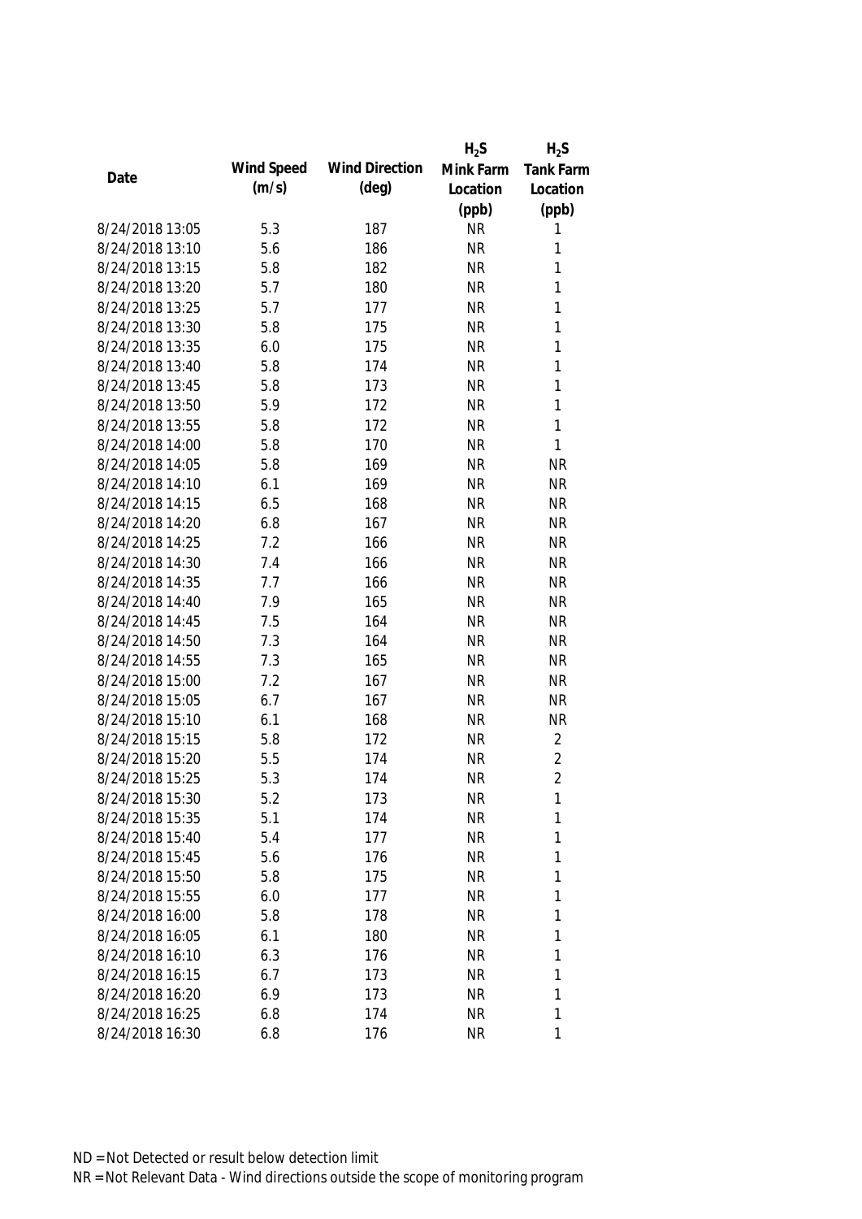| Date | Wind Speed (m/s) | Wind Direction (deg) | $H_2S$ Mink Farm Location (ppb) | $H_2S$ Tank Farm Location (ppb) |
|---|---|---|---|---|
| 8/24/2018 13:05 | 5.3 | 187 | NR | 1 |
| 8/24/2018 13:10 | 5.6 | 186 | NR | 1 |
| 8/24/2018 13:15 | 5.8 | 182 | NR | 1 |
| 8/24/2018 13:20 | 5.7 | 180 | NR | 1 |
| 8/24/2018 13:25 | 5.7 | 177 | NR | 1 |
| 8/24/2018 13:30 | 5.8 | 175 | NR | 1 |
| 8/24/2018 13:35 | 6.0 | 175 | NR | 1 |
| 8/24/2018 13:40 | 5.8 | 174 | NR | 1 |
| 8/24/2018 13:45 | 5.8 | 173 | NR | 1 |
| 8/24/2018 13:50 | 5.9 | 172 | NR | 1 |
| 8/24/2018 13:55 | 5.8 | 172 | NR | 1 |
| 8/24/2018 14:00 | 5.8 | 170 | NR | 1 |
| 8/24/2018 14:05 | 5.8 | 169 | NR | NR |
| 8/24/2018 14:10 | 6.1 | 169 | NR | NR |
| 8/24/2018 14:15 | 6.5 | 168 | NR | NR |
| 8/24/2018 14:20 | 6.8 | 167 | NR | NR |
| 8/24/2018 14:25 | 7.2 | 166 | NR | NR |
| 8/24/2018 14:30 | 7.4 | 166 | NR | NR |
| 8/24/2018 14:35 | 7.7 | 166 | NR | NR |
| 8/24/2018 14:40 | 7.9 | 165 | NR | NR |
| 8/24/2018 14:45 | 7.5 | 164 | NR | NR |
| 8/24/2018 14:50 | 7.3 | 164 | NR | NR |
| 8/24/2018 14:55 | 7.3 | 165 | NR | NR |
| 8/24/2018 15:00 | 7.2 | 167 | NR | NR |
| 8/24/2018 15:05 | 6.7 | 167 | NR | NR |
| 8/24/2018 15:10 | 6.1 | 168 | NR | NR |
| 8/24/2018 15:15 | 5.8 | 172 | NR | 2 |
| 8/24/2018 15:20 | 5.5 | 174 | NR | 2 |
| 8/24/2018 15:25 | 5.3 | 174 | NR | 2 |
| 8/24/2018 15:30 | 5.2 | 173 | NR | 1 |
| 8/24/2018 15:35 | 5.1 | 174 | NR | 1 |
| 8/24/2018 15:40 | 5.4 | 177 | NR | 1 |
| 8/24/2018 15:45 | 5.6 | 176 | NR | 1 |
| 8/24/2018 15:50 | 5.8 | 175 | NR | 1 |
| 8/24/2018 15:55 | 6.0 | 177 | NR | 1 |
| 8/24/2018 16:00 | 5.8 | 178 | NR | 1 |
| 8/24/2018 16:05 | 6.1 | 180 | NR | 1 |
| 8/24/2018 16:10 | 6.3 | 176 | NR | 1 |
| 8/24/2018 16:15 | 6.7 | 173 | NR | 1 |
| 8/24/2018 16:20 | 6.9 | 173 | NR | 1 |
| 8/24/2018 16:25 | 6.8 | 174 | NR | 1 |
| 8/24/2018 16:30 | 6.8 | 176 | NR | 1 |

ND = Not Detected or result below detection limit
NR = Not Relevant Data - Wind directions outside the scope of monitoring program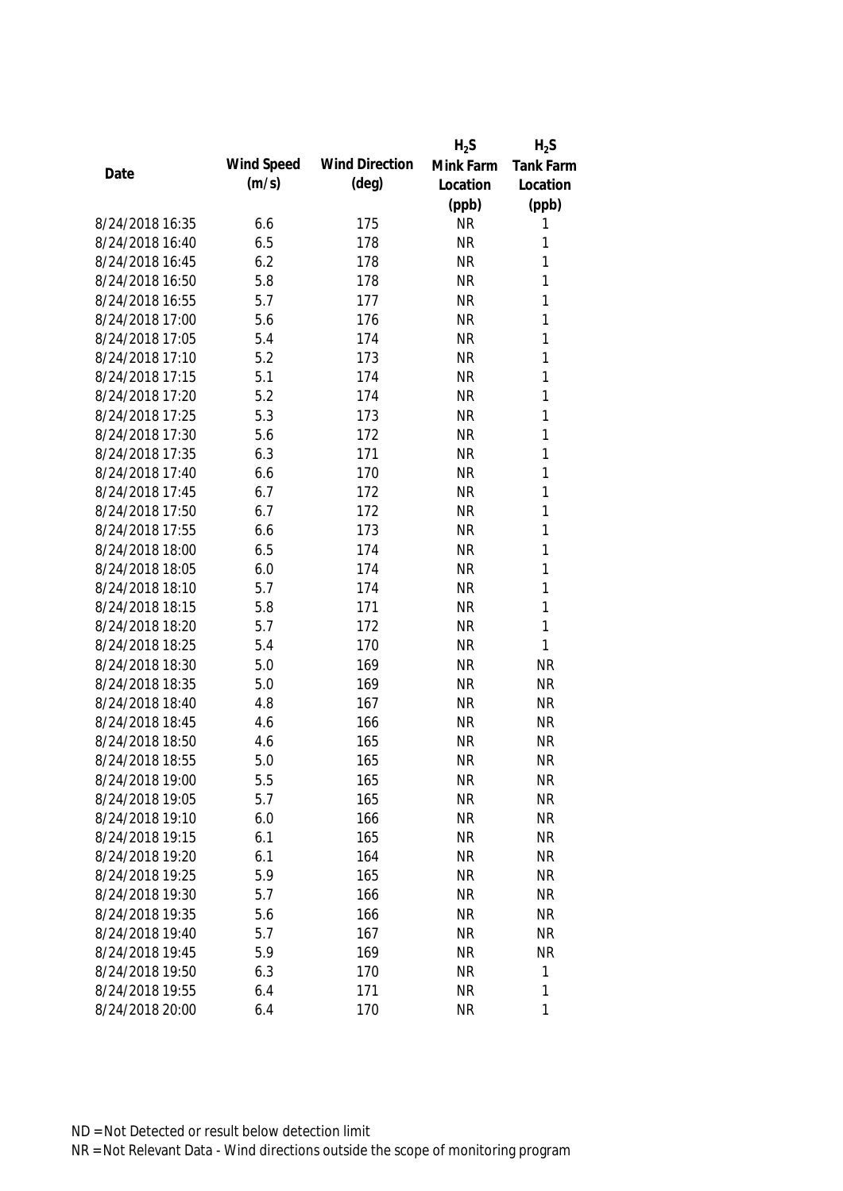| Date | Wind Speed (m/s) | Wind Direction (deg) | $H_2S$ Mink Farm Location (ppb) | $H_2S$ Tank Farm Location (ppb) |
|---|---|---|---|---|
| 8/24/2018 16:35 | 6.6 | 175 | NR | 1 |
| 8/24/2018 16:40 | 6.5 | 178 | NR | 1 |
| 8/24/2018 16:45 | 6.2 | 178 | NR | 1 |
| 8/24/2018 16:50 | 5.8 | 178 | NR | 1 |
| 8/24/2018 16:55 | 5.7 | 177 | NR | 1 |
| 8/24/2018 17:00 | 5.6 | 176 | NR | 1 |
| 8/24/2018 17:05 | 5.4 | 174 | NR | 1 |
| 8/24/2018 17:10 | 5.2 | 173 | NR | 1 |
| 8/24/2018 17:15 | 5.1 | 174 | NR | 1 |
| 8/24/2018 17:20 | 5.2 | 174 | NR | 1 |
| 8/24/2018 17:25 | 5.3 | 173 | NR | 1 |
| 8/24/2018 17:30 | 5.6 | 172 | NR | 1 |
| 8/24/2018 17:35 | 6.3 | 171 | NR | 1 |
| 8/24/2018 17:40 | 6.6 | 170 | NR | 1 |
| 8/24/2018 17:45 | 6.7 | 172 | NR | 1 |
| 8/24/2018 17:50 | 6.7 | 172 | NR | 1 |
| 8/24/2018 17:55 | 6.6 | 173 | NR | 1 |
| 8/24/2018 18:00 | 6.5 | 174 | NR | 1 |
| 8/24/2018 18:05 | 6.0 | 174 | NR | 1 |
| 8/24/2018 18:10 | 5.7 | 174 | NR | 1 |
| 8/24/2018 18:15 | 5.8 | 171 | NR | 1 |
| 8/24/2018 18:20 | 5.7 | 172 | NR | 1 |
| 8/24/2018 18:25 | 5.4 | 170 | NR | 1 |
| 8/24/2018 18:30 | 5.0 | 169 | NR | NR |
| 8/24/2018 18:35 | 5.0 | 169 | NR | NR |
| 8/24/2018 18:40 | 4.8 | 167 | NR | NR |
| 8/24/2018 18:45 | 4.6 | 166 | NR | NR |
| 8/24/2018 18:50 | 4.6 | 165 | NR | NR |
| 8/24/2018 18:55 | 5.0 | 165 | NR | NR |
| 8/24/2018 19:00 | 5.5 | 165 | NR | NR |
| 8/24/2018 19:05 | 5.7 | 165 | NR | NR |
| 8/24/2018 19:10 | 6.0 | 166 | NR | NR |
| 8/24/2018 19:15 | 6.1 | 165 | NR | NR |
| 8/24/2018 19:20 | 6.1 | 164 | NR | NR |
| 8/24/2018 19:25 | 5.9 | 165 | NR | NR |
| 8/24/2018 19:30 | 5.7 | 166 | NR | NR |
| 8/24/2018 19:35 | 5.6 | 166 | NR | NR |
| 8/24/2018 19:40 | 5.7 | 167 | NR | NR |
| 8/24/2018 19:45 | 5.9 | 169 | NR | NR |
| 8/24/2018 19:50 | 6.3 | 170 | NR | 1 |
| 8/24/2018 19:55 | 6.4 | 171 | NR | 1 |
| 8/24/2018 20:00 | 6.4 | 170 | NR | 1 |

ND = Not Detected or result below detection limit

NR = Not Relevant Data - Wind directions outside the scope of monitoring program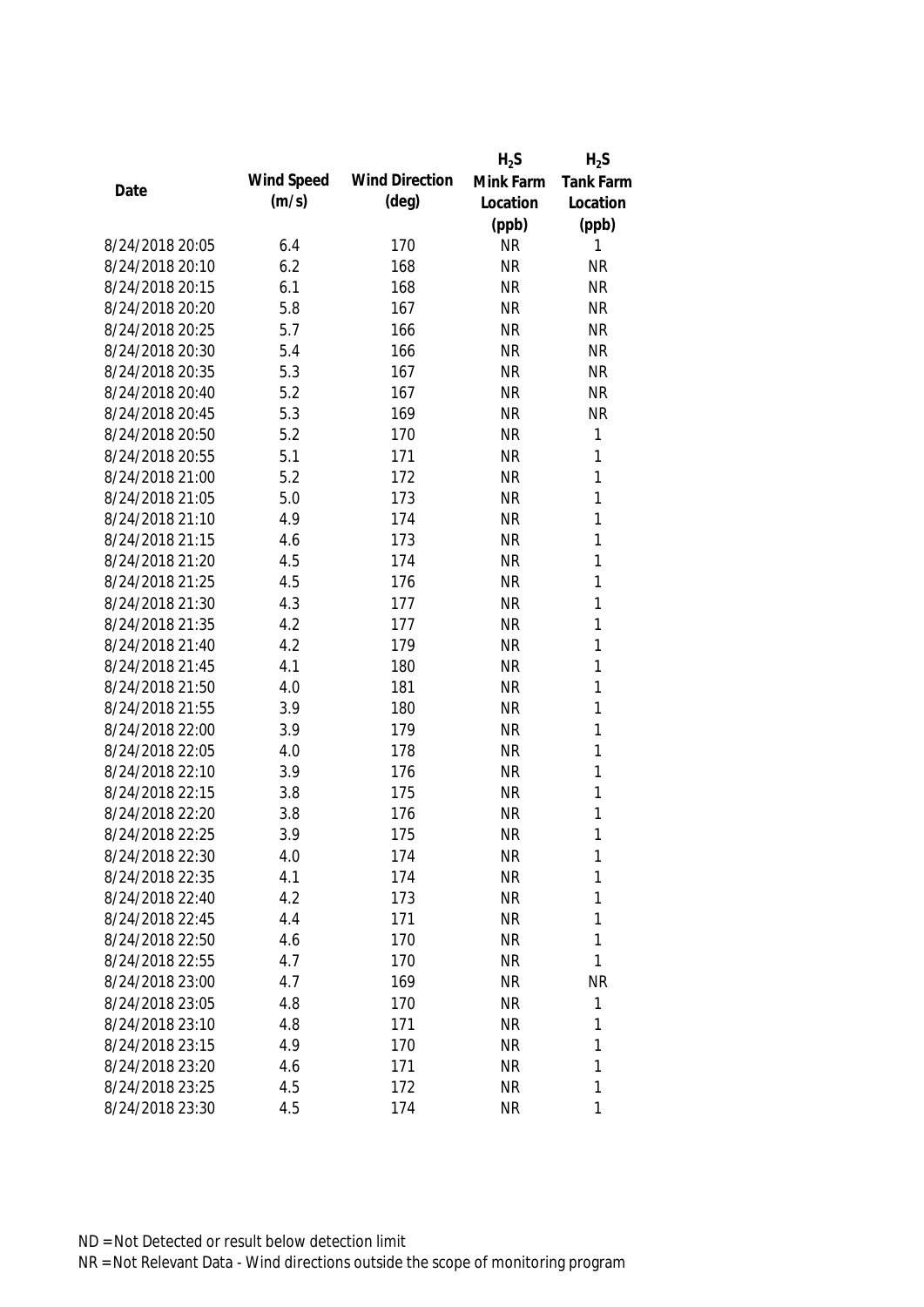| Date | Wind Speed (m/s) | Wind Direction (deg) | $H_2S$ Mink Farm Location (ppb) | $H_2S$ Tank Farm Location (ppb) |
|---|---|---|---|---|
| 8/24/2018 20:05 | 6.4 | 170 | NR | 1 |
| 8/24/2018 20:10 | 6.2 | 168 | NR | NR |
| 8/24/2018 20:15 | 6.1 | 168 | NR | NR |
| 8/24/2018 20:20 | 5.8 | 167 | NR | NR |
| 8/24/2018 20:25 | 5.7 | 166 | NR | NR |
| 8/24/2018 20:30 | 5.4 | 166 | NR | NR |
| 8/24/2018 20:35 | 5.3 | 167 | NR | NR |
| 8/24/2018 20:40 | 5.2 | 167 | NR | NR |
| 8/24/2018 20:45 | 5.3 | 169 | NR | NR |
| 8/24/2018 20:50 | 5.2 | 170 | NR | 1 |
| 8/24/2018 20:55 | 5.1 | 171 | NR | 1 |
| 8/24/2018 21:00 | 5.2 | 172 | NR | 1 |
| 8/24/2018 21:05 | 5.0 | 173 | NR | 1 |
| 8/24/2018 21:10 | 4.9 | 174 | NR | 1 |
| 8/24/2018 21:15 | 4.6 | 173 | NR | 1 |
| 8/24/2018 21:20 | 4.5 | 174 | NR | 1 |
| 8/24/2018 21:25 | 4.5 | 176 | NR | 1 |
| 8/24/2018 21:30 | 4.3 | 177 | NR | 1 |
| 8/24/2018 21:35 | 4.2 | 177 | NR | 1 |
| 8/24/2018 21:40 | 4.2 | 179 | NR | 1 |
| 8/24/2018 21:45 | 4.1 | 180 | NR | 1 |
| 8/24/2018 21:50 | 4.0 | 181 | NR | 1 |
| 8/24/2018 21:55 | 3.9 | 180 | NR | 1 |
| 8/24/2018 22:00 | 3.9 | 179 | NR | 1 |
| 8/24/2018 22:05 | 4.0 | 178 | NR | 1 |
| 8/24/2018 22:10 | 3.9 | 176 | NR | 1 |
| 8/24/2018 22:15 | 3.8 | 175 | NR | 1 |
| 8/24/2018 22:20 | 3.8 | 176 | NR | 1 |
| 8/24/2018 22:25 | 3.9 | 175 | NR | 1 |
| 8/24/2018 22:30 | 4.0 | 174 | NR | 1 |
| 8/24/2018 22:35 | 4.1 | 174 | NR | 1 |
| 8/24/2018 22:40 | 4.2 | 173 | NR | 1 |
| 8/24/2018 22:45 | 4.4 | 171 | NR | 1 |
| 8/24/2018 22:50 | 4.6 | 170 | NR | 1 |
| 8/24/2018 22:55 | 4.7 | 170 | NR | 1 |
| 8/24/2018 23:00 | 4.7 | 169 | NR | NR |
| 8/24/2018 23:05 | 4.8 | 170 | NR | 1 |
| 8/24/2018 23:10 | 4.8 | 171 | NR | 1 |
| 8/24/2018 23:15 | 4.9 | 170 | NR | 1 |
| 8/24/2018 23:20 | 4.6 | 171 | NR | 1 |
| 8/24/2018 23:25 | 4.5 | 172 | NR | 1 |
| 8/24/2018 23:30 | 4.5 | 174 | NR | 1 |

ND = Not Detected or result below detection limit
NR = Not Relevant Data - Wind directions outside the scope of monitoring program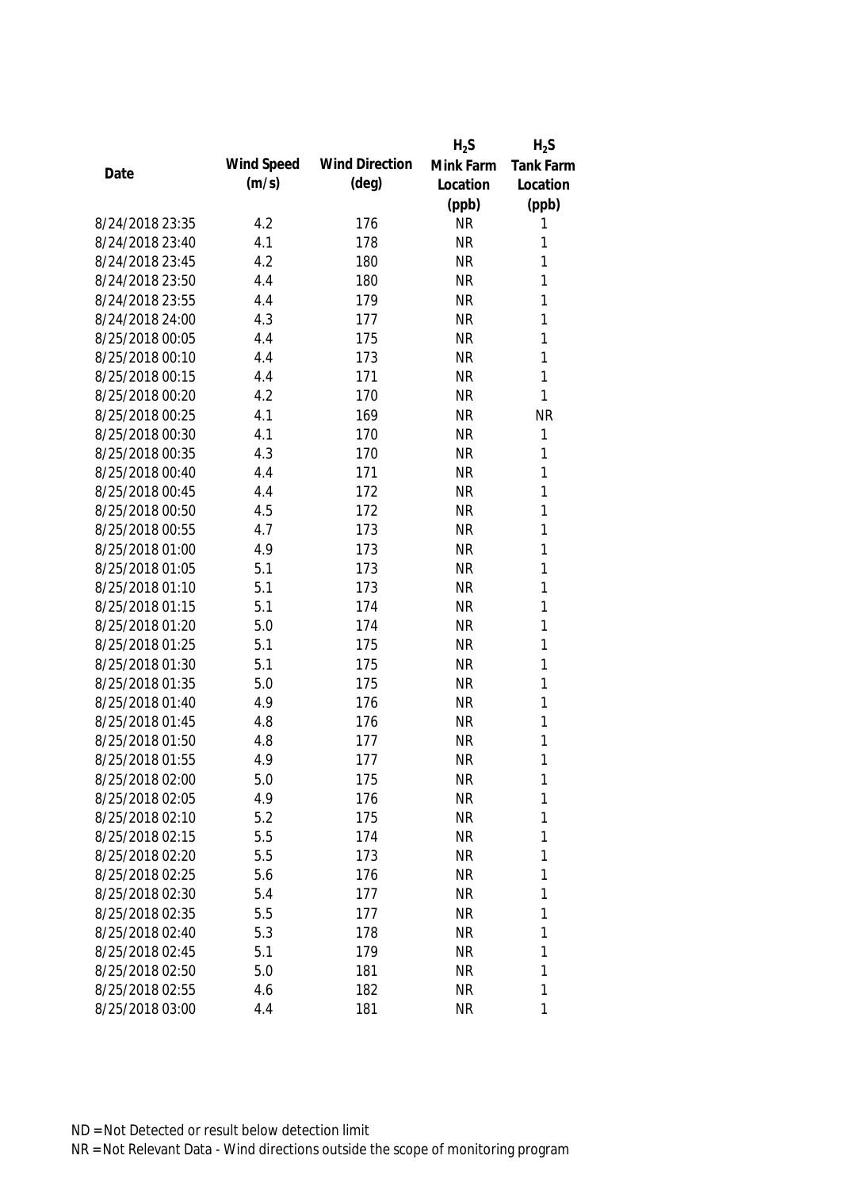| Date | Wind Speed (m/s) | Wind Direction (deg) | $H_2S$ Mink Farm Location (ppb) | $H_2S$ Tank Farm Location (ppb) |
|---|---|---|---|---|
| 8/24/2018 23:35 | 4.2 | 176 | NR | 1 |
| 8/24/2018 23:40 | 4.1 | 178 | NR | 1 |
| 8/24/2018 23:45 | 4.2 | 180 | NR | 1 |
| 8/24/2018 23:50 | 4.4 | 180 | NR | 1 |
| 8/24/2018 23:55 | 4.4 | 179 | NR | 1 |
| 8/24/2018 24:00 | 4.3 | 177 | NR | 1 |
| 8/25/2018 00:05 | 4.4 | 175 | NR | 1 |
| 8/25/2018 00:10 | 4.4 | 173 | NR | 1 |
| 8/25/2018 00:15 | 4.4 | 171 | NR | 1 |
| 8/25/2018 00:20 | 4.2 | 170 | NR | 1 |
| 8/25/2018 00:25 | 4.1 | 169 | NR | NR |
| 8/25/2018 00:30 | 4.1 | 170 | NR | 1 |
| 8/25/2018 00:35 | 4.3 | 170 | NR | 1 |
| 8/25/2018 00:40 | 4.4 | 171 | NR | 1 |
| 8/25/2018 00:45 | 4.4 | 172 | NR | 1 |
| 8/25/2018 00:50 | 4.5 | 172 | NR | 1 |
| 8/25/2018 00:55 | 4.7 | 173 | NR | 1 |
| 8/25/2018 01:00 | 4.9 | 173 | NR | 1 |
| 8/25/2018 01:05 | 5.1 | 173 | NR | 1 |
| 8/25/2018 01:10 | 5.1 | 173 | NR | 1 |
| 8/25/2018 01:15 | 5.1 | 174 | NR | 1 |
| 8/25/2018 01:20 | 5.0 | 174 | NR | 1 |
| 8/25/2018 01:25 | 5.1 | 175 | NR | 1 |
| 8/25/2018 01:30 | 5.1 | 175 | NR | 1 |
| 8/25/2018 01:35 | 5.0 | 175 | NR | 1 |
| 8/25/2018 01:40 | 4.9 | 176 | NR | 1 |
| 8/25/2018 01:45 | 4.8 | 176 | NR | 1 |
| 8/25/2018 01:50 | 4.8 | 177 | NR | 1 |
| 8/25/2018 01:55 | 4.9 | 177 | NR | 1 |
| 8/25/2018 02:00 | 5.0 | 175 | NR | 1 |
| 8/25/2018 02:05 | 4.9 | 176 | NR | 1 |
| 8/25/2018 02:10 | 5.2 | 175 | NR | 1 |
| 8/25/2018 02:15 | 5.5 | 174 | NR | 1 |
| 8/25/2018 02:20 | 5.5 | 173 | NR | 1 |
| 8/25/2018 02:25 | 5.6 | 176 | NR | 1 |
| 8/25/2018 02:30 | 5.4 | 177 | NR | 1 |
| 8/25/2018 02:35 | 5.5 | 177 | NR | 1 |
| 8/25/2018 02:40 | 5.3 | 178 | NR | 1 |
| 8/25/2018 02:45 | 5.1 | 179 | NR | 1 |
| 8/25/2018 02:50 | 5.0 | 181 | NR | 1 |
| 8/25/2018 02:55 | 4.6 | 182 | NR | 1 |
| 8/25/2018 03:00 | 4.4 | 181 | NR | 1 |

ND = Not Detected or result below detection limit

NR = Not Relevant Data - Wind directions outside the scope of monitoring program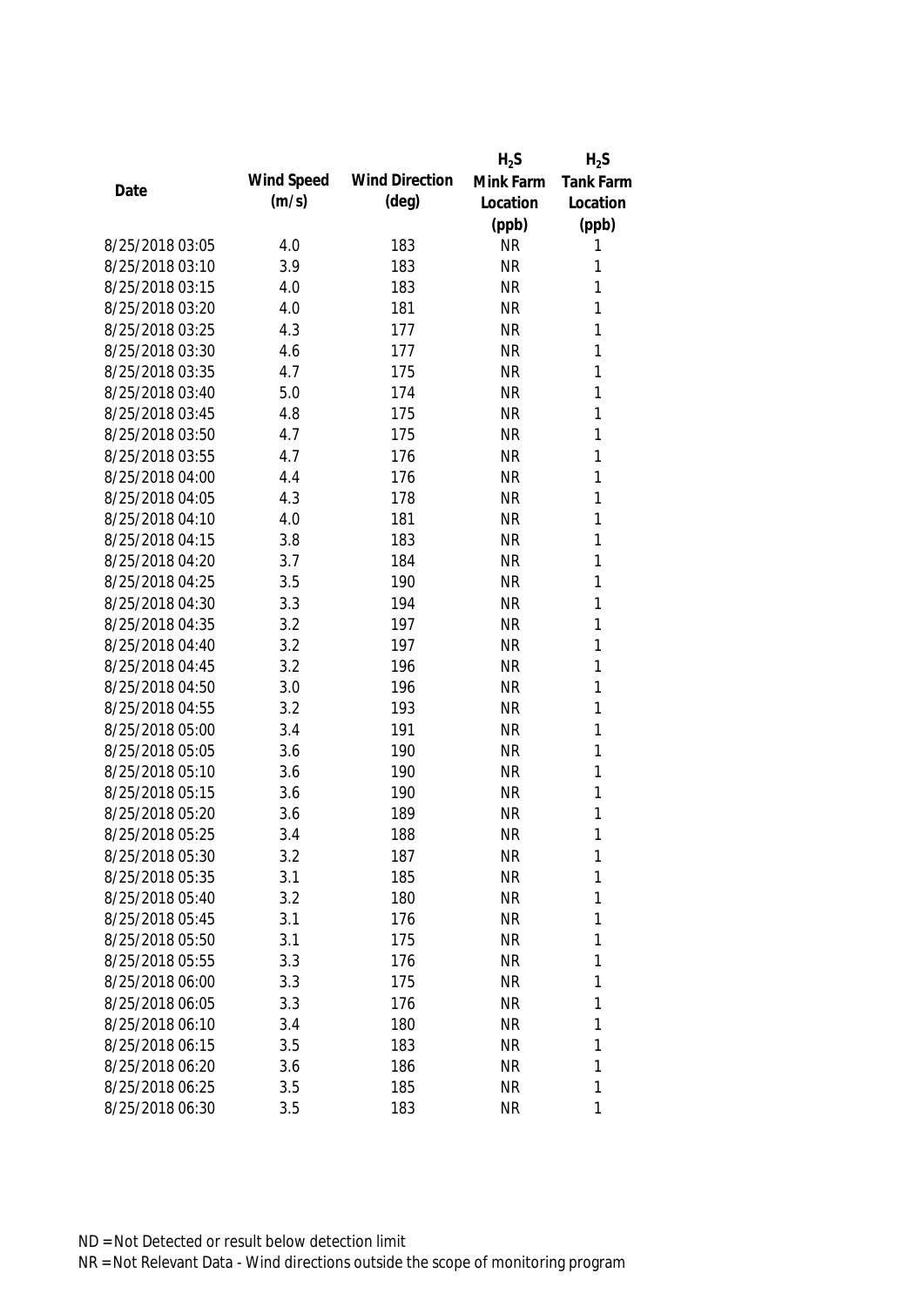| Date | Wind Speed (m/s) | Wind Direction (deg) | $H_2S$ Mink Farm Location (ppb) | $H_2S$ Tank Farm Location (ppb) |
|---|---|---|---|---|
| 8/25/2018 03:05 | 4.0 | 183 | NR | 1 |
| 8/25/2018 03:10 | 3.9 | 183 | NR | 1 |
| 8/25/2018 03:15 | 4.0 | 183 | NR | 1 |
| 8/25/2018 03:20 | 4.0 | 181 | NR | 1 |
| 8/25/2018 03:25 | 4.3 | 177 | NR | 1 |
| 8/25/2018 03:30 | 4.6 | 177 | NR | 1 |
| 8/25/2018 03:35 | 4.7 | 175 | NR | 1 |
| 8/25/2018 03:40 | 5.0 | 174 | NR | 1 |
| 8/25/2018 03:45 | 4.8 | 175 | NR | 1 |
| 8/25/2018 03:50 | 4.7 | 175 | NR | 1 |
| 8/25/2018 03:55 | 4.7 | 176 | NR | 1 |
| 8/25/2018 04:00 | 4.4 | 176 | NR | 1 |
| 8/25/2018 04:05 | 4.3 | 178 | NR | 1 |
| 8/25/2018 04:10 | 4.0 | 181 | NR | 1 |
| 8/25/2018 04:15 | 3.8 | 183 | NR | 1 |
| 8/25/2018 04:20 | 3.7 | 184 | NR | 1 |
| 8/25/2018 04:25 | 3.5 | 190 | NR | 1 |
| 8/25/2018 04:30 | 3.3 | 194 | NR | 1 |
| 8/25/2018 04:35 | 3.2 | 197 | NR | 1 |
| 8/25/2018 04:40 | 3.2 | 197 | NR | 1 |
| 8/25/2018 04:45 | 3.2 | 196 | NR | 1 |
| 8/25/2018 04:50 | 3.0 | 196 | NR | 1 |
| 8/25/2018 04:55 | 3.2 | 193 | NR | 1 |
| 8/25/2018 05:00 | 3.4 | 191 | NR | 1 |
| 8/25/2018 05:05 | 3.6 | 190 | NR | 1 |
| 8/25/2018 05:10 | 3.6 | 190 | NR | 1 |
| 8/25/2018 05:15 | 3.6 | 190 | NR | 1 |
| 8/25/2018 05:20 | 3.6 | 189 | NR | 1 |
| 8/25/2018 05:25 | 3.4 | 188 | NR | 1 |
| 8/25/2018 05:30 | 3.2 | 187 | NR | 1 |
| 8/25/2018 05:35 | 3.1 | 185 | NR | 1 |
| 8/25/2018 05:40 | 3.2 | 180 | NR | 1 |
| 8/25/2018 05:45 | 3.1 | 176 | NR | 1 |
| 8/25/2018 05:50 | 3.1 | 175 | NR | 1 |
| 8/25/2018 05:55 | 3.3 | 176 | NR | 1 |
| 8/25/2018 06:00 | 3.3 | 175 | NR | 1 |
| 8/25/2018 06:05 | 3.3 | 176 | NR | 1 |
| 8/25/2018 06:10 | 3.4 | 180 | NR | 1 |
| 8/25/2018 06:15 | 3.5 | 183 | NR | 1 |
| 8/25/2018 06:20 | 3.6 | 186 | NR | 1 |
| 8/25/2018 06:25 | 3.5 | 185 | NR | 1 |
| 8/25/2018 06:30 | 3.5 | 183 | NR | 1 |

ND = Not Detected or result below detection limit
NR = Not Relevant Data - Wind directions outside the scope of monitoring program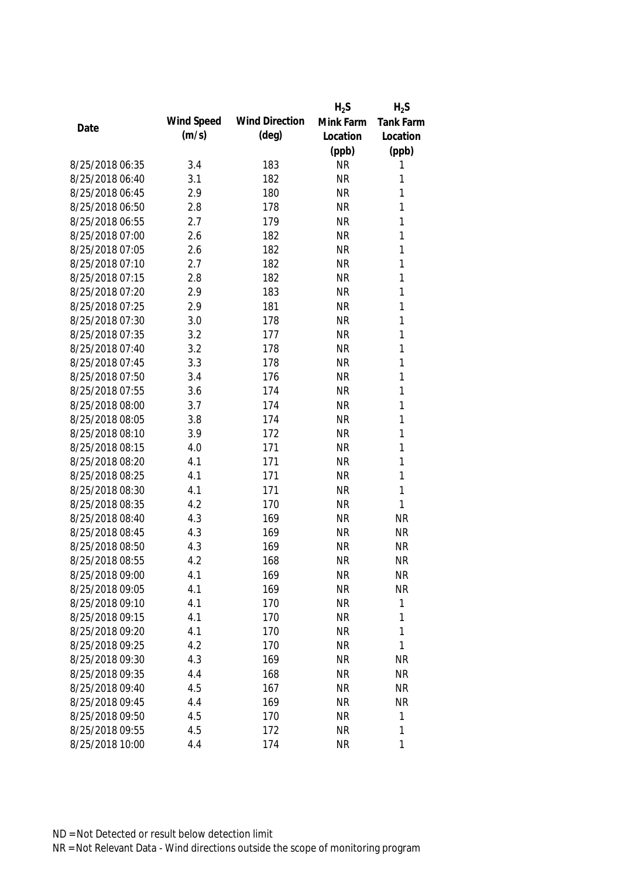| Date | Wind Speed (m/s) | Wind Direction (deg) | $H_2S$ Mink Farm Location (ppb) | $H_2S$ Tank Farm Location (ppb) |
|---|---|---|---|---|
| 8/25/2018 06:35 | 3.4 | 183 | NR | 1 |
| 8/25/2018 06:40 | 3.1 | 182 | NR | 1 |
| 8/25/2018 06:45 | 2.9 | 180 | NR | 1 |
| 8/25/2018 06:50 | 2.8 | 178 | NR | 1 |
| 8/25/2018 06:55 | 2.7 | 179 | NR | 1 |
| 8/25/2018 07:00 | 2.6 | 182 | NR | 1 |
| 8/25/2018 07:05 | 2.6 | 182 | NR | 1 |
| 8/25/2018 07:10 | 2.7 | 182 | NR | 1 |
| 8/25/2018 07:15 | 2.8 | 182 | NR | 1 |
| 8/25/2018 07:20 | 2.9 | 183 | NR | 1 |
| 8/25/2018 07:25 | 2.9 | 181 | NR | 1 |
| 8/25/2018 07:30 | 3.0 | 178 | NR | 1 |
| 8/25/2018 07:35 | 3.2 | 177 | NR | 1 |
| 8/25/2018 07:40 | 3.2 | 178 | NR | 1 |
| 8/25/2018 07:45 | 3.3 | 178 | NR | 1 |
| 8/25/2018 07:50 | 3.4 | 176 | NR | 1 |
| 8/25/2018 07:55 | 3.6 | 174 | NR | 1 |
| 8/25/2018 08:00 | 3.7 | 174 | NR | 1 |
| 8/25/2018 08:05 | 3.8 | 174 | NR | 1 |
| 8/25/2018 08:10 | 3.9 | 172 | NR | 1 |
| 8/25/2018 08:15 | 4.0 | 171 | NR | 1 |
| 8/25/2018 08:20 | 4.1 | 171 | NR | 1 |
| 8/25/2018 08:25 | 4.1 | 171 | NR | 1 |
| 8/25/2018 08:30 | 4.1 | 171 | NR | 1 |
| 8/25/2018 08:35 | 4.2 | 170 | NR | 1 |
| 8/25/2018 08:40 | 4.3 | 169 | NR | NR |
| 8/25/2018 08:45 | 4.3 | 169 | NR | NR |
| 8/25/2018 08:50 | 4.3 | 169 | NR | NR |
| 8/25/2018 08:55 | 4.2 | 168 | NR | NR |
| 8/25/2018 09:00 | 4.1 | 169 | NR | NR |
| 8/25/2018 09:05 | 4.1 | 169 | NR | NR |
| 8/25/2018 09:10 | 4.1 | 170 | NR | 1 |
| 8/25/2018 09:15 | 4.1 | 170 | NR | 1 |
| 8/25/2018 09:20 | 4.1 | 170 | NR | 1 |
| 8/25/2018 09:25 | 4.2 | 170 | NR | 1 |
| 8/25/2018 09:30 | 4.3 | 169 | NR | NR |
| 8/25/2018 09:35 | 4.4 | 168 | NR | NR |
| 8/25/2018 09:40 | 4.5 | 167 | NR | NR |
| 8/25/2018 09:45 | 4.4 | 169 | NR | NR |
| 8/25/2018 09:50 | 4.5 | 170 | NR | 1 |
| 8/25/2018 09:55 | 4.5 | 172 | NR | 1 |
| 8/25/2018 10:00 | 4.4 | 174 | NR | 1 |

ND = Not Detected or result below detection limit

NR = Not Relevant Data - Wind directions outside the scope of monitoring program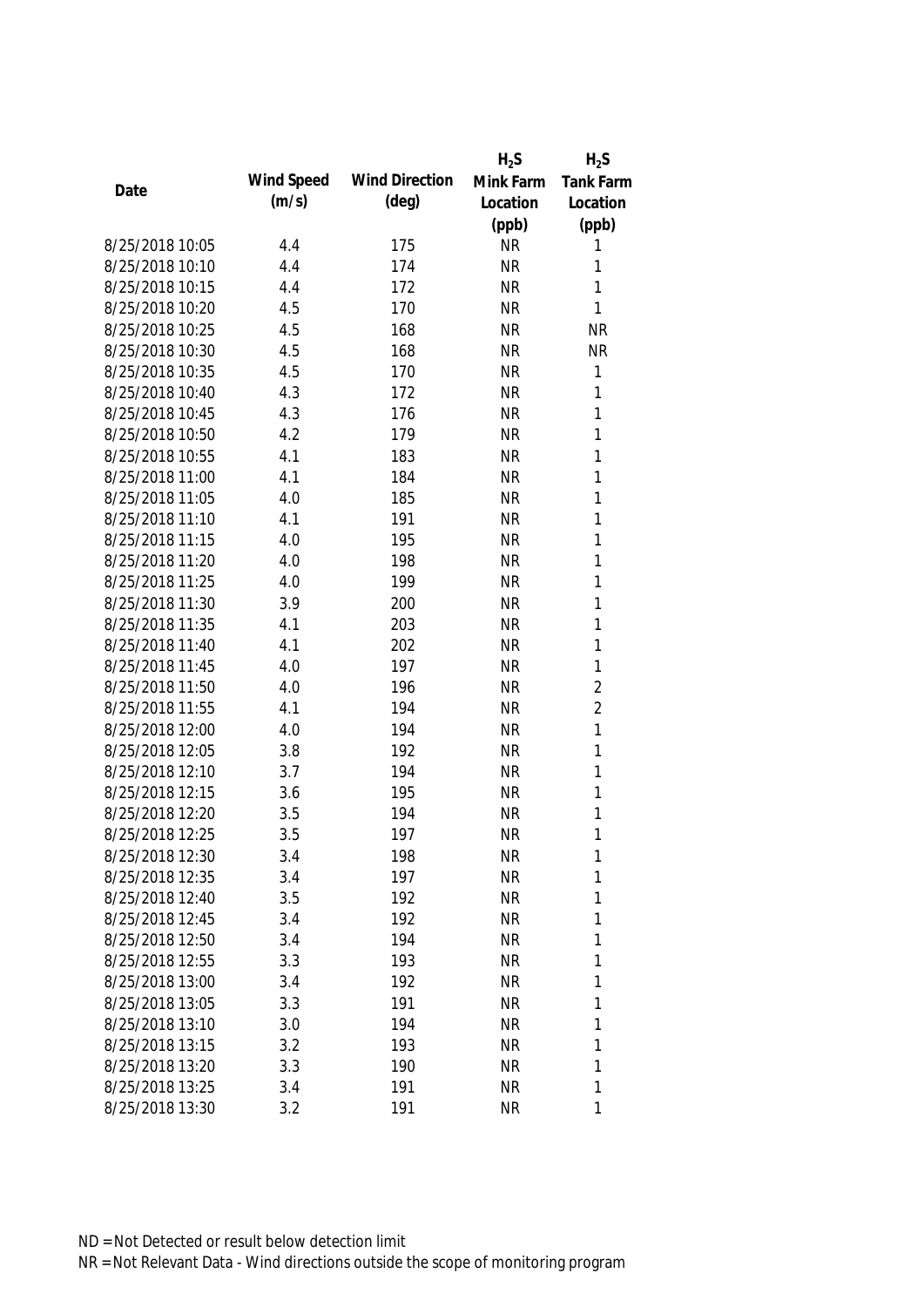| Date | Wind Speed (m/s) | Wind Direction (deg) | $H_2S$ Mink Farm Location (ppb) | $H_2S$ Tank Farm Location (ppb) |
|---|---|---|---|---|
| 8/25/2018 10:05 | 4.4 | 175 | NR | 1 |
| 8/25/2018 10:10 | 4.4 | 174 | NR | 1 |
| 8/25/2018 10:15 | 4.4 | 172 | NR | 1 |
| 8/25/2018 10:20 | 4.5 | 170 | NR | 1 |
| 8/25/2018 10:25 | 4.5 | 168 | NR | NR |
| 8/25/2018 10:30 | 4.5 | 168 | NR | NR |
| 8/25/2018 10:35 | 4.5 | 170 | NR | 1 |
| 8/25/2018 10:40 | 4.3 | 172 | NR | 1 |
| 8/25/2018 10:45 | 4.3 | 176 | NR | 1 |
| 8/25/2018 10:50 | 4.2 | 179 | NR | 1 |
| 8/25/2018 10:55 | 4.1 | 183 | NR | 1 |
| 8/25/2018 11:00 | 4.1 | 184 | NR | 1 |
| 8/25/2018 11:05 | 4.0 | 185 | NR | 1 |
| 8/25/2018 11:10 | 4.1 | 191 | NR | 1 |
| 8/25/2018 11:15 | 4.0 | 195 | NR | 1 |
| 8/25/2018 11:20 | 4.0 | 198 | NR | 1 |
| 8/25/2018 11:25 | 4.0 | 199 | NR | 1 |
| 8/25/2018 11:30 | 3.9 | 200 | NR | 1 |
| 8/25/2018 11:35 | 4.1 | 203 | NR | 1 |
| 8/25/2018 11:40 | 4.1 | 202 | NR | 1 |
| 8/25/2018 11:45 | 4.0 | 197 | NR | 1 |
| 8/25/2018 11:50 | 4.0 | 196 | NR | 2 |
| 8/25/2018 11:55 | 4.1 | 194 | NR | 2 |
| 8/25/2018 12:00 | 4.0 | 194 | NR | 1 |
| 8/25/2018 12:05 | 3.8 | 192 | NR | 1 |
| 8/25/2018 12:10 | 3.7 | 194 | NR | 1 |
| 8/25/2018 12:15 | 3.6 | 195 | NR | 1 |
| 8/25/2018 12:20 | 3.5 | 194 | NR | 1 |
| 8/25/2018 12:25 | 3.5 | 197 | NR | 1 |
| 8/25/2018 12:30 | 3.4 | 198 | NR | 1 |
| 8/25/2018 12:35 | 3.4 | 197 | NR | 1 |
| 8/25/2018 12:40 | 3.5 | 192 | NR | 1 |
| 8/25/2018 12:45 | 3.4 | 192 | NR | 1 |
| 8/25/2018 12:50 | 3.4 | 194 | NR | 1 |
| 8/25/2018 12:55 | 3.3 | 193 | NR | 1 |
| 8/25/2018 13:00 | 3.4 | 192 | NR | 1 |
| 8/25/2018 13:05 | 3.3 | 191 | NR | 1 |
| 8/25/2018 13:10 | 3.0 | 194 | NR | 1 |
| 8/25/2018 13:15 | 3.2 | 193 | NR | 1 |
| 8/25/2018 13:20 | 3.3 | 190 | NR | 1 |
| 8/25/2018 13:25 | 3.4 | 191 | NR | 1 |
| 8/25/2018 13:30 | 3.2 | 191 | NR | 1 |

ND = Not Detected or result below detection limit
NR = Not Relevant Data - Wind directions outside the scope of monitoring program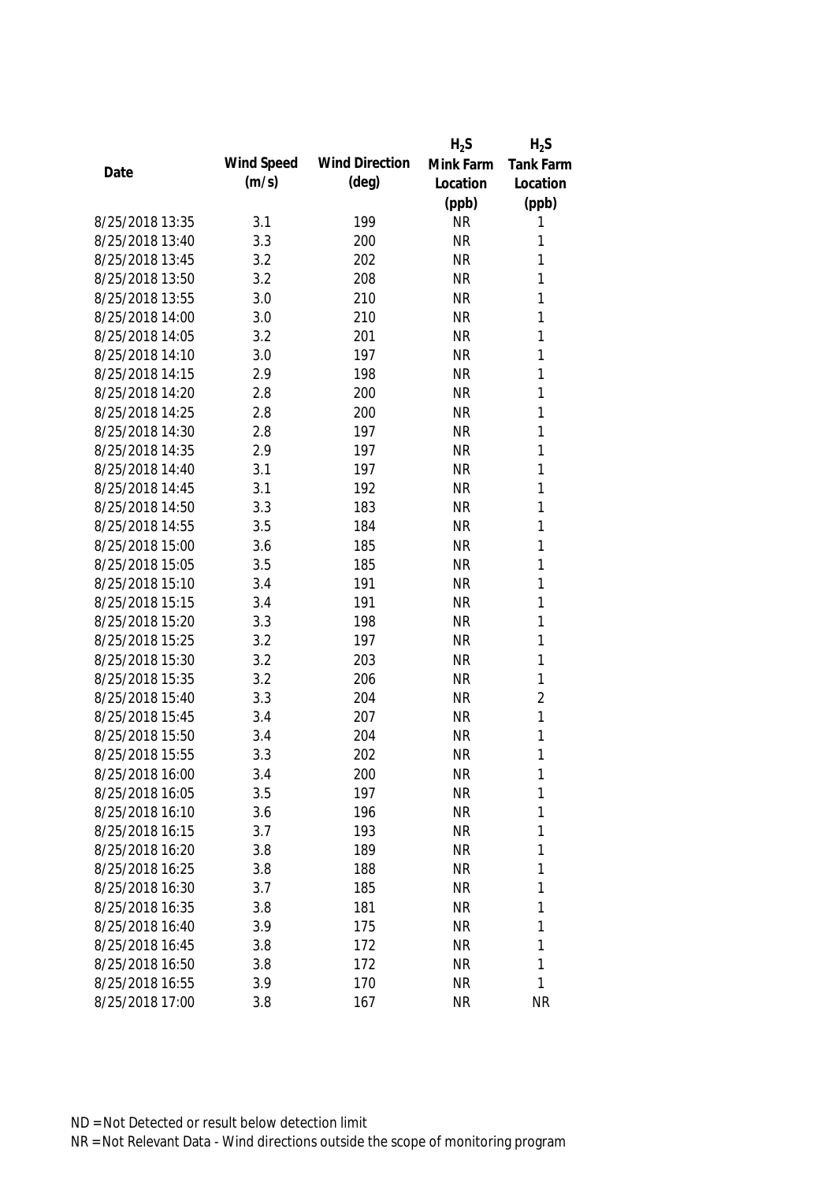| Date | Wind Speed (m/s) | Wind Direction (deg) | $H_2S$ Mink Farm Location (ppb) | $H_2S$ Tank Farm Location (ppb) |
|---|---|---|---|---|
| 8/25/2018 13:35 | 3.1 | 199 | NR | 1 |
| 8/25/2018 13:40 | 3.3 | 200 | NR | 1 |
| 8/25/2018 13:45 | 3.2 | 202 | NR | 1 |
| 8/25/2018 13:50 | 3.2 | 208 | NR | 1 |
| 8/25/2018 13:55 | 3.0 | 210 | NR | 1 |
| 8/25/2018 14:00 | 3.0 | 210 | NR | 1 |
| 8/25/2018 14:05 | 3.2 | 201 | NR | 1 |
| 8/25/2018 14:10 | 3.0 | 197 | NR | 1 |
| 8/25/2018 14:15 | 2.9 | 198 | NR | 1 |
| 8/25/2018 14:20 | 2.8 | 200 | NR | 1 |
| 8/25/2018 14:25 | 2.8 | 200 | NR | 1 |
| 8/25/2018 14:30 | 2.8 | 197 | NR | 1 |
| 8/25/2018 14:35 | 2.9 | 197 | NR | 1 |
| 8/25/2018 14:40 | 3.1 | 197 | NR | 1 |
| 8/25/2018 14:45 | 3.1 | 192 | NR | 1 |
| 8/25/2018 14:50 | 3.3 | 183 | NR | 1 |
| 8/25/2018 14:55 | 3.5 | 184 | NR | 1 |
| 8/25/2018 15:00 | 3.6 | 185 | NR | 1 |
| 8/25/2018 15:05 | 3.5 | 185 | NR | 1 |
| 8/25/2018 15:10 | 3.4 | 191 | NR | 1 |
| 8/25/2018 15:15 | 3.4 | 191 | NR | 1 |
| 8/25/2018 15:20 | 3.3 | 198 | NR | 1 |
| 8/25/2018 15:25 | 3.2 | 197 | NR | 1 |
| 8/25/2018 15:30 | 3.2 | 203 | NR | 1 |
| 8/25/2018 15:35 | 3.2 | 206 | NR | 1 |
| 8/25/2018 15:40 | 3.3 | 204 | NR | 2 |
| 8/25/2018 15:45 | 3.4 | 207 | NR | 1 |
| 8/25/2018 15:50 | 3.4 | 204 | NR | 1 |
| 8/25/2018 15:55 | 3.3 | 202 | NR | 1 |
| 8/25/2018 16:00 | 3.4 | 200 | NR | 1 |
| 8/25/2018 16:05 | 3.5 | 197 | NR | 1 |
| 8/25/2018 16:10 | 3.6 | 196 | NR | 1 |
| 8/25/2018 16:15 | 3.7 | 193 | NR | 1 |
| 8/25/2018 16:20 | 3.8 | 189 | NR | 1 |
| 8/25/2018 16:25 | 3.8 | 188 | NR | 1 |
| 8/25/2018 16:30 | 3.7 | 185 | NR | 1 |
| 8/25/2018 16:35 | 3.8 | 181 | NR | 1 |
| 8/25/2018 16:40 | 3.9 | 175 | NR | 1 |
| 8/25/2018 16:45 | 3.8 | 172 | NR | 1 |
| 8/25/2018 16:50 | 3.8 | 172 | NR | 1 |
| 8/25/2018 16:55 | 3.9 | 170 | NR | 1 |
| 8/25/2018 17:00 | 3.8 | 167 | NR | NR |

ND = Not Detected or result below detection limit

NR = Not Relevant Data - Wind directions outside the scope of monitoring program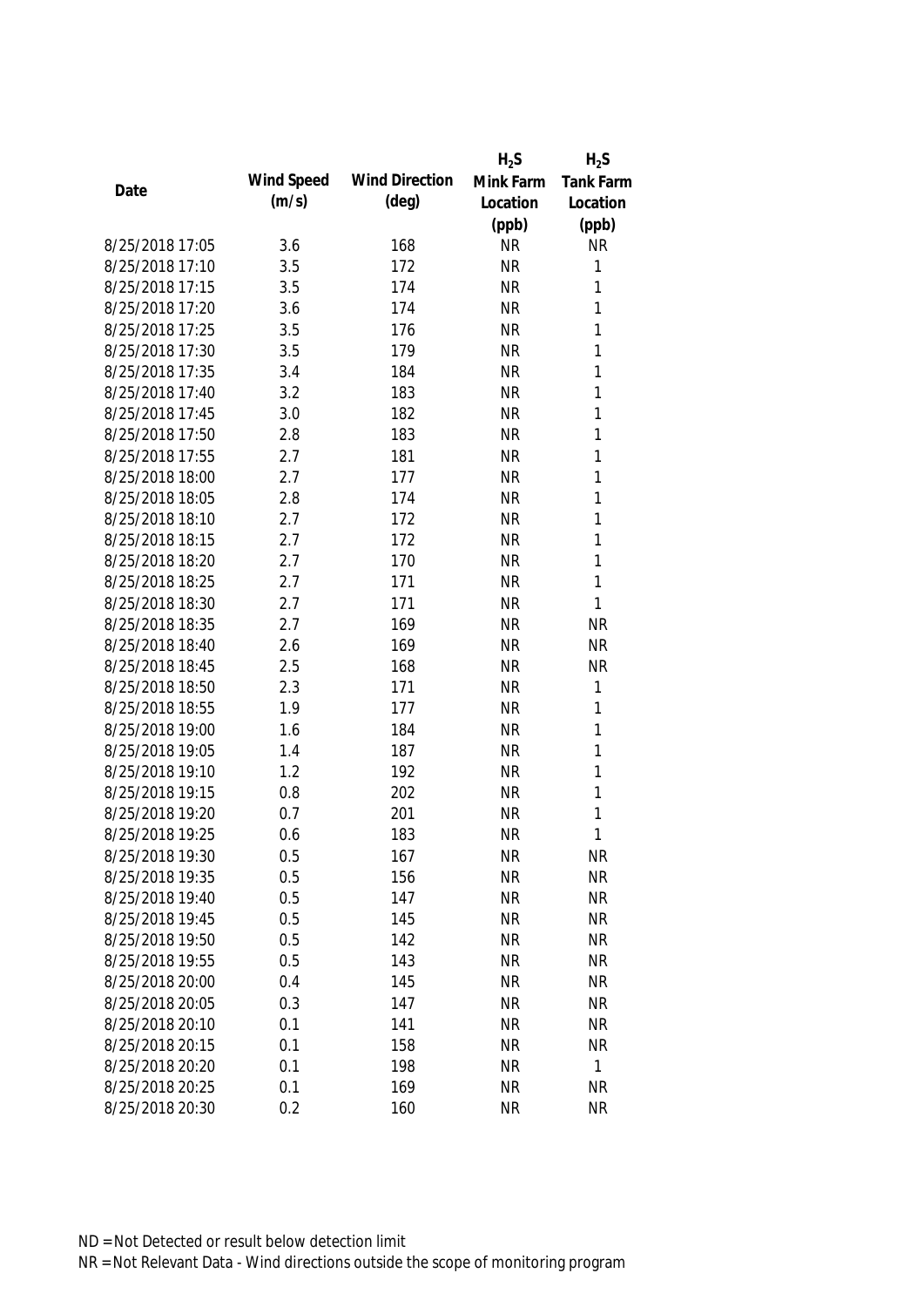| Date | Wind Speed (m/s) | Wind Direction (deg) | $H_2S$ Mink Farm Location (ppb) | $H_2S$ Tank Farm Location (ppb) |
|---|---|---|---|---|
| 8/25/2018 17:05 | 3.6 | 168 | NR | NR |
| 8/25/2018 17:10 | 3.5 | 172 | NR | 1 |
| 8/25/2018 17:15 | 3.5 | 174 | NR | 1 |
| 8/25/2018 17:20 | 3.6 | 174 | NR | 1 |
| 8/25/2018 17:25 | 3.5 | 176 | NR | 1 |
| 8/25/2018 17:30 | 3.5 | 179 | NR | 1 |
| 8/25/2018 17:35 | 3.4 | 184 | NR | 1 |
| 8/25/2018 17:40 | 3.2 | 183 | NR | 1 |
| 8/25/2018 17:45 | 3.0 | 182 | NR | 1 |
| 8/25/2018 17:50 | 2.8 | 183 | NR | 1 |
| 8/25/2018 17:55 | 2.7 | 181 | NR | 1 |
| 8/25/2018 18:00 | 2.7 | 177 | NR | 1 |
| 8/25/2018 18:05 | 2.8 | 174 | NR | 1 |
| 8/25/2018 18:10 | 2.7 | 172 | NR | 1 |
| 8/25/2018 18:15 | 2.7 | 172 | NR | 1 |
| 8/25/2018 18:20 | 2.7 | 170 | NR | 1 |
| 8/25/2018 18:25 | 2.7 | 171 | NR | 1 |
| 8/25/2018 18:30 | 2.7 | 171 | NR | 1 |
| 8/25/2018 18:35 | 2.7 | 169 | NR | NR |
| 8/25/2018 18:40 | 2.6 | 169 | NR | NR |
| 8/25/2018 18:45 | 2.5 | 168 | NR | NR |
| 8/25/2018 18:50 | 2.3 | 171 | NR | 1 |
| 8/25/2018 18:55 | 1.9 | 177 | NR | 1 |
| 8/25/2018 19:00 | 1.6 | 184 | NR | 1 |
| 8/25/2018 19:05 | 1.4 | 187 | NR | 1 |
| 8/25/2018 19:10 | 1.2 | 192 | NR | 1 |
| 8/25/2018 19:15 | 0.8 | 202 | NR | 1 |
| 8/25/2018 19:20 | 0.7 | 201 | NR | 1 |
| 8/25/2018 19:25 | 0.6 | 183 | NR | 1 |
| 8/25/2018 19:30 | 0.5 | 167 | NR | NR |
| 8/25/2018 19:35 | 0.5 | 156 | NR | NR |
| 8/25/2018 19:40 | 0.5 | 147 | NR | NR |
| 8/25/2018 19:45 | 0.5 | 145 | NR | NR |
| 8/25/2018 19:50 | 0.5 | 142 | NR | NR |
| 8/25/2018 19:55 | 0.5 | 143 | NR | NR |
| 8/25/2018 20:00 | 0.4 | 145 | NR | NR |
| 8/25/2018 20:05 | 0.3 | 147 | NR | NR |
| 8/25/2018 20:10 | 0.1 | 141 | NR | NR |
| 8/25/2018 20:15 | 0.1 | 158 | NR | NR |
| 8/25/2018 20:20 | 0.1 | 198 | NR | 1 |
| 8/25/2018 20:25 | 0.1 | 169 | NR | NR |
| 8/25/2018 20:30 | 0.2 | 160 | NR | NR |

ND = Not Detected or result below detection limit
NR = Not Relevant Data - Wind directions outside the scope of monitoring program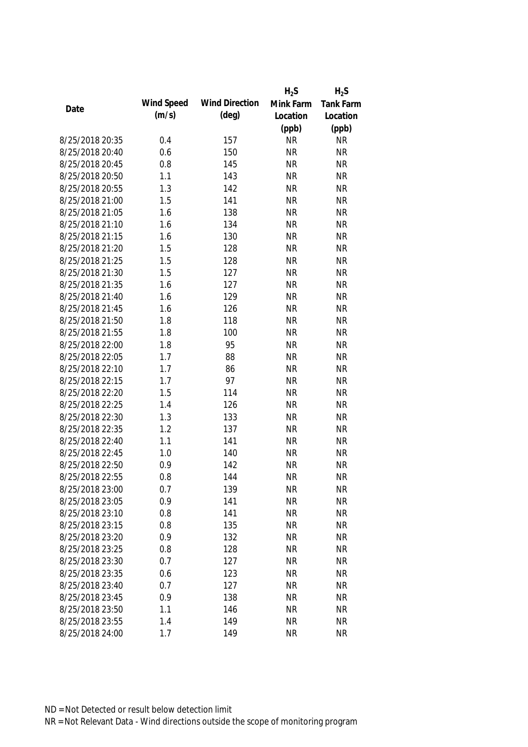| Date | Wind Speed (m/s) | Wind Direction (deg) | $H_2S$ Mink Farm Location (ppb) | $H_2S$ Tank Farm Location (ppb) |
|---|---|---|---|---|
| 8/25/2018 20:35 | 0.4 | 157 | NR | NR |
| 8/25/2018 20:40 | 0.6 | 150 | NR | NR |
| 8/25/2018 20:45 | 0.8 | 145 | NR | NR |
| 8/25/2018 20:50 | 1.1 | 143 | NR | NR |
| 8/25/2018 20:55 | 1.3 | 142 | NR | NR |
| 8/25/2018 21:00 | 1.5 | 141 | NR | NR |
| 8/25/2018 21:05 | 1.6 | 138 | NR | NR |
| 8/25/2018 21:10 | 1.6 | 134 | NR | NR |
| 8/25/2018 21:15 | 1.6 | 130 | NR | NR |
| 8/25/2018 21:20 | 1.5 | 128 | NR | NR |
| 8/25/2018 21:25 | 1.5 | 128 | NR | NR |
| 8/25/2018 21:30 | 1.5 | 127 | NR | NR |
| 8/25/2018 21:35 | 1.6 | 127 | NR | NR |
| 8/25/2018 21:40 | 1.6 | 129 | NR | NR |
| 8/25/2018 21:45 | 1.6 | 126 | NR | NR |
| 8/25/2018 21:50 | 1.8 | 118 | NR | NR |
| 8/25/2018 21:55 | 1.8 | 100 | NR | NR |
| 8/25/2018 22:00 | 1.8 | 95 | NR | NR |
| 8/25/2018 22:05 | 1.7 | 88 | NR | NR |
| 8/25/2018 22:10 | 1.7 | 86 | NR | NR |
| 8/25/2018 22:15 | 1.7 | 97 | NR | NR |
| 8/25/2018 22:20 | 1.5 | 114 | NR | NR |
| 8/25/2018 22:25 | 1.4 | 126 | NR | NR |
| 8/25/2018 22:30 | 1.3 | 133 | NR | NR |
| 8/25/2018 22:35 | 1.2 | 137 | NR | NR |
| 8/25/2018 22:40 | 1.1 | 141 | NR | NR |
| 8/25/2018 22:45 | 1.0 | 140 | NR | NR |
| 8/25/2018 22:50 | 0.9 | 142 | NR | NR |
| 8/25/2018 22:55 | 0.8 | 144 | NR | NR |
| 8/25/2018 23:00 | 0.7 | 139 | NR | NR |
| 8/25/2018 23:05 | 0.9 | 141 | NR | NR |
| 8/25/2018 23:10 | 0.8 | 141 | NR | NR |
| 8/25/2018 23:15 | 0.8 | 135 | NR | NR |
| 8/25/2018 23:20 | 0.9 | 132 | NR | NR |
| 8/25/2018 23:25 | 0.8 | 128 | NR | NR |
| 8/25/2018 23:30 | 0.7 | 127 | NR | NR |
| 8/25/2018 23:35 | 0.6 | 123 | NR | NR |
| 8/25/2018 23:40 | 0.7 | 127 | NR | NR |
| 8/25/2018 23:45 | 0.9 | 138 | NR | NR |
| 8/25/2018 23:50 | 1.1 | 146 | NR | NR |
| 8/25/2018 23:55 | 1.4 | 149 | NR | NR |
| 8/25/2018 24:00 | 1.7 | 149 | NR | NR |

ND = Not Detected or result below detection limit

NR = Not Relevant Data - Wind directions outside the scope of monitoring program